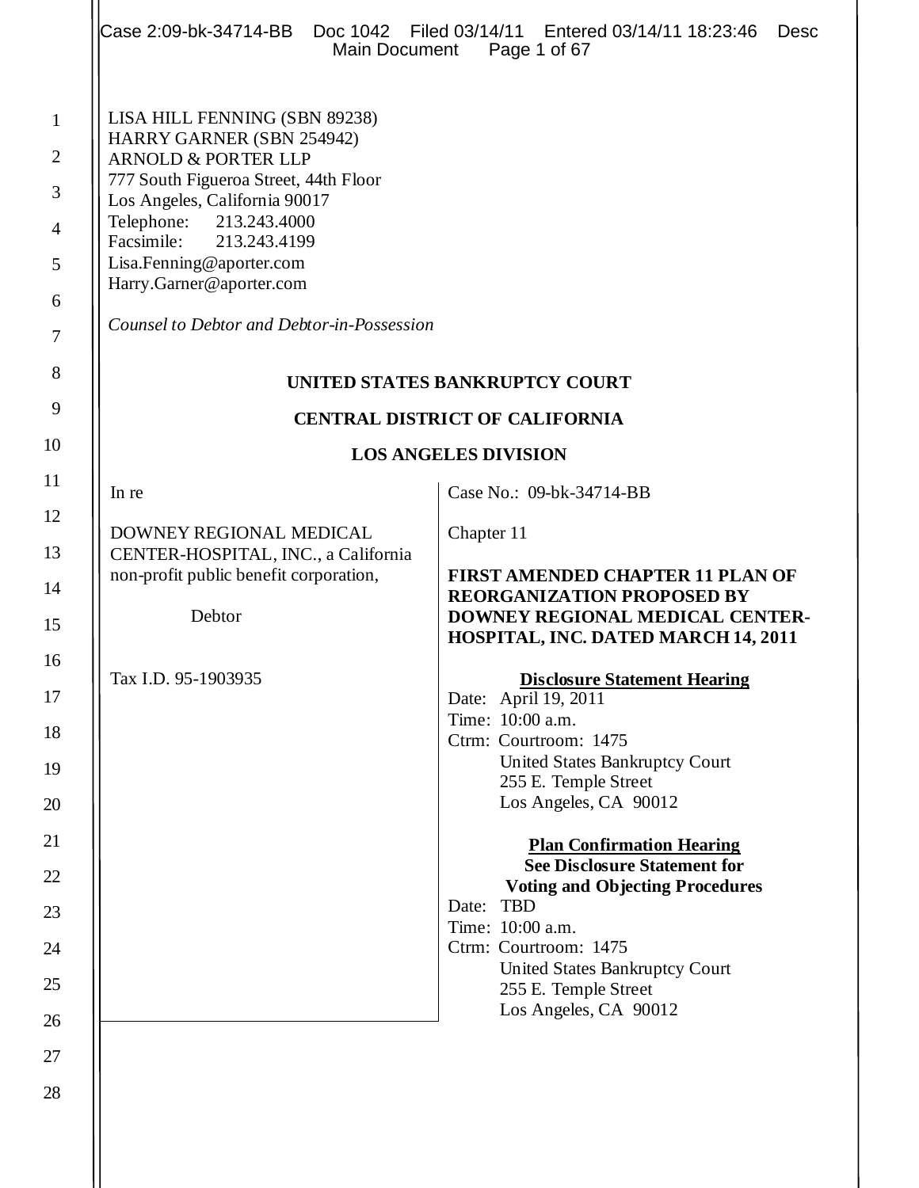LISA HILL FENNING (SBN 89238)
HARRY GARNER (SBN 254942)
ARNOLD & PORTER LLP
777 South Figueroa Street, 44th Floor
Los Angeles, California 90017
Telephone: 213.243.4000
Facsimile: 213.243.4199
Lisa.Fenning@aporter.com
Harry.Garner@aporter.com

*Counsel to Debtor and Debtor-in-Possession*

**UNITED STATES BANKRUPTCY COURT**

**CENTRAL DISTRICT OF CALIFORNIA**

**LOS ANGELES DIVISION**

In re

DOWNEY REGIONAL MEDICAL CENTER-HOSPITAL, INC., a California non-profit public benefit corporation,

Debtor

Tax I.D. 95-1903935

Case No.: 09-bk-34714-BB

Chapter 11

**FIRST AMENDED CHAPTER 11 PLAN OF REORGANIZATION PROPOSED BY DOWNEY REGIONAL MEDICAL CENTER-HOSPITAL, INC. DATED MARCH 14, 2011**

**Disclosure Statement Hearing**

Date: April 19, 2011
Time: 10:00 a.m.
Ctrm: Courtroom: 1475
United States Bankruptcy Court
255 E. Temple Street
Los Angeles, CA 90012

**Plan Confirmation Hearing**
**See Disclosure Statement for Voting and Objecting Procedures**

Date: TBD
Time: 10:00 a.m.
Ctrm: Courtroom: 1475
United States Bankruptcy Court
255 E. Temple Street
Los Angeles, CA 90012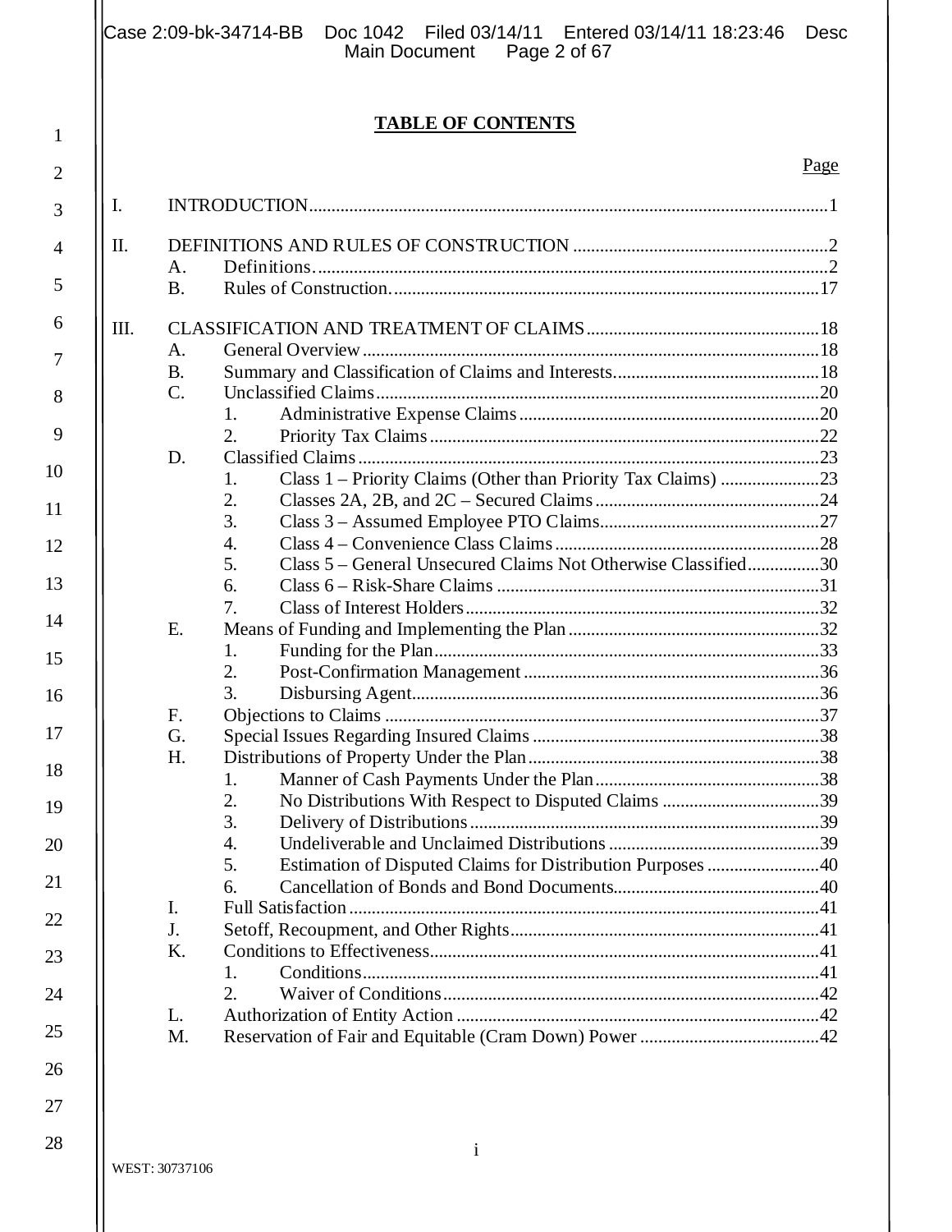# TABLE OF CONTENTS

| | | | | Page |
|---|---|---|---|---|
| I. | INTRODUCTION | | | 1 |
| II. | DEFINITIONS AND RULES OF CONSTRUCTION | | | 2 |
| | A. | Definitions. | | 2 |
| | B. | Rules of Construction. | | 17 |
| III. | CLASSIFICATION AND TREATMENT OF CLAIMS | | | 18 |
| | A. | General Overview | | 18 |
| | B. | Summary and Classification of Claims and Interests. | | 18 |
| | C. | Unclassified Claims | | 20 |
| | | 1. | Administrative Expense Claims | 20 |
| | | 2. | Priority Tax Claims | 22 |
| | D. | Classified Claims | | 23 |
| | | 1. | Class 1 – Priority Claims (Other than Priority Tax Claims) | 23 |
| | | 2. | Classes 2A, 2B, and 2C – Secured Claims | 24 |
| | | 3. | Class 3 – Assumed Employee PTO Claims | 27 |
| | | 4. | Class 4 – Convenience Class Claims | 28 |
| | | 5. | Class 5 – General Unsecured Claims Not Otherwise Classified | 30 |
| | | 6. | Class 6 – Risk-Share Claims | 31 |
| | | 7. | Class of Interest Holders | 32 |
| | E. | Means of Funding and Implementing the Plan | | 32 |
| | | 1. | Funding for the Plan | 33 |
| | | 2. | Post-Confirmation Management | 36 |
| | | 3. | Disbursing Agent | 36 |
| | F. | Objections to Claims | | 37 |
| | G. | Special Issues Regarding Insured Claims | | 38 |
| | H. | Distributions of Property Under the Plan | | 38 |
| | | 1. | Manner of Cash Payments Under the Plan | 38 |
| | | 2. | No Distributions With Respect to Disputed Claims | 39 |
| | | 3. | Delivery of Distributions | 39 |
| | | 4. | Undeliverable and Unclaimed Distributions | 39 |
| | | 5. | Estimation of Disputed Claims for Distribution Purposes | 40 |
| | | 6. | Cancellation of Bonds and Bond Documents | 40 |
| | I. | Full Satisfaction | | 41 |
| | J. | Setoff, Recoupment, and Other Rights | | 41 |
| | K. | Conditions to Effectiveness | | 41 |
| | | 1. | Conditions | 41 |
| | | 2. | Waiver of Conditions | 42 |
| | L. | Authorization of Entity Action | | 42 |
| | M. | Reservation of Fair and Equitable (Cram Down) Power | | 42 |

WEST: 30737106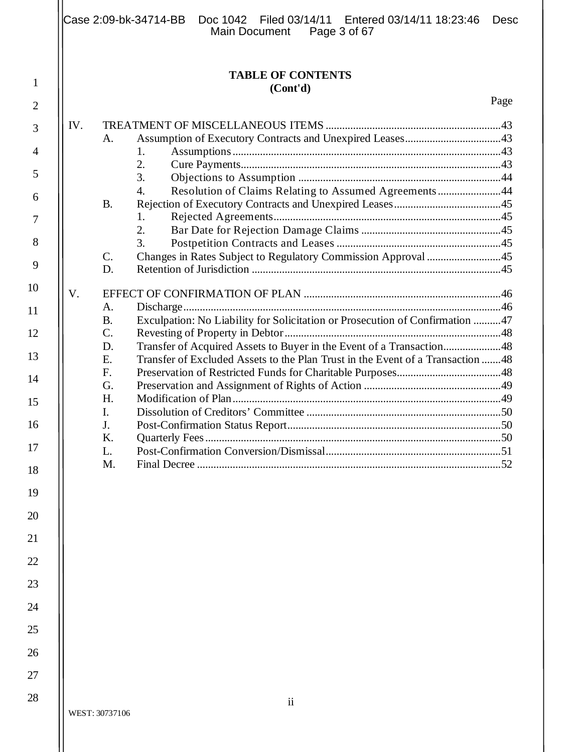**TABLE OF CONTENTS**
**(Cont'd)**

Page

IV. TREATMENT OF MISCELLANEOUS ITEMS ....................................................................43
- A. Assumption of Executory Contracts and Unexpired Leases....................................43
  - 1. Assumptions .........................................................................................................43
  - 2. Cure Payments......................................................................................................43
  - 3. Objections to Assumption ...................................................................................44
  - 4. Resolution of Claims Relating to Assumed Agreements .......................................44
- B. Rejection of Executory Contracts and Unexpired Leases.......................................45
  - 1. Rejected Agreements............................................................................................45
  - 2. Bar Date for Rejection Damage Claims ...............................................................45
  - 3. Postpetition Contracts and Leases .......................................................................45
- C. Changes in Rates Subject to Regulatory Commission Approval ............................45
- D. Retention of Jurisdiction .........................................................................................45

V. EFFECT OF CONFIRMATION OF PLAN .........................................................................46
- A. Discharge.................................................................................................................46
- B. Exculpation: No Liability for Solicitation or Prosecution of Confirmation ..........47
- C. Revesting of Property in Debtor..............................................................................48
- D. Transfer of Acquired Assets to Buyer in the Event of a Transaction.....................48
- E. Transfer of Excluded Assets to the Plan Trust in the Event of a Transaction .......48
- F. Preservation of Restricted Funds for Charitable Purposes......................................48
- G. Preservation and Assignment of Rights of Action ..................................................49
- H. Modification of Plan................................................................................................49
- I. Dissolution of Creditors' Committee .......................................................................50
- J. Post-Confirmation Status Report.............................................................................50
- K. Quarterly Fees..........................................................................................................50
- L. Post-Confirmation Conversion/Dismissal................................................................51
- M. Final Decree ............................................................................................................52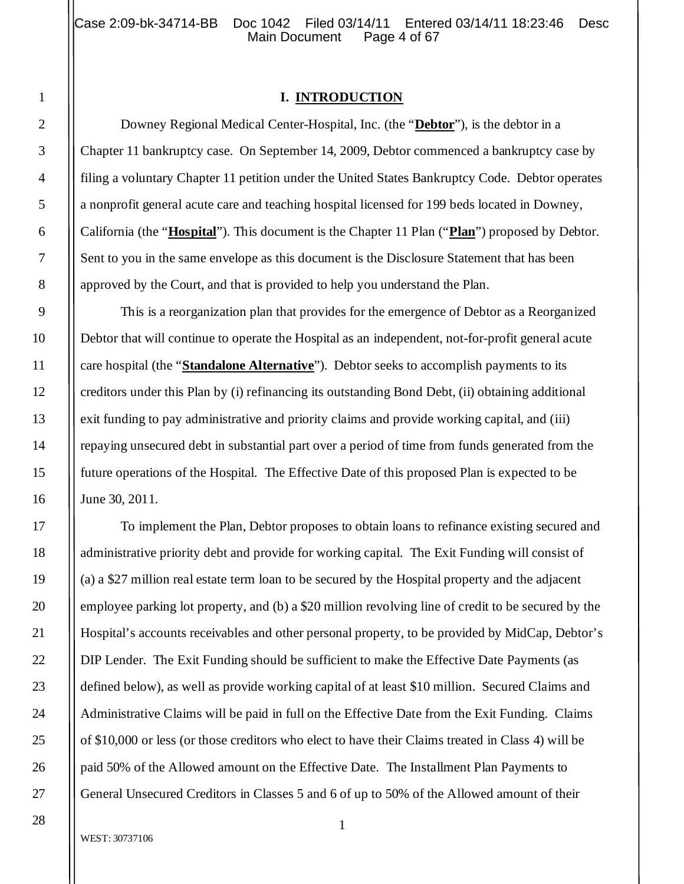# I. INTRODUCTION

Downey Regional Medical Center-Hospital, Inc. (the "**Debtor**"), is the debtor in a Chapter 11 bankruptcy case. On September 14, 2009, Debtor commenced a bankruptcy case by filing a voluntary Chapter 11 petition under the United States Bankruptcy Code. Debtor operates a nonprofit general acute care and teaching hospital licensed for 199 beds located in Downey, California (the "**Hospital**"). This document is the Chapter 11 Plan ("**Plan**") proposed by Debtor. Sent to you in the same envelope as this document is the Disclosure Statement that has been approved by the Court, and that is provided to help you understand the Plan.

This is a reorganization plan that provides for the emergence of Debtor as a Reorganized Debtor that will continue to operate the Hospital as an independent, not-for-profit general acute care hospital (the "**Standalone Alternative**"). Debtor seeks to accomplish payments to its creditors under this Plan by (i) refinancing its outstanding Bond Debt, (ii) obtaining additional exit funding to pay administrative and priority claims and provide working capital, and (iii) repaying unsecured debt in substantial part over a period of time from funds generated from the future operations of the Hospital. The Effective Date of this proposed Plan is expected to be June 30, 2011.

To implement the Plan, Debtor proposes to obtain loans to refinance existing secured and administrative priority debt and provide for working capital. The Exit Funding will consist of (a) a $27 million real estate term loan to be secured by the Hospital property and the adjacent employee parking lot property, and (b) a $20 million revolving line of credit to be secured by the Hospital's accounts receivables and other personal property, to be provided by MidCap, Debtor's DIP Lender. The Exit Funding should be sufficient to make the Effective Date Payments (as defined below), as well as provide working capital of at least $10 million. Secured Claims and Administrative Claims will be paid in full on the Effective Date from the Exit Funding. Claims of $10,000 or less (or those creditors who elect to have their Claims treated in Class 4) will be paid 50% of the Allowed amount on the Effective Date. The Installment Plan Payments to General Unsecured Creditors in Classes 5 and 6 of up to 50% of the Allowed amount of their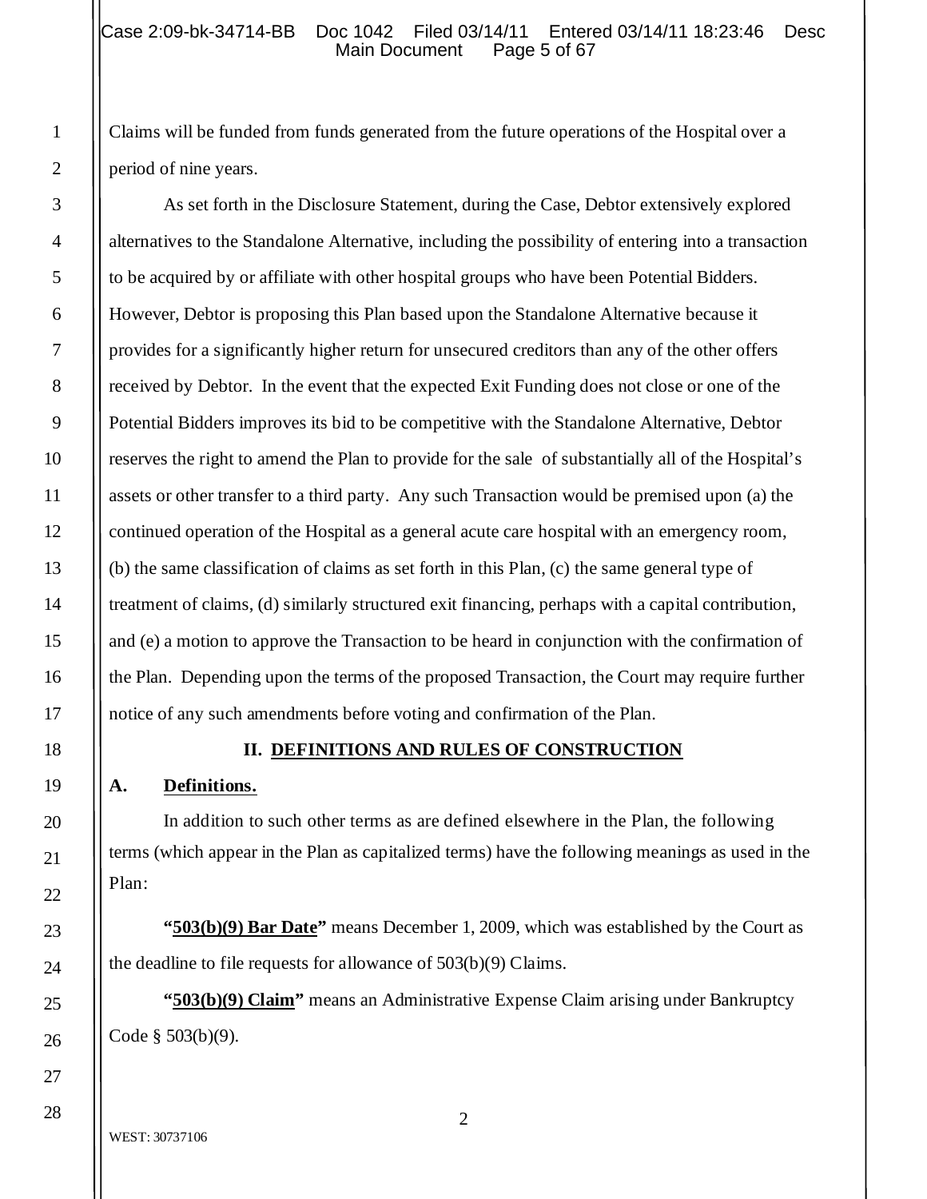Claims will be funded from funds generated from the future operations of the Hospital over a period of nine years.

As set forth in the Disclosure Statement, during the Case, Debtor extensively explored alternatives to the Standalone Alternative, including the possibility of entering into a transaction to be acquired by or affiliate with other hospital groups who have been Potential Bidders. However, Debtor is proposing this Plan based upon the Standalone Alternative because it provides for a significantly higher return for unsecured creditors than any of the other offers received by Debtor. In the event that the expected Exit Funding does not close or one of the Potential Bidders improves its bid to be competitive with the Standalone Alternative, Debtor reserves the right to amend the Plan to provide for the sale of substantially all of the Hospital's assets or other transfer to a third party. Any such Transaction would be premised upon (a) the continued operation of the Hospital as a general acute care hospital with an emergency room, (b) the same classification of claims as set forth in this Plan, (c) the same general type of treatment of claims, (d) similarly structured exit financing, perhaps with a capital contribution, and (e) a motion to approve the Transaction to be heard in conjunction with the confirmation of the Plan. Depending upon the terms of the proposed Transaction, the Court may require further notice of any such amendments before voting and confirmation of the Plan.

## II. DEFINITIONS AND RULES OF CONSTRUCTION

### A. Definitions.

In addition to such other terms as are defined elsewhere in the Plan, the following terms (which appear in the Plan as capitalized terms) have the following meanings as used in the Plan:

**"503(b)(9) Bar Date"** means December 1, 2009, which was established by the Court as the deadline to file requests for allowance of 503(b)(9) Claims.

**"503(b)(9) Claim"** means an Administrative Expense Claim arising under Bankruptcy Code § 503(b)(9).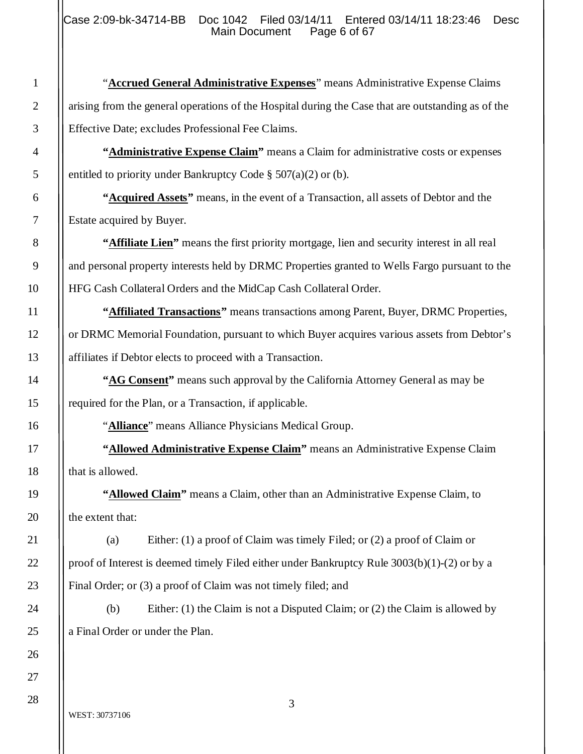"**<u>Accrued General Administrative Expenses</u>**" means Administrative Expense Claims arising from the general operations of the Hospital during the Case that are outstanding as of the Effective Date; excludes Professional Fee Claims.

**"<u>Administrative Expense Claim</u>"** means a Claim for administrative costs or expenses entitled to priority under Bankruptcy Code § 507(a)(2) or (b).

**"<u>Acquired Assets</u>"** means, in the event of a Transaction, all assets of Debtor and the Estate acquired by Buyer.

**"<u>Affiliate Lien</u>"** means the first priority mortgage, lien and security interest in all real and personal property interests held by DRMC Properties granted to Wells Fargo pursuant to the HFG Cash Collateral Orders and the MidCap Cash Collateral Order.

**"<u>Affiliated Transactions</u>"** means transactions among Parent, Buyer, DRMC Properties, or DRMC Memorial Foundation, pursuant to which Buyer acquires various assets from Debtor's affiliates if Debtor elects to proceed with a Transaction.

**"<u>AG Consent</u>"** means such approval by the California Attorney General as may be required for the Plan, or a Transaction, if applicable.

"**<u>Alliance</u>**" means Alliance Physicians Medical Group.

**"<u>Allowed Administrative Expense Claim</u>"** means an Administrative Expense Claim that is allowed.

**"<u>Allowed Claim</u>"** means a Claim, other than an Administrative Expense Claim, to the extent that:

(a) Either: (1) a proof of Claim was timely Filed; or (2) a proof of Claim or proof of Interest is deemed timely Filed either under Bankruptcy Rule 3003(b)(1)-(2) or by a Final Order; or (3) a proof of Claim was not timely filed; and

(b) Either: (1) the Claim is not a Disputed Claim; or (2) the Claim is allowed by a Final Order or under the Plan.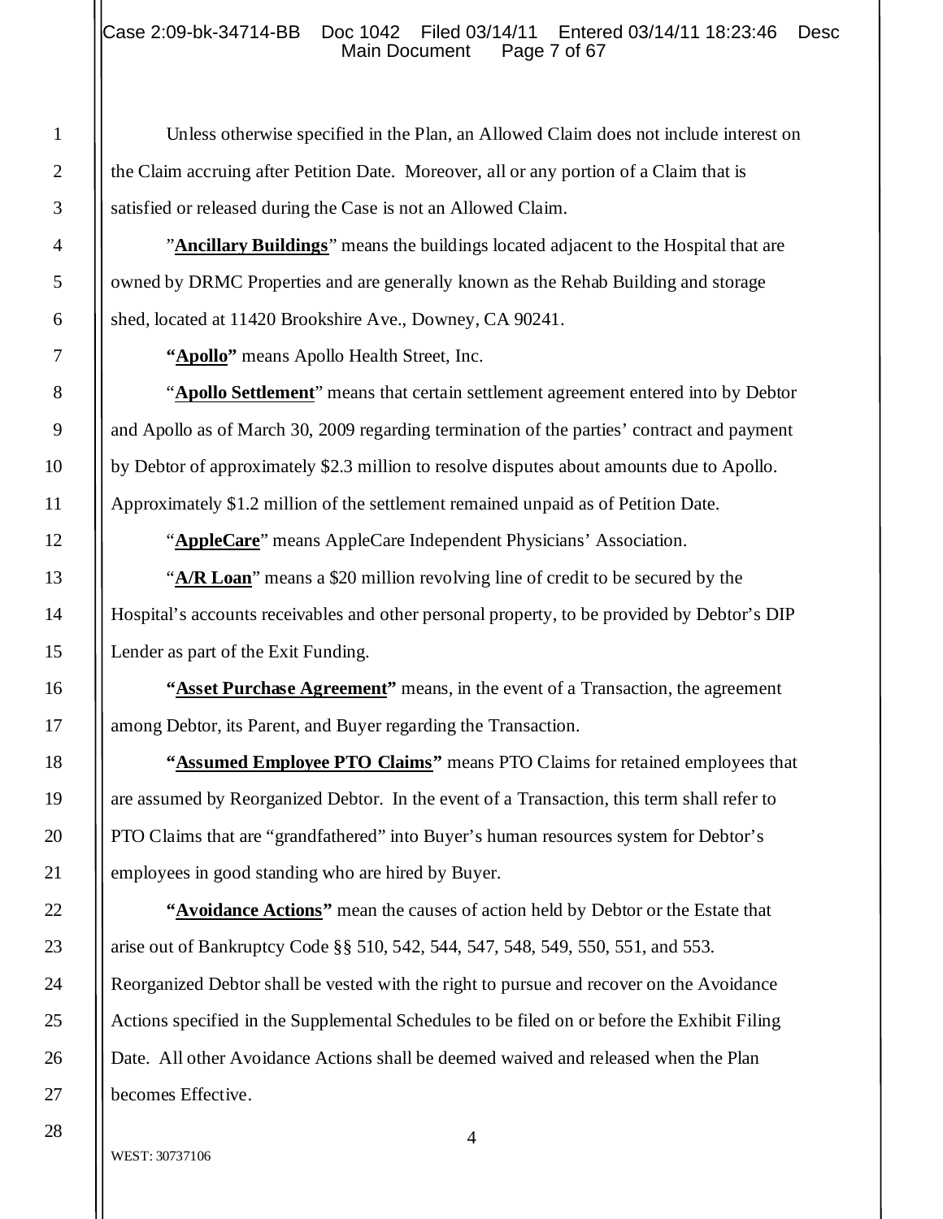Unless otherwise specified in the Plan, an Allowed Claim does not include interest on the Claim accruing after Petition Date. Moreover, all or any portion of a Claim that is satisfied or released during the Case is not an Allowed Claim.

"**Ancillary Buildings**" means the buildings located adjacent to the Hospital that are owned by DRMC Properties and are generally known as the Rehab Building and storage shed, located at 11420 Brookshire Ave., Downey, CA 90241.

**"Apollo"** means Apollo Health Street, Inc.

"**Apollo Settlement**" means that certain settlement agreement entered into by Debtor and Apollo as of March 30, 2009 regarding termination of the parties' contract and payment by Debtor of approximately $2.3 million to resolve disputes about amounts due to Apollo. Approximately $1.2 million of the settlement remained unpaid as of Petition Date.

"**AppleCare**" means AppleCare Independent Physicians' Association.

"**A/R Loan**" means a $20 million revolving line of credit to be secured by the Hospital's accounts receivables and other personal property, to be provided by Debtor's DIP Lender as part of the Exit Funding.

**"Asset Purchase Agreement"** means, in the event of a Transaction, the agreement among Debtor, its Parent, and Buyer regarding the Transaction.

**"Assumed Employee PTO Claims"** means PTO Claims for retained employees that are assumed by Reorganized Debtor. In the event of a Transaction, this term shall refer to PTO Claims that are "grandfathered" into Buyer's human resources system for Debtor's employees in good standing who are hired by Buyer.

**"Avoidance Actions"** mean the causes of action held by Debtor or the Estate that arise out of Bankruptcy Code §§ 510, 542, 544, 547, 548, 549, 550, 551, and 553. Reorganized Debtor shall be vested with the right to pursue and recover on the Avoidance Actions specified in the Supplemental Schedules to be filed on or before the Exhibit Filing Date. All other Avoidance Actions shall be deemed waived and released when the Plan becomes Effective.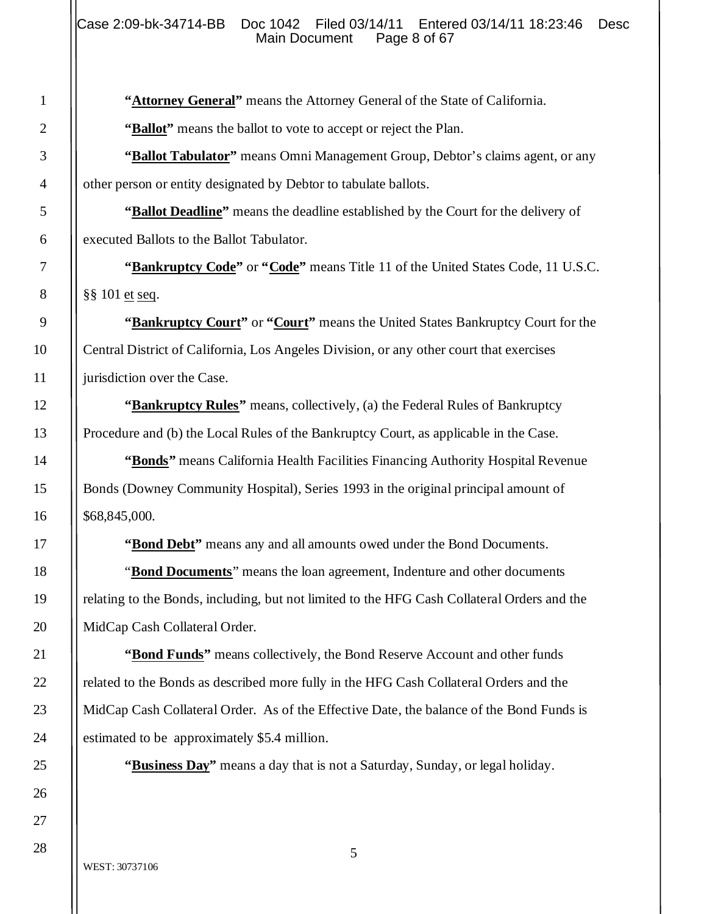**"Attorney General"** means the Attorney General of the State of California.

**"Ballot"** means the ballot to vote to accept or reject the Plan.

**"Ballot Tabulator"** means Omni Management Group, Debtor's claims agent, or any other person or entity designated by Debtor to tabulate ballots.

**"Ballot Deadline"** means the deadline established by the Court for the delivery of executed Ballots to the Ballot Tabulator.

**"Bankruptcy Code"** or **"Code"** means Title 11 of the United States Code, 11 U.S.C. §§ 101 et seq.

**"Bankruptcy Court"** or **"Court"** means the United States Bankruptcy Court for the Central District of California, Los Angeles Division, or any other court that exercises jurisdiction over the Case.

**"Bankruptcy Rules"** means, collectively, (a) the Federal Rules of Bankruptcy Procedure and (b) the Local Rules of the Bankruptcy Court, as applicable in the Case.

**"Bonds"** means California Health Facilities Financing Authority Hospital Revenue Bonds (Downey Community Hospital), Series 1993 in the original principal amount of \$68,845,000.

**"Bond Debt"** means any and all amounts owed under the Bond Documents.

"**Bond Documents**" means the loan agreement, Indenture and other documents relating to the Bonds, including, but not limited to the HFG Cash Collateral Orders and the MidCap Cash Collateral Order.

**"Bond Funds"** means collectively, the Bond Reserve Account and other funds related to the Bonds as described more fully in the HFG Cash Collateral Orders and the MidCap Cash Collateral Order. As of the Effective Date, the balance of the Bond Funds is estimated to be approximately \$5.4 million.

**"Business Day"** means a day that is not a Saturday, Sunday, or legal holiday.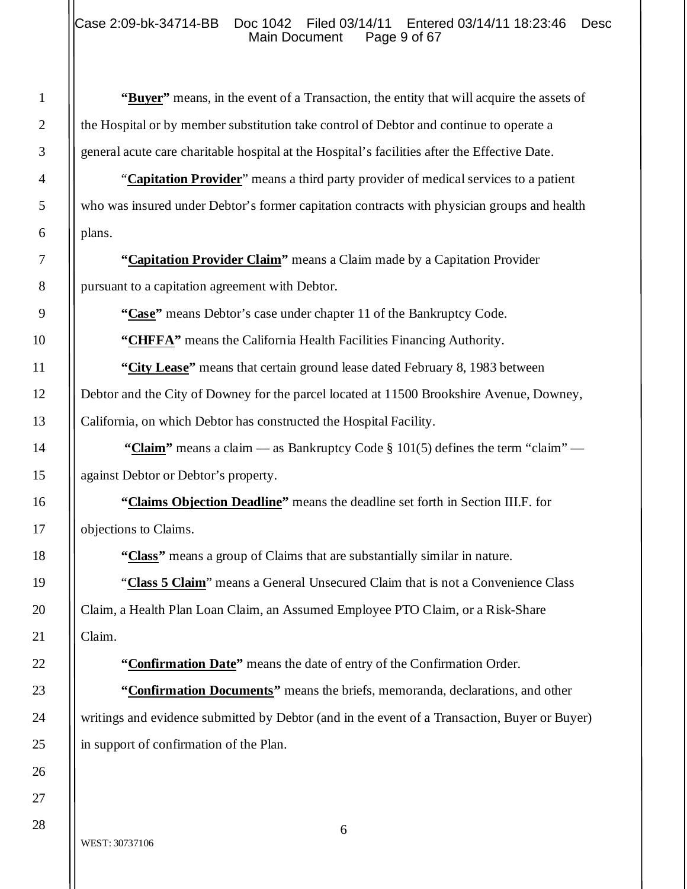**"Buyer"** means, in the event of a Transaction, the entity that will acquire the assets of the Hospital or by member substitution take control of Debtor and continue to operate a general acute care charitable hospital at the Hospital's facilities after the Effective Date.

"**Capitation Provider**" means a third party provider of medical services to a patient who was insured under Debtor's former capitation contracts with physician groups and health plans.

**"Capitation Provider Claim"** means a Claim made by a Capitation Provider pursuant to a capitation agreement with Debtor.

**"Case"** means Debtor's case under chapter 11 of the Bankruptcy Code.

**"CHFFA"** means the California Health Facilities Financing Authority.

**"City Lease"** means that certain ground lease dated February 8, 1983 between Debtor and the City of Downey for the parcel located at 11500 Brookshire Avenue, Downey, California, on which Debtor has constructed the Hospital Facility.

**"Claim"** means a claim — as Bankruptcy Code § 101(5) defines the term "claim" — against Debtor or Debtor's property.

**"Claims Objection Deadline"** means the deadline set forth in Section III.F. for objections to Claims.

**"Class"** means a group of Claims that are substantially similar in nature.

"**Class 5 Claim**" means a General Unsecured Claim that is not a Convenience Class Claim, a Health Plan Loan Claim, an Assumed Employee PTO Claim, or a Risk-Share Claim.

**"Confirmation Date"** means the date of entry of the Confirmation Order.

**"Confirmation Documents"** means the briefs, memoranda, declarations, and other writings and evidence submitted by Debtor (and in the event of a Transaction, Buyer or Buyer) in support of confirmation of the Plan.

WEST: 30737106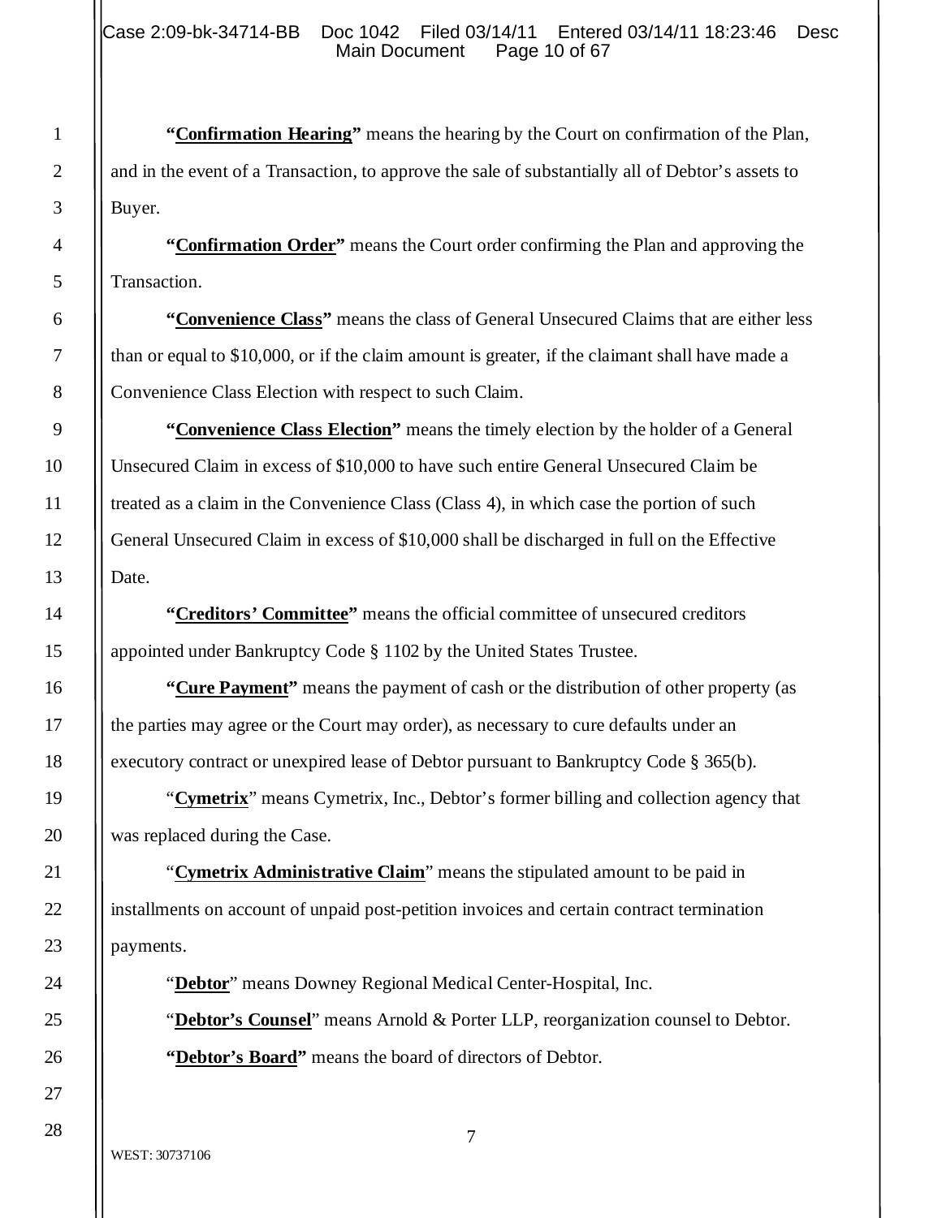**"Confirmation Hearing"** means the hearing by the Court on confirmation of the Plan, and in the event of a Transaction, to approve the sale of substantially all of Debtor's assets to Buyer.

**"Confirmation Order"** means the Court order confirming the Plan and approving the Transaction.

**"Convenience Class"** means the class of General Unsecured Claims that are either less than or equal to $10,000, or if the claim amount is greater, if the claimant shall have made a Convenience Class Election with respect to such Claim.

**"Convenience Class Election"** means the timely election by the holder of a General Unsecured Claim in excess of $10,000 to have such entire General Unsecured Claim be treated as a claim in the Convenience Class (Class 4), in which case the portion of such General Unsecured Claim in excess of $10,000 shall be discharged in full on the Effective Date.

**"Creditors' Committee"** means the official committee of unsecured creditors appointed under Bankruptcy Code § 1102 by the United States Trustee.

**"Cure Payment"** means the payment of cash or the distribution of other property (as the parties may agree or the Court may order), as necessary to cure defaults under an executory contract or unexpired lease of Debtor pursuant to Bankruptcy Code § 365(b).

"**Cymetrix**" means Cymetrix, Inc., Debtor's former billing and collection agency that was replaced during the Case.

"**Cymetrix Administrative Claim**" means the stipulated amount to be paid in installments on account of unpaid post-petition invoices and certain contract termination payments.

"**Debtor**" means Downey Regional Medical Center-Hospital, Inc.

"**Debtor's Counsel**" means Arnold & Porter LLP, reorganization counsel to Debtor.

**"Debtor's Board"** means the board of directors of Debtor.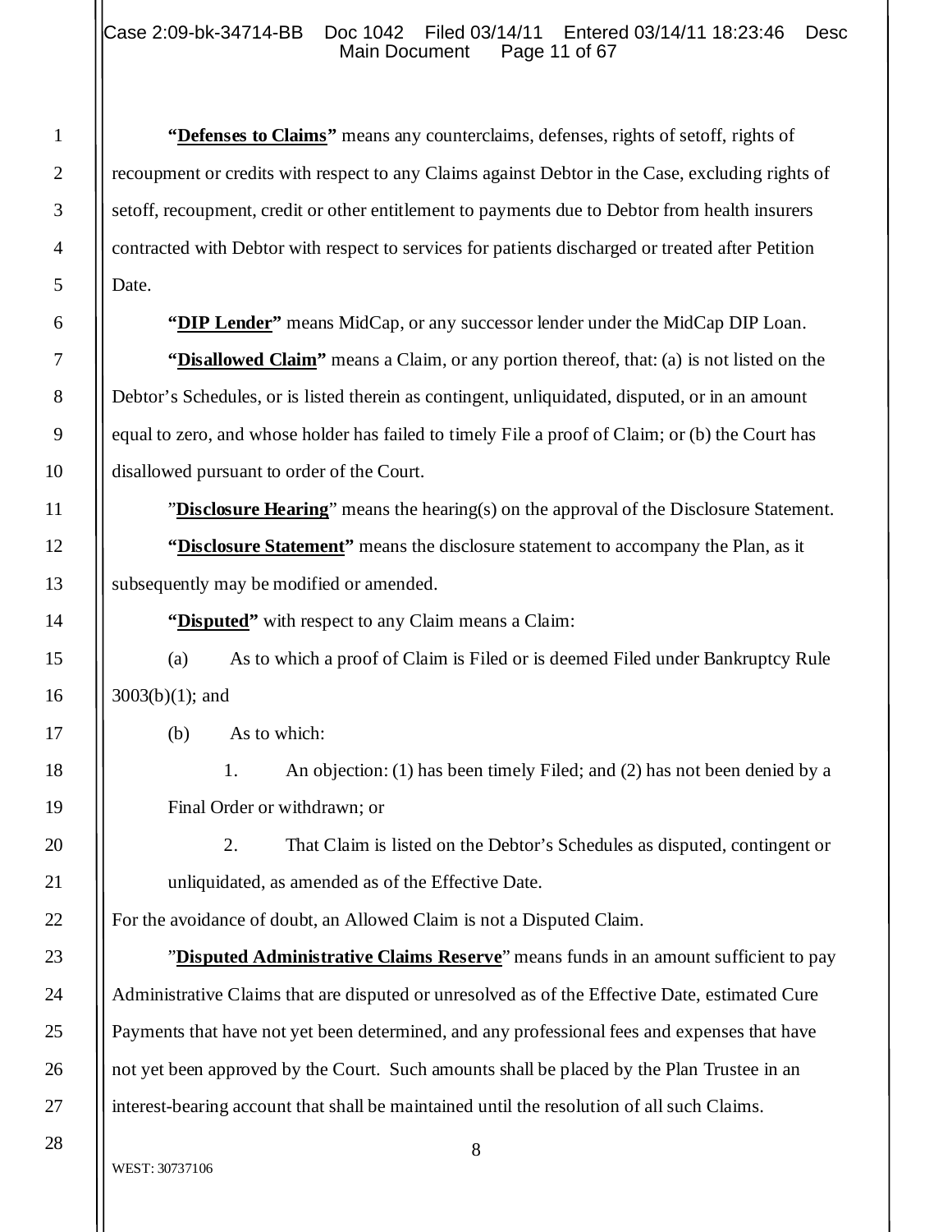**"Defenses to Claims"** means any counterclaims, defenses, rights of setoff, rights of recoupment or credits with respect to any Claims against Debtor in the Case, excluding rights of setoff, recoupment, credit or other entitlement to payments due to Debtor from health insurers contracted with Debtor with respect to services for patients discharged or treated after Petition Date.

**"DIP Lender"** means MidCap, or any successor lender under the MidCap DIP Loan.

**"Disallowed Claim"** means a Claim, or any portion thereof, that: (a) is not listed on the Debtor's Schedules, or is listed therein as contingent, unliquidated, disputed, or in an amount equal to zero, and whose holder has failed to timely File a proof of Claim; or (b) the Court has disallowed pursuant to order of the Court.

"**Disclosure Hearing**" means the hearing(s) on the approval of the Disclosure Statement.

**"Disclosure Statement"** means the disclosure statement to accompany the Plan, as it subsequently may be modified or amended.

**"Disputed"** with respect to any Claim means a Claim:

(a) As to which a proof of Claim is Filed or is deemed Filed under Bankruptcy Rule 3003(b)(1); and

(b) As to which:

1. An objection: (1) has been timely Filed; and (2) has not been denied by a Final Order or withdrawn; or

2. That Claim is listed on the Debtor's Schedules as disputed, contingent or unliquidated, as amended as of the Effective Date.

For the avoidance of doubt, an Allowed Claim is not a Disputed Claim.

"**Disputed Administrative Claims Reserve**" means funds in an amount sufficient to pay Administrative Claims that are disputed or unresolved as of the Effective Date, estimated Cure Payments that have not yet been determined, and any professional fees and expenses that have not yet been approved by the Court. Such amounts shall be placed by the Plan Trustee in an interest-bearing account that shall be maintained until the resolution of all such Claims.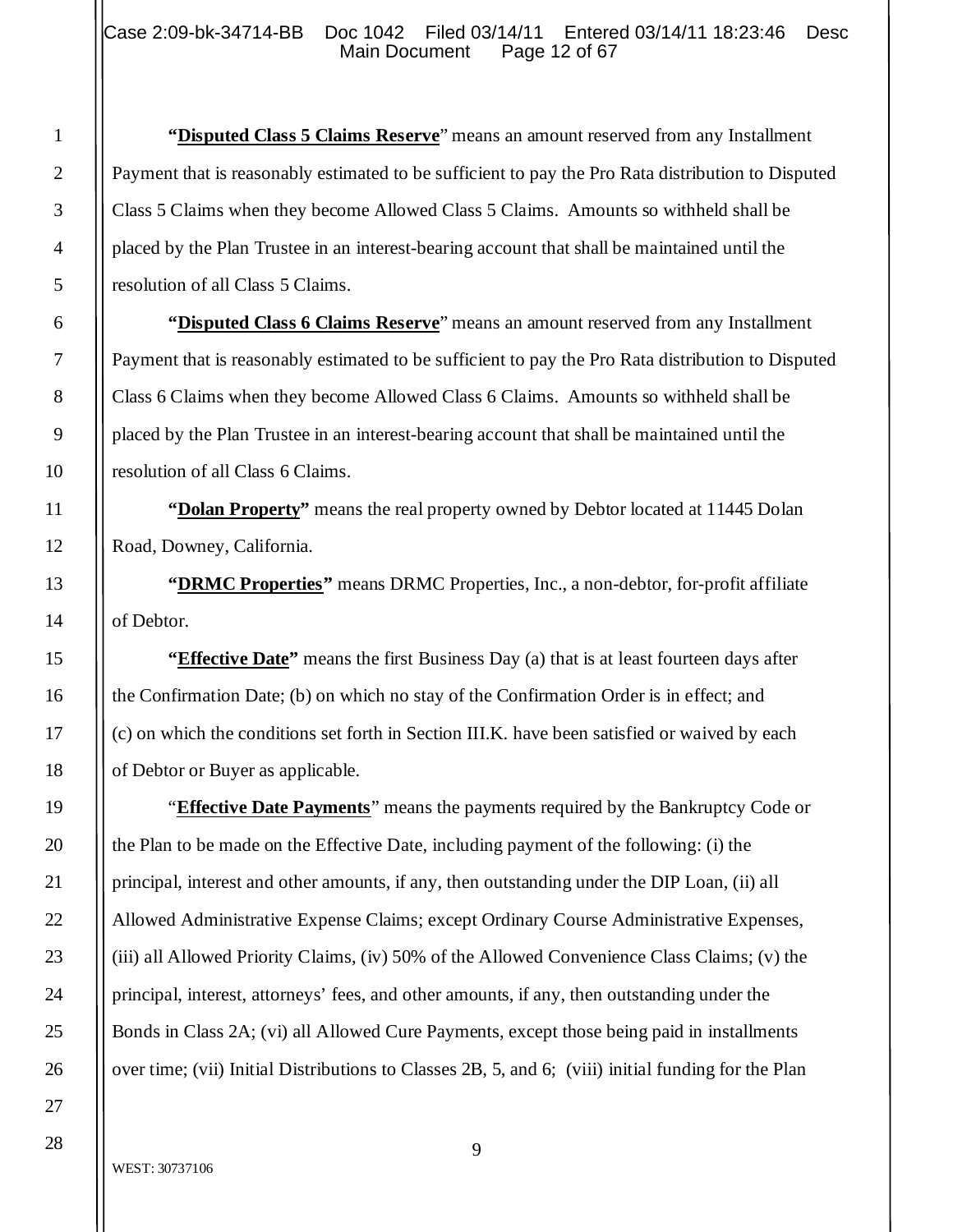"**Disputed Class 5 Claims Reserve**" means an amount reserved from any Installment Payment that is reasonably estimated to be sufficient to pay the Pro Rata distribution to Disputed Class 5 Claims when they become Allowed Class 5 Claims. Amounts so withheld shall be placed by the Plan Trustee in an interest-bearing account that shall be maintained until the resolution of all Class 5 Claims.

"**Disputed Class 6 Claims Reserve**" means an amount reserved from any Installment Payment that is reasonably estimated to be sufficient to pay the Pro Rata distribution to Disputed Class 6 Claims when they become Allowed Class 6 Claims. Amounts so withheld shall be placed by the Plan Trustee in an interest-bearing account that shall be maintained until the resolution of all Class 6 Claims.

**"Dolan Property"** means the real property owned by Debtor located at 11445 Dolan Road, Downey, California.

**"DRMC Properties"** means DRMC Properties, Inc., a non-debtor, for-profit affiliate of Debtor.

**"Effective Date"** means the first Business Day (a) that is at least fourteen days after the Confirmation Date; (b) on which no stay of the Confirmation Order is in effect; and (c) on which the conditions set forth in Section III.K. have been satisfied or waived by each of Debtor or Buyer as applicable.

"**Effective Date Payments**" means the payments required by the Bankruptcy Code or the Plan to be made on the Effective Date, including payment of the following: (i) the principal, interest and other amounts, if any, then outstanding under the DIP Loan, (ii) all Allowed Administrative Expense Claims; except Ordinary Course Administrative Expenses, (iii) all Allowed Priority Claims, (iv) 50% of the Allowed Convenience Class Claims; (v) the principal, interest, attorneys' fees, and other amounts, if any, then outstanding under the Bonds in Class 2A; (vi) all Allowed Cure Payments, except those being paid in installments over time; (vii) Initial Distributions to Classes 2B, 5, and 6; (viii) initial funding for the Plan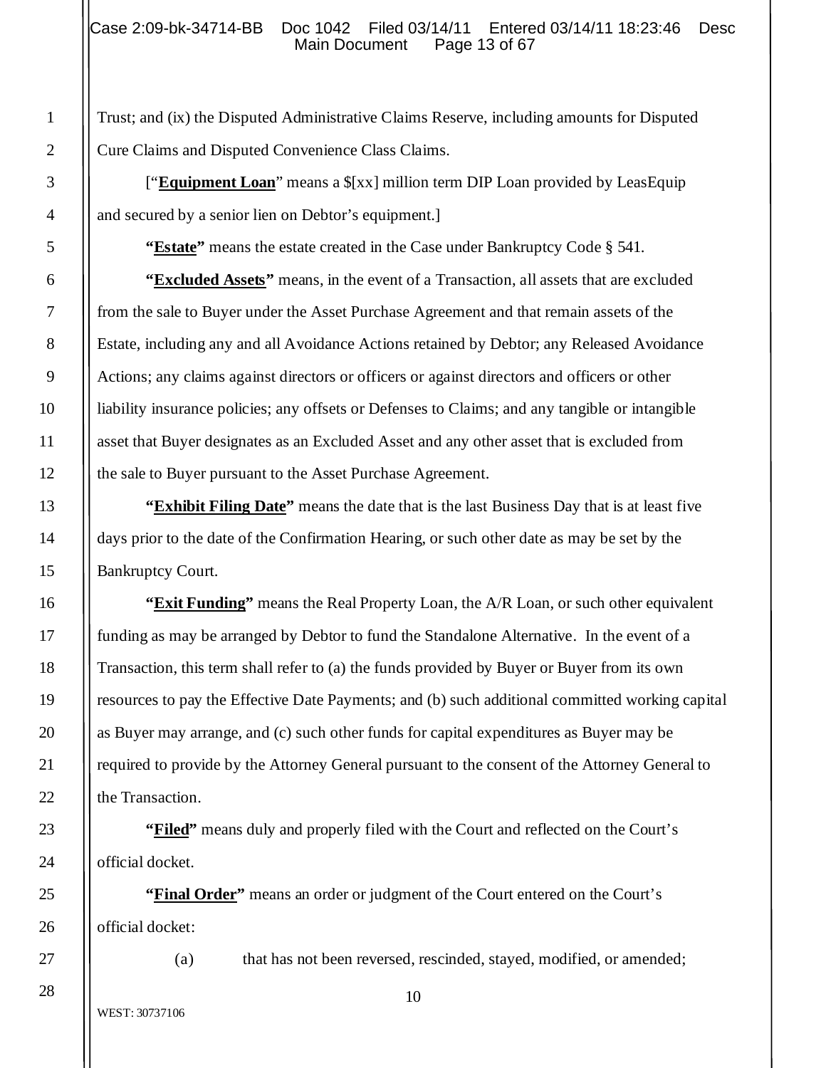Trust; and (ix) the Disputed Administrative Claims Reserve, including amounts for Disputed Cure Claims and Disputed Convenience Class Claims.

["**Equipment Loan**" means a $[xx] million term DIP Loan provided by LeasEquip and secured by a senior lien on Debtor's equipment.]

**"Estate"** means the estate created in the Case under Bankruptcy Code § 541.

**"Excluded Assets"** means, in the event of a Transaction, all assets that are excluded from the sale to Buyer under the Asset Purchase Agreement and that remain assets of the Estate, including any and all Avoidance Actions retained by Debtor; any Released Avoidance Actions; any claims against directors or officers or against directors and officers or other liability insurance policies; any offsets or Defenses to Claims; and any tangible or intangible asset that Buyer designates as an Excluded Asset and any other asset that is excluded from the sale to Buyer pursuant to the Asset Purchase Agreement.

**"Exhibit Filing Date"** means the date that is the last Business Day that is at least five days prior to the date of the Confirmation Hearing, or such other date as may be set by the Bankruptcy Court.

**"Exit Funding"** means the Real Property Loan, the A/R Loan, or such other equivalent funding as may be arranged by Debtor to fund the Standalone Alternative. In the event of a Transaction, this term shall refer to (a) the funds provided by Buyer or Buyer from its own resources to pay the Effective Date Payments; and (b) such additional committed working capital as Buyer may arrange, and (c) such other funds for capital expenditures as Buyer may be required to provide by the Attorney General pursuant to the consent of the Attorney General to the Transaction.

**"Filed"** means duly and properly filed with the Court and reflected on the Court's official docket.

**"Final Order"** means an order or judgment of the Court entered on the Court's official docket:

(a) that has not been reversed, rescinded, stayed, modified, or amended;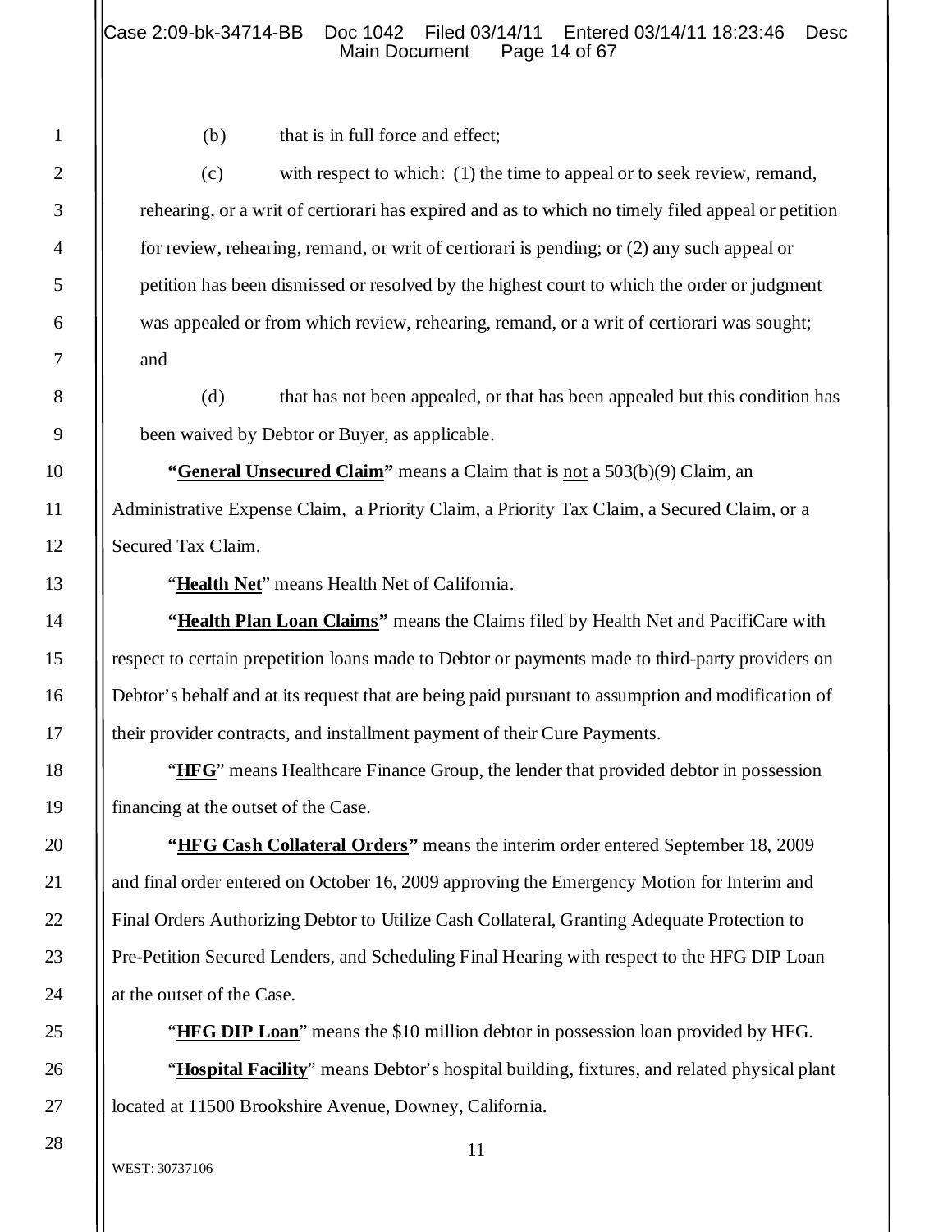(b) that is in full force and effect;

(c) with respect to which: (1) the time to appeal or to seek review, remand, rehearing, or a writ of certiorari has expired and as to which no timely filed appeal or petition for review, rehearing, remand, or writ of certiorari is pending; or (2) any such appeal or petition has been dismissed or resolved by the highest court to which the order or judgment was appealed or from which review, rehearing, remand, or a writ of certiorari was sought; and

(d) that has not been appealed, or that has been appealed but this condition has been waived by Debtor or Buyer, as applicable.

**"General Unsecured Claim"** means a Claim that is not a 503(b)(9) Claim, an Administrative Expense Claim, a Priority Claim, a Priority Tax Claim, a Secured Claim, or a Secured Tax Claim.

"**Health Net**" means Health Net of California.

**"Health Plan Loan Claims"** means the Claims filed by Health Net and PacifiCare with respect to certain prepetition loans made to Debtor or payments made to third-party providers on Debtor's behalf and at its request that are being paid pursuant to assumption and modification of their provider contracts, and installment payment of their Cure Payments.

"**HFG**" means Healthcare Finance Group, the lender that provided debtor in possession financing at the outset of the Case.

**"HFG Cash Collateral Orders"** means the interim order entered September 18, 2009 and final order entered on October 16, 2009 approving the Emergency Motion for Interim and Final Orders Authorizing Debtor to Utilize Cash Collateral, Granting Adequate Protection to Pre-Petition Secured Lenders, and Scheduling Final Hearing with respect to the HFG DIP Loan at the outset of the Case.

"**HFG DIP Loan**" means the $10 million debtor in possession loan provided by HFG.

"**Hospital Facility**" means Debtor's hospital building, fixtures, and related physical plant located at 11500 Brookshire Avenue, Downey, California.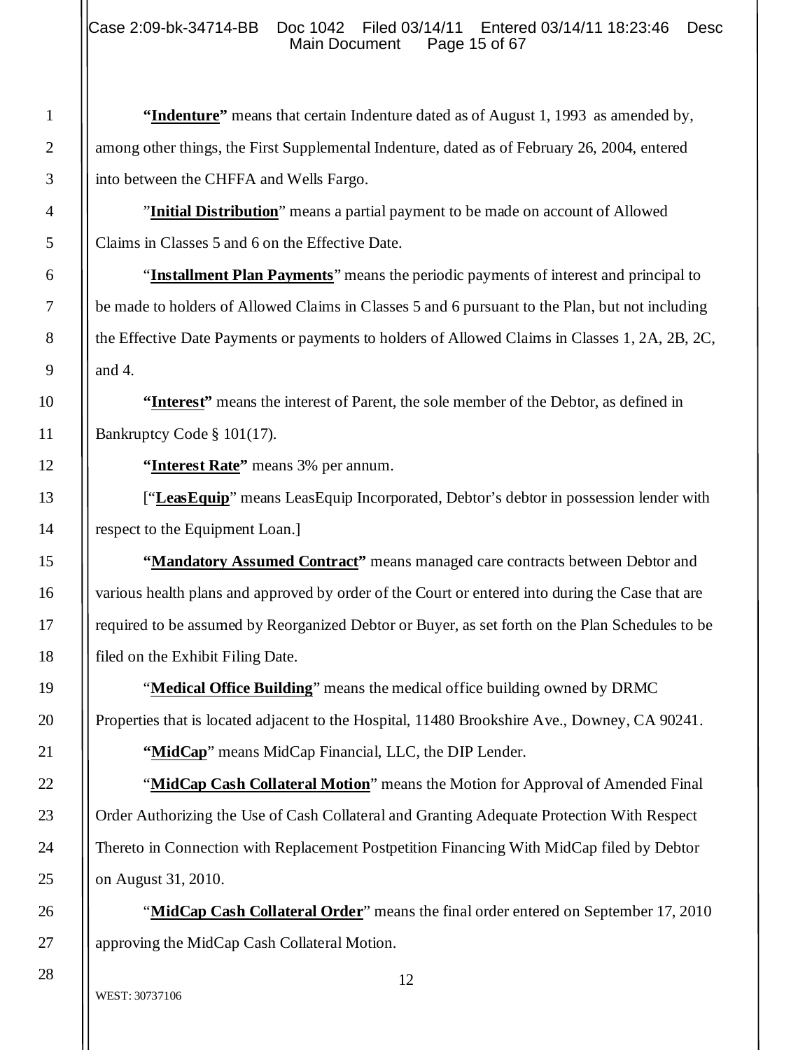"**Indenture**" means that certain Indenture dated as of August 1, 1993 as amended by, among other things, the First Supplemental Indenture, dated as of February 26, 2004, entered into between the CHFFA and Wells Fargo.

"**Initial Distribution**" means a partial payment to be made on account of Allowed Claims in Classes 5 and 6 on the Effective Date.

"**Installment Plan Payments**" means the periodic payments of interest and principal to be made to holders of Allowed Claims in Classes 5 and 6 pursuant to the Plan, but not including the Effective Date Payments or payments to holders of Allowed Claims in Classes 1, 2A, 2B, 2C, and 4.

"**Interest**" means the interest of Parent, the sole member of the Debtor, as defined in Bankruptcy Code § 101(17).

"**Interest Rate**" means 3% per annum.

["**LeasEquip**" means LeasEquip Incorporated, Debtor's debtor in possession lender with respect to the Equipment Loan.]

"**Mandatory Assumed Contract**" means managed care contracts between Debtor and various health plans and approved by order of the Court or entered into during the Case that are required to be assumed by Reorganized Debtor or Buyer, as set forth on the Plan Schedules to be filed on the Exhibit Filing Date.

"**Medical Office Building**" means the medical office building owned by DRMC Properties that is located adjacent to the Hospital, 11480 Brookshire Ave., Downey, CA 90241.

"**MidCap**" means MidCap Financial, LLC, the DIP Lender.

"**MidCap Cash Collateral Motion**" means the Motion for Approval of Amended Final Order Authorizing the Use of Cash Collateral and Granting Adequate Protection With Respect Thereto in Connection with Replacement Postpetition Financing With MidCap filed by Debtor on August 31, 2010.

"**MidCap Cash Collateral Order**" means the final order entered on September 17, 2010 approving the MidCap Cash Collateral Motion.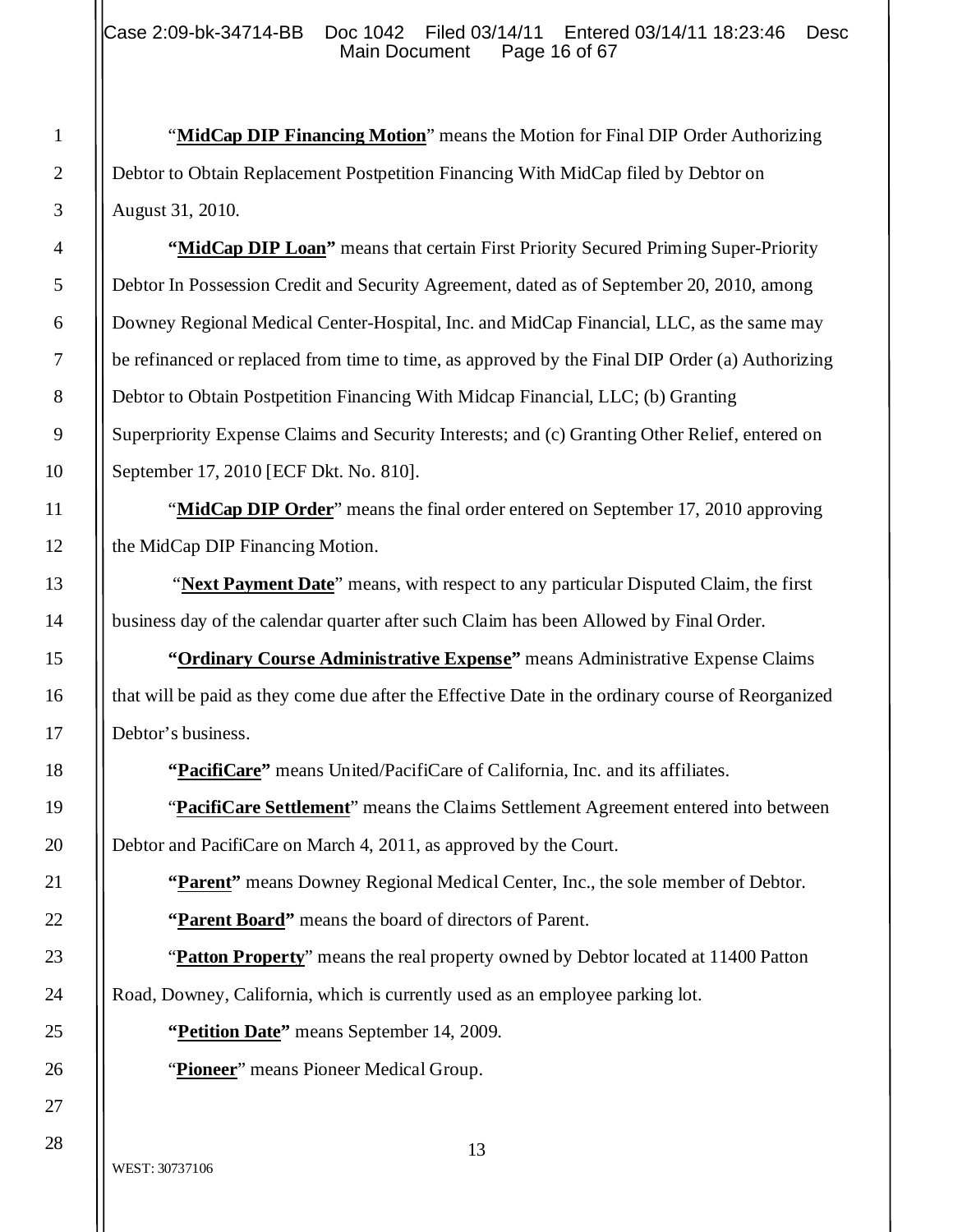"**MidCap DIP Financing Motion**" means the Motion for Final DIP Order Authorizing Debtor to Obtain Replacement Postpetition Financing With MidCap filed by Debtor on August 31, 2010.

**"MidCap DIP Loan"** means that certain First Priority Secured Priming Super-Priority Debtor In Possession Credit and Security Agreement, dated as of September 20, 2010, among Downey Regional Medical Center-Hospital, Inc. and MidCap Financial, LLC, as the same may be refinanced or replaced from time to time, as approved by the Final DIP Order (a) Authorizing Debtor to Obtain Postpetition Financing With Midcap Financial, LLC; (b) Granting Superpriority Expense Claims and Security Interests; and (c) Granting Other Relief, entered on September 17, 2010 [ECF Dkt. No. 810].

"**MidCap DIP Order**" means the final order entered on September 17, 2010 approving the MidCap DIP Financing Motion.

"**Next Payment Date**" means, with respect to any particular Disputed Claim, the first business day of the calendar quarter after such Claim has been Allowed by Final Order.

**"Ordinary Course Administrative Expense"** means Administrative Expense Claims that will be paid as they come due after the Effective Date in the ordinary course of Reorganized Debtor's business.

**"PacifiCare"** means United/PacifiCare of California, Inc. and its affiliates.

"**PacifiCare Settlement**" means the Claims Settlement Agreement entered into between Debtor and PacifiCare on March 4, 2011, as approved by the Court.

**"Parent"** means Downey Regional Medical Center, Inc., the sole member of Debtor.

**"Parent Board"** means the board of directors of Parent.

"**Patton Property**" means the real property owned by Debtor located at 11400 Patton Road, Downey, California, which is currently used as an employee parking lot.

**"Petition Date"** means September 14, 2009.

"**Pioneer**" means Pioneer Medical Group.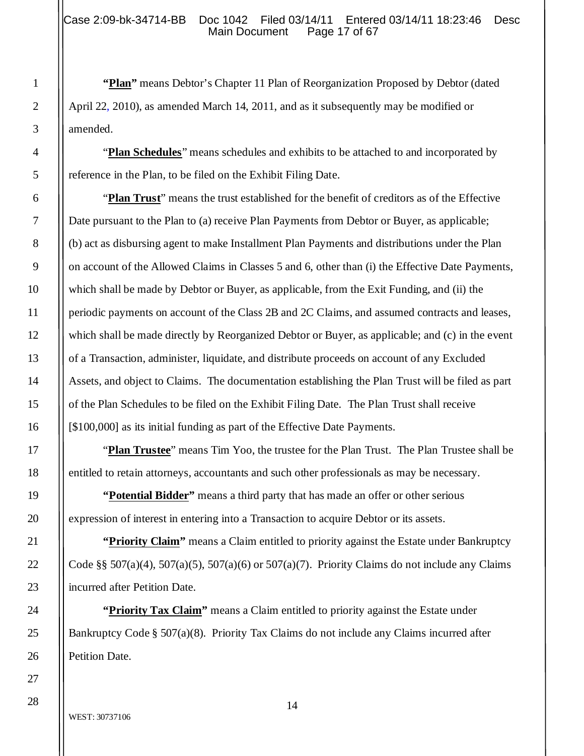**"Plan"** means Debtor's Chapter 11 Plan of Reorganization Proposed by Debtor (dated April 22, 2010), as amended March 14, 2011, and as it subsequently may be modified or amended.

"**Plan Schedules**" means schedules and exhibits to be attached to and incorporated by reference in the Plan, to be filed on the Exhibit Filing Date.

"**Plan Trust**" means the trust established for the benefit of creditors as of the Effective Date pursuant to the Plan to (a) receive Plan Payments from Debtor or Buyer, as applicable; (b) act as disbursing agent to make Installment Plan Payments and distributions under the Plan on account of the Allowed Claims in Classes 5 and 6, other than (i) the Effective Date Payments, which shall be made by Debtor or Buyer, as applicable, from the Exit Funding, and (ii) the periodic payments on account of the Class 2B and 2C Claims, and assumed contracts and leases, which shall be made directly by Reorganized Debtor or Buyer, as applicable; and (c) in the event of a Transaction, administer, liquidate, and distribute proceeds on account of any Excluded Assets, and object to Claims. The documentation establishing the Plan Trust will be filed as part of the Plan Schedules to be filed on the Exhibit Filing Date. The Plan Trust shall receive [$100,000] as its initial funding as part of the Effective Date Payments.

"**Plan Trustee**" means Tim Yoo, the trustee for the Plan Trust. The Plan Trustee shall be entitled to retain attorneys, accountants and such other professionals as may be necessary.

**"Potential Bidder"** means a third party that has made an offer or other serious expression of interest in entering into a Transaction to acquire Debtor or its assets.

**"Priority Claim"** means a Claim entitled to priority against the Estate under Bankruptcy Code §§ 507(a)(4), 507(a)(5), 507(a)(6) or 507(a)(7). Priority Claims do not include any Claims incurred after Petition Date.

**"Priority Tax Claim"** means a Claim entitled to priority against the Estate under Bankruptcy Code § 507(a)(8). Priority Tax Claims do not include any Claims incurred after Petition Date.

WEST: 30737106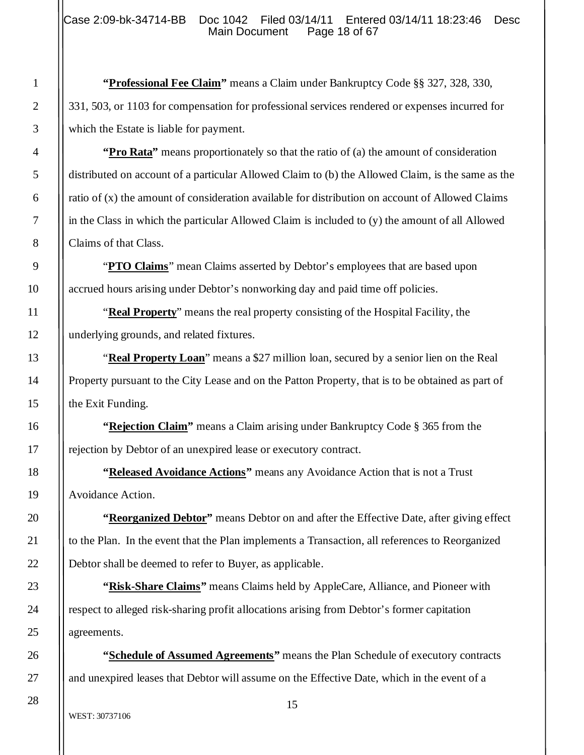**"Professional Fee Claim"** means a Claim under Bankruptcy Code §§ 327, 328, 330, 331, 503, or 1103 for compensation for professional services rendered or expenses incurred for which the Estate is liable for payment.

**"Pro Rata"** means proportionately so that the ratio of (a) the amount of consideration distributed on account of a particular Allowed Claim to (b) the Allowed Claim, is the same as the ratio of (x) the amount of consideration available for distribution on account of Allowed Claims in the Class in which the particular Allowed Claim is included to (y) the amount of all Allowed Claims of that Class.

"**PTO Claims**" mean Claims asserted by Debtor's employees that are based upon accrued hours arising under Debtor's nonworking day and paid time off policies.

"**Real Property**" means the real property consisting of the Hospital Facility, the underlying grounds, and related fixtures.

"**Real Property Loan**" means a $27 million loan, secured by a senior lien on the Real Property pursuant to the City Lease and on the Patton Property, that is to be obtained as part of the Exit Funding.

**"Rejection Claim"** means a Claim arising under Bankruptcy Code § 365 from the rejection by Debtor of an unexpired lease or executory contract.

**"Released Avoidance Actions"** means any Avoidance Action that is not a Trust Avoidance Action.

**"Reorganized Debtor"** means Debtor on and after the Effective Date, after giving effect to the Plan. In the event that the Plan implements a Transaction, all references to Reorganized Debtor shall be deemed to refer to Buyer, as applicable.

**"Risk-Share Claims"** means Claims held by AppleCare, Alliance, and Pioneer with respect to alleged risk-sharing profit allocations arising from Debtor's former capitation agreements.

**"Schedule of Assumed Agreements"** means the Plan Schedule of executory contracts and unexpired leases that Debtor will assume on the Effective Date, which in the event of a

WEST: 30737106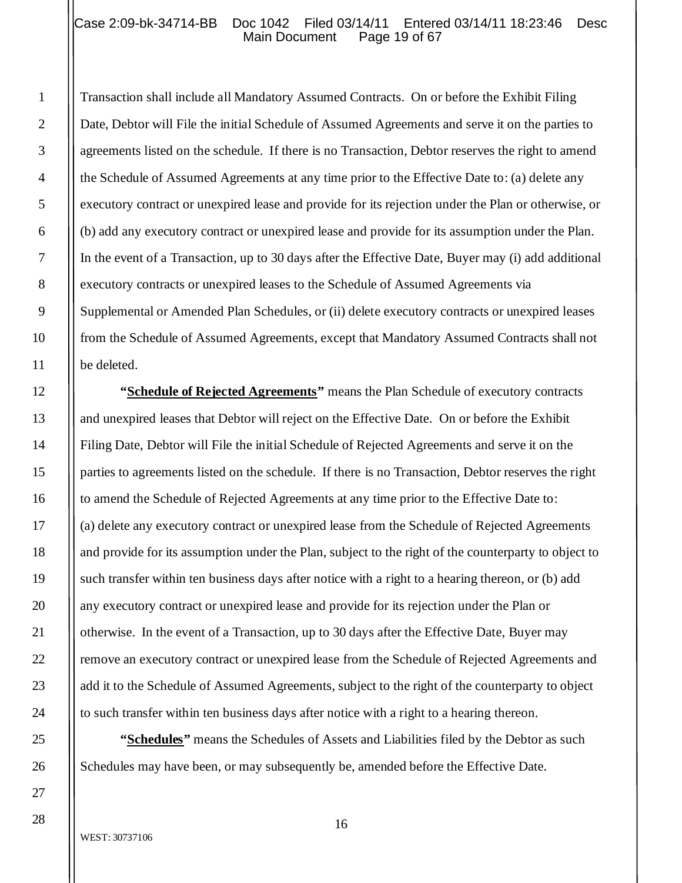Transaction shall include all Mandatory Assumed Contracts. On or before the Exhibit Filing Date, Debtor will File the initial Schedule of Assumed Agreements and serve it on the parties to agreements listed on the schedule. If there is no Transaction, Debtor reserves the right to amend the Schedule of Assumed Agreements at any time prior to the Effective Date to: (a) delete any executory contract or unexpired lease and provide for its rejection under the Plan or otherwise, or (b) add any executory contract or unexpired lease and provide for its assumption under the Plan. In the event of a Transaction, up to 30 days after the Effective Date, Buyer may (i) add additional executory contracts or unexpired leases to the Schedule of Assumed Agreements via Supplemental or Amended Plan Schedules, or (ii) delete executory contracts or unexpired leases from the Schedule of Assumed Agreements, except that Mandatory Assumed Contracts shall not be deleted.

**"Schedule of Rejected Agreements"** means the Plan Schedule of executory contracts and unexpired leases that Debtor will reject on the Effective Date. On or before the Exhibit Filing Date, Debtor will File the initial Schedule of Rejected Agreements and serve it on the parties to agreements listed on the schedule. If there is no Transaction, Debtor reserves the right to amend the Schedule of Rejected Agreements at any time prior to the Effective Date to: (a) delete any executory contract or unexpired lease from the Schedule of Rejected Agreements and provide for its assumption under the Plan, subject to the right of the counterparty to object to such transfer within ten business days after notice with a right to a hearing thereon, or (b) add any executory contract or unexpired lease and provide for its rejection under the Plan or otherwise. In the event of a Transaction, up to 30 days after the Effective Date, Buyer may remove an executory contract or unexpired lease from the Schedule of Rejected Agreements and add it to the Schedule of Assumed Agreements, subject to the right of the counterparty to object to such transfer within ten business days after notice with a right to a hearing thereon.

**"Schedules"** means the Schedules of Assets and Liabilities filed by the Debtor as such Schedules may have been, or may subsequently be, amended before the Effective Date.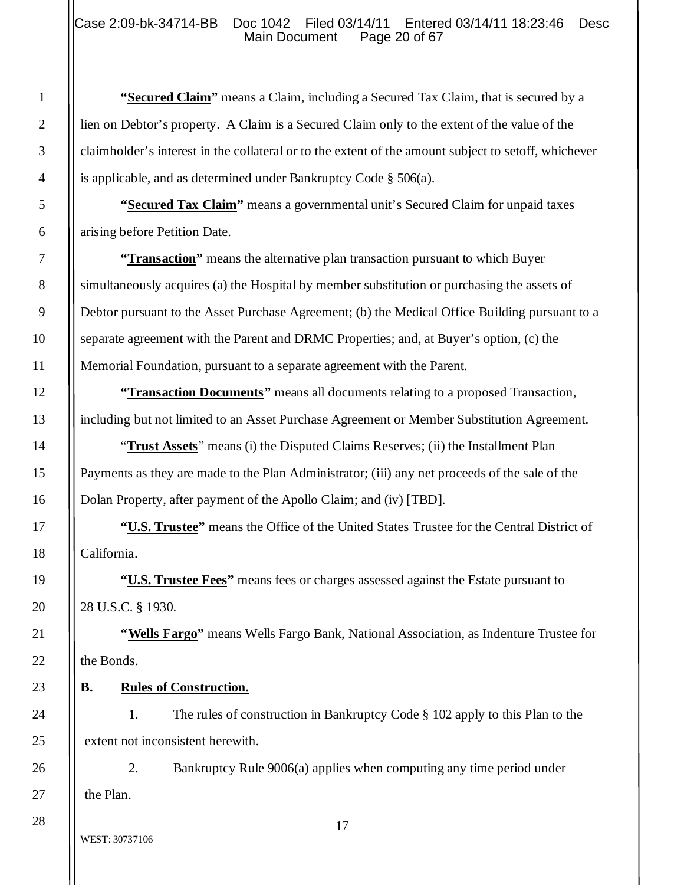**"Secured Claim"** means a Claim, including a Secured Tax Claim, that is secured by a lien on Debtor's property. A Claim is a Secured Claim only to the extent of the value of the claimholder's interest in the collateral or to the extent of the amount subject to setoff, whichever is applicable, and as determined under Bankruptcy Code § 506(a).

**"Secured Tax Claim"** means a governmental unit's Secured Claim for unpaid taxes arising before Petition Date.

**"Transaction"** means the alternative plan transaction pursuant to which Buyer simultaneously acquires (a) the Hospital by member substitution or purchasing the assets of Debtor pursuant to the Asset Purchase Agreement; (b) the Medical Office Building pursuant to a separate agreement with the Parent and DRMC Properties; and, at Buyer's option, (c) the Memorial Foundation, pursuant to a separate agreement with the Parent.

**"Transaction Documents"** means all documents relating to a proposed Transaction, including but not limited to an Asset Purchase Agreement or Member Substitution Agreement.

"**Trust Assets**" means (i) the Disputed Claims Reserves; (ii) the Installment Plan Payments as they are made to the Plan Administrator; (iii) any net proceeds of the sale of the Dolan Property, after payment of the Apollo Claim; and (iv) [TBD].

**"U.S. Trustee"** means the Office of the United States Trustee for the Central District of California.

**"U.S. Trustee Fees"** means fees or charges assessed against the Estate pursuant to 28 U.S.C. § 1930.

**"Wells Fargo"** means Wells Fargo Bank, National Association, as Indenture Trustee for the Bonds.

**B. Rules of Construction.**

1. The rules of construction in Bankruptcy Code § 102 apply to this Plan to the extent not inconsistent herewith.

2. Bankruptcy Rule 9006(a) applies when computing any time period under the Plan.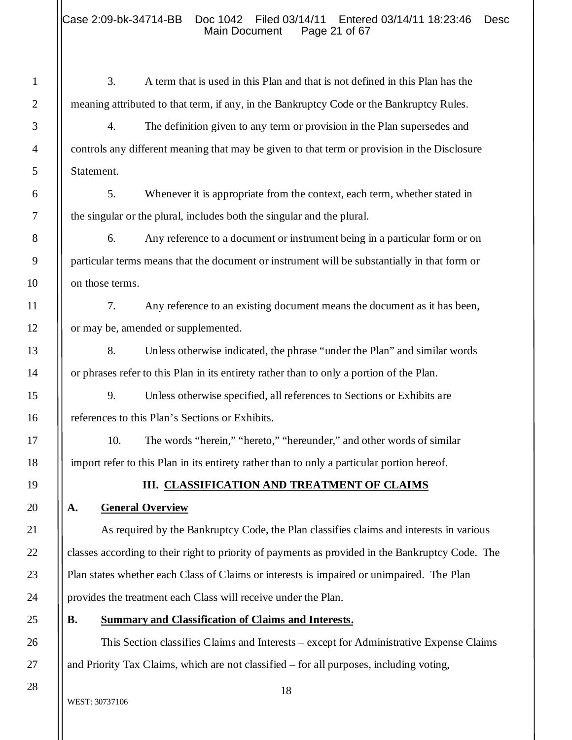3. A term that is used in this Plan and that is not defined in this Plan has the meaning attributed to that term, if any, in the Bankruptcy Code or the Bankruptcy Rules.

4. The definition given to any term or provision in the Plan supersedes and controls any different meaning that may be given to that term or provision in the Disclosure Statement.

5. Whenever it is appropriate from the context, each term, whether stated in the singular or the plural, includes both the singular and the plural.

6. Any reference to a document or instrument being in a particular form or on particular terms means that the document or instrument will be substantially in that form or on those terms.

7. Any reference to an existing document means the document as it has been, or may be, amended or supplemented.

8. Unless otherwise indicated, the phrase "under the Plan" and similar words or phrases refer to this Plan in its entirety rather than to only a portion of the Plan.

9. Unless otherwise specified, all references to Sections or Exhibits are references to this Plan's Sections or Exhibits.

10. The words "herein," "hereto," "hereunder," and other words of similar import refer to this Plan in its entirety rather than to only a particular portion hereof.

## III. CLASSIFICATION AND TREATMENT OF CLAIMS

### A. General Overview

As required by the Bankruptcy Code, the Plan classifies claims and interests in various classes according to their right to priority of payments as provided in the Bankruptcy Code. The Plan states whether each Class of Claims or interests is impaired or unimpaired. The Plan provides the treatment each Class will receive under the Plan.

### B. Summary and Classification of Claims and Interests.

This Section classifies Claims and Interests – except for Administrative Expense Claims and Priority Tax Claims, which are not classified – for all purposes, including voting,

WEST: 30737106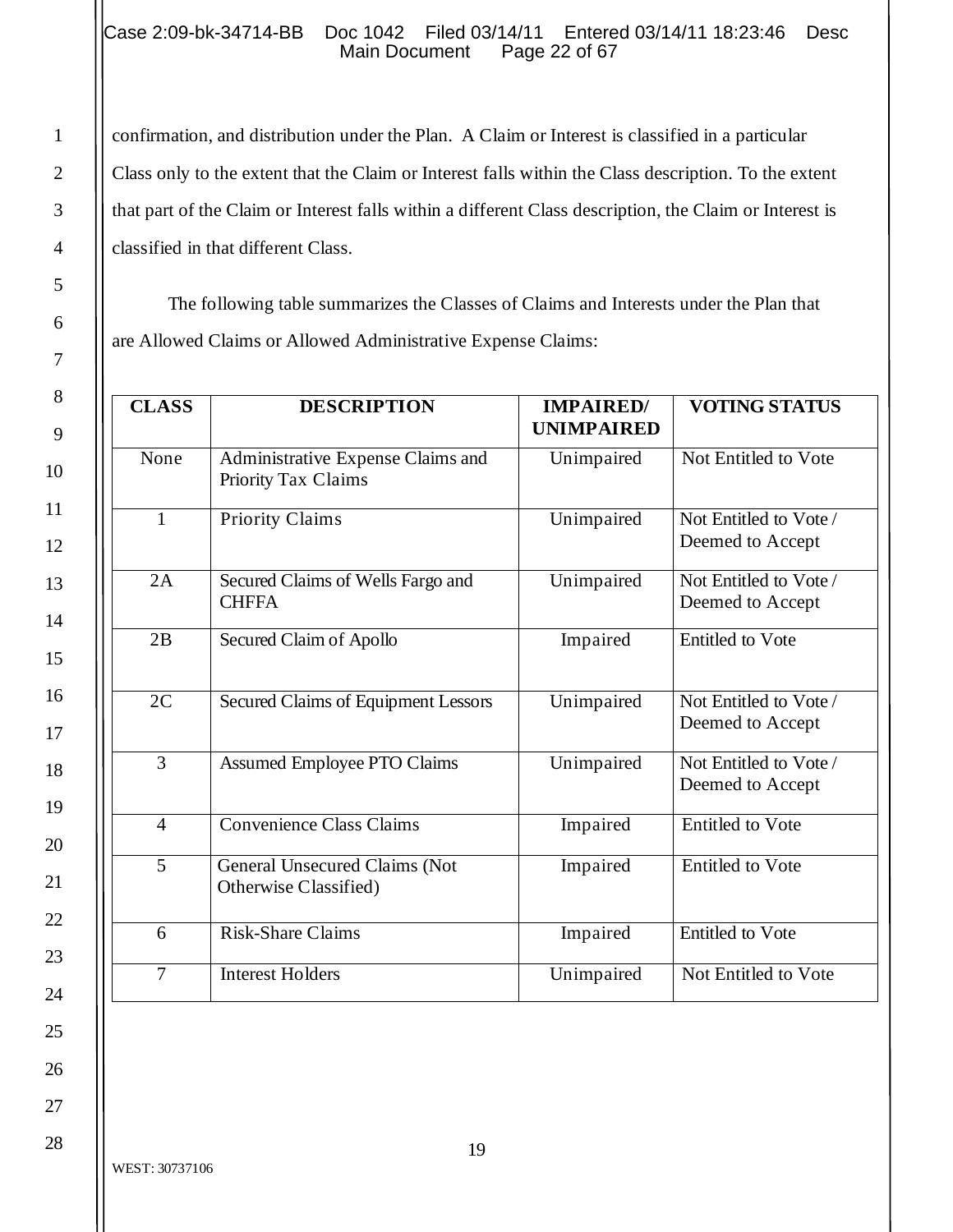confirmation, and distribution under the Plan. A Claim or Interest is classified in a particular Class only to the extent that the Claim or Interest falls within the Class description. To the extent that part of the Claim or Interest falls within a different Class description, the Claim or Interest is classified in that different Class.

The following table summarizes the Classes of Claims and Interests under the Plan that are Allowed Claims or Allowed Administrative Expense Claims:

| CLASS | DESCRIPTION | IMPAIRED/ UNIMPAIRED | VOTING STATUS |
|---|---|---|---|
| None | Administrative Expense Claims and Priority Tax Claims | Unimpaired | Not Entitled to Vote |
| 1 | Priority Claims | Unimpaired | Not Entitled to Vote / Deemed to Accept |
| 2A | Secured Claims of Wells Fargo and CHFFA | Unimpaired | Not Entitled to Vote / Deemed to Accept |
| 2B | Secured Claim of Apollo | Impaired | Entitled to Vote |
| 2C | Secured Claims of Equipment Lessors | Unimpaired | Not Entitled to Vote / Deemed to Accept |
| 3 | Assumed Employee PTO Claims | Unimpaired | Not Entitled to Vote / Deemed to Accept |
| 4 | Convenience Class Claims | Impaired | Entitled to Vote |
| 5 | General Unsecured Claims (Not Otherwise Classified) | Impaired | Entitled to Vote |
| 6 | Risk-Share Claims | Impaired | Entitled to Vote |
| 7 | Interest Holders | Unimpaired | Not Entitled to Vote |

WEST: 30737106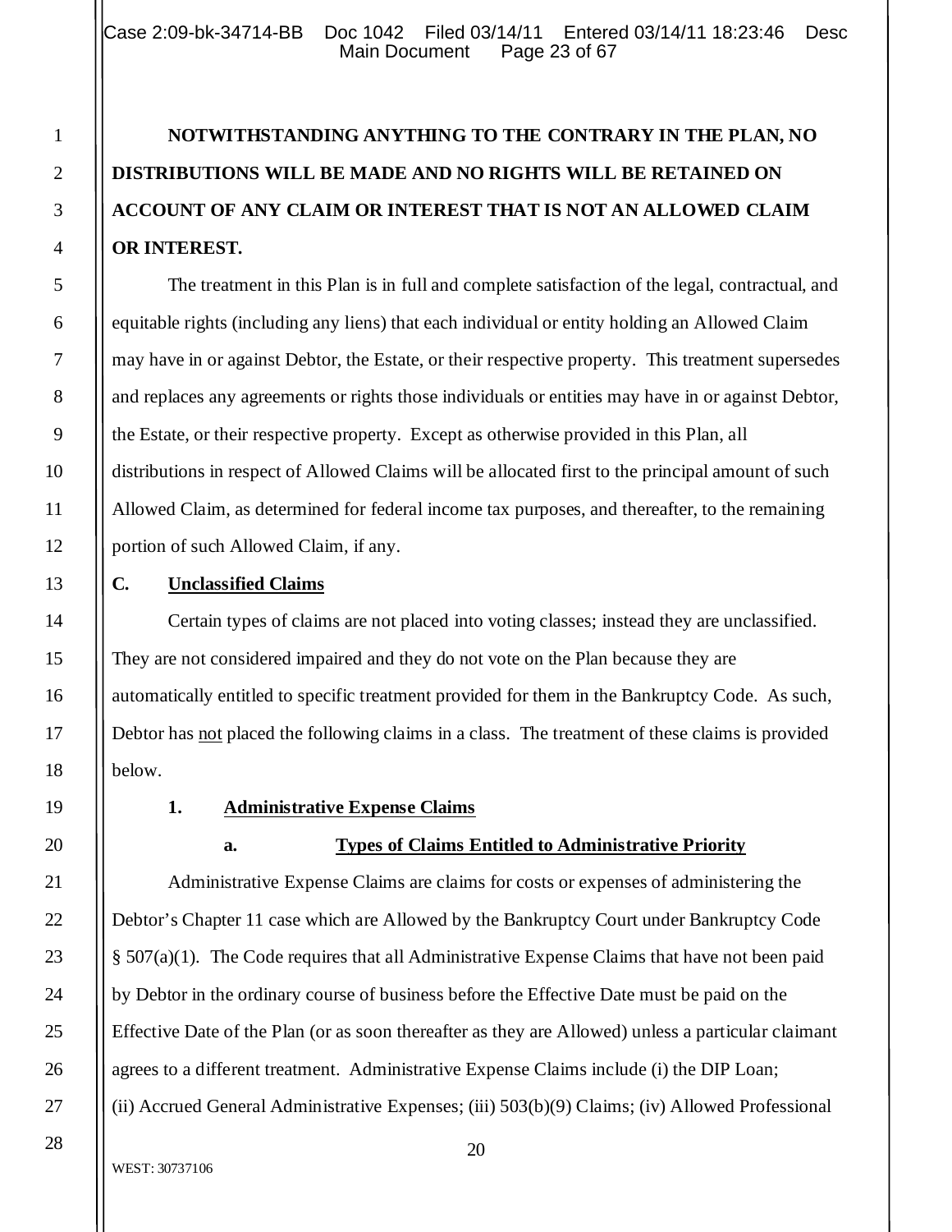**NOTWITHSTANDING ANYTHING TO THE CONTRARY IN THE PLAN, NO DISTRIBUTIONS WILL BE MADE AND NO RIGHTS WILL BE RETAINED ON ACCOUNT OF ANY CLAIM OR INTEREST THAT IS NOT AN ALLOWED CLAIM OR INTEREST.**

The treatment in this Plan is in full and complete satisfaction of the legal, contractual, and equitable rights (including any liens) that each individual or entity holding an Allowed Claim may have in or against Debtor, the Estate, or their respective property. This treatment supersedes and replaces any agreements or rights those individuals or entities may have in or against Debtor, the Estate, or their respective property. Except as otherwise provided in this Plan, all distributions in respect of Allowed Claims will be allocated first to the principal amount of such Allowed Claim, as determined for federal income tax purposes, and thereafter, to the remaining portion of such Allowed Claim, if any.

## C. Unclassified Claims

Certain types of claims are not placed into voting classes; instead they are unclassified. They are not considered impaired and they do not vote on the Plan because they are automatically entitled to specific treatment provided for them in the Bankruptcy Code. As such, Debtor has not placed the following claims in a class. The treatment of these claims is provided below.

### 1. Administrative Expense Claims

#### a. Types of Claims Entitled to Administrative Priority

Administrative Expense Claims are claims for costs or expenses of administering the Debtor's Chapter 11 case which are Allowed by the Bankruptcy Court under Bankruptcy Code § 507(a)(1). The Code requires that all Administrative Expense Claims that have not been paid by Debtor in the ordinary course of business before the Effective Date must be paid on the Effective Date of the Plan (or as soon thereafter as they are Allowed) unless a particular claimant agrees to a different treatment. Administrative Expense Claims include (i) the DIP Loan; (ii) Accrued General Administrative Expenses; (iii) 503(b)(9) Claims; (iv) Allowed Professional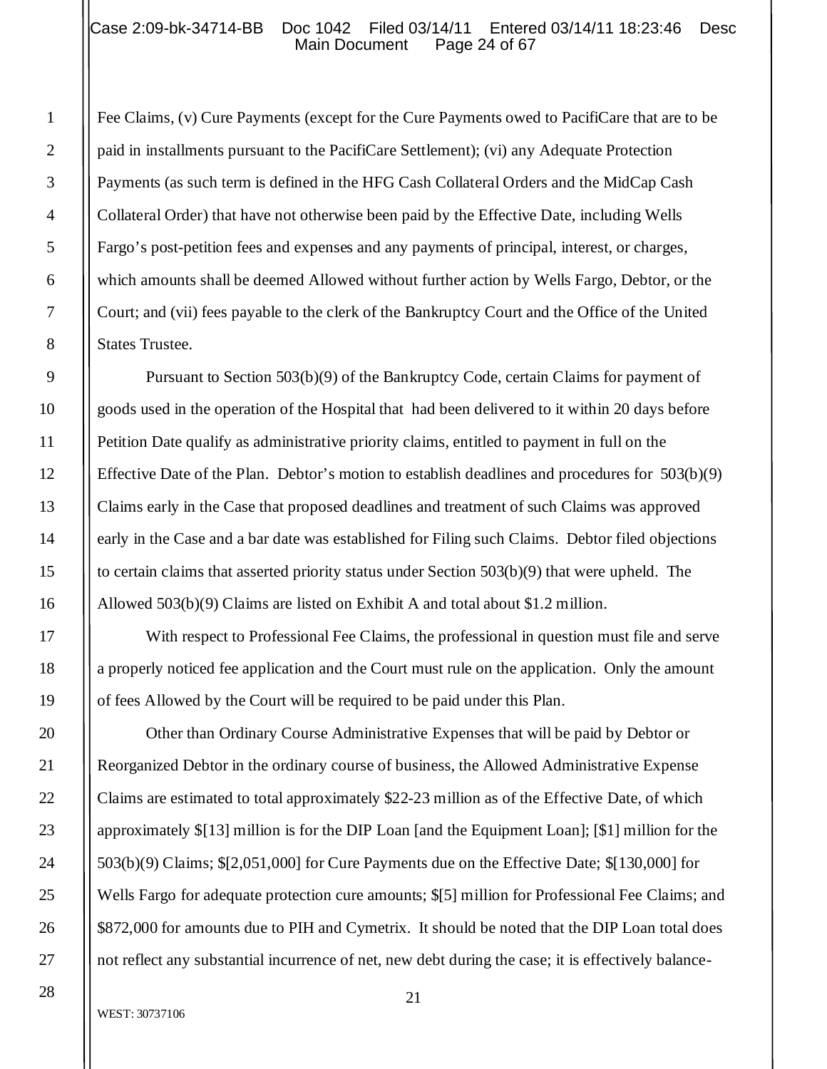Fee Claims, (v) Cure Payments (except for the Cure Payments owed to PacifiCare that are to be paid in installments pursuant to the PacifiCare Settlement); (vi) any Adequate Protection Payments (as such term is defined in the HFG Cash Collateral Orders and the MidCap Cash Collateral Order) that have not otherwise been paid by the Effective Date, including Wells Fargo's post-petition fees and expenses and any payments of principal, interest, or charges, which amounts shall be deemed Allowed without further action by Wells Fargo, Debtor, or the Court; and (vii) fees payable to the clerk of the Bankruptcy Court and the Office of the United States Trustee.

Pursuant to Section 503(b)(9) of the Bankruptcy Code, certain Claims for payment of goods used in the operation of the Hospital that had been delivered to it within 20 days before Petition Date qualify as administrative priority claims, entitled to payment in full on the Effective Date of the Plan. Debtor's motion to establish deadlines and procedures for 503(b)(9) Claims early in the Case that proposed deadlines and treatment of such Claims was approved early in the Case and a bar date was established for Filing such Claims. Debtor filed objections to certain claims that asserted priority status under Section 503(b)(9) that were upheld. The Allowed 503(b)(9) Claims are listed on Exhibit A and total about $1.2 million.

With respect to Professional Fee Claims, the professional in question must file and serve a properly noticed fee application and the Court must rule on the application. Only the amount of fees Allowed by the Court will be required to be paid under this Plan.

Other than Ordinary Course Administrative Expenses that will be paid by Debtor or Reorganized Debtor in the ordinary course of business, the Allowed Administrative Expense Claims are estimated to total approximately $22-23 million as of the Effective Date, of which approximately $[13] million is for the DIP Loan [and the Equipment Loan]; [$1] million for the 503(b)(9) Claims; $[2,051,000] for Cure Payments due on the Effective Date; $[130,000] for Wells Fargo for adequate protection cure amounts; $[5] million for Professional Fee Claims; and $872,000 for amounts due to PIH and Cymetrix. It should be noted that the DIP Loan total does not reflect any substantial incurrence of net, new debt during the case; it is effectively balance-

WEST: 30737106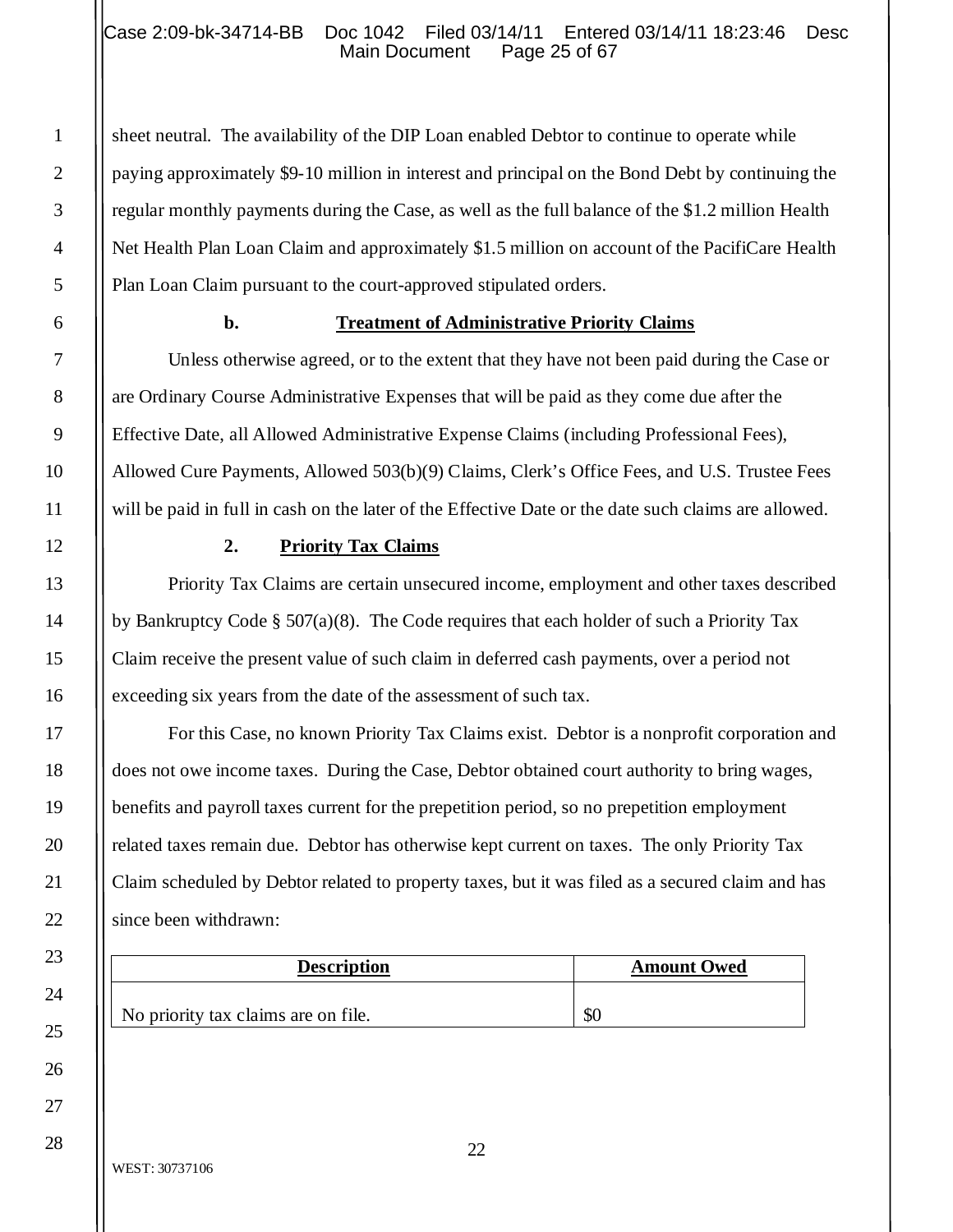sheet neutral. The availability of the DIP Loan enabled Debtor to continue to operate while paying approximately $9-10 million in interest and principal on the Bond Debt by continuing the regular monthly payments during the Case, as well as the full balance of the $1.2 million Health Net Health Plan Loan Claim and approximately $1.5 million on account of the PacifiCare Health Plan Loan Claim pursuant to the court-approved stipulated orders.

#### b. Treatment of Administrative Priority Claims

Unless otherwise agreed, or to the extent that they have not been paid during the Case or are Ordinary Course Administrative Expenses that will be paid as they come due after the Effective Date, all Allowed Administrative Expense Claims (including Professional Fees), Allowed Cure Payments, Allowed 503(b)(9) Claims, Clerk's Office Fees, and U.S. Trustee Fees will be paid in full in cash on the later of the Effective Date or the date such claims are allowed.

### 2. Priority Tax Claims

Priority Tax Claims are certain unsecured income, employment and other taxes described by Bankruptcy Code § 507(a)(8). The Code requires that each holder of such a Priority Tax Claim receive the present value of such claim in deferred cash payments, over a period not exceeding six years from the date of the assessment of such tax.

For this Case, no known Priority Tax Claims exist. Debtor is a nonprofit corporation and does not owe income taxes. During the Case, Debtor obtained court authority to bring wages, benefits and payroll taxes current for the prepetition period, so no prepetition employment related taxes remain due. Debtor has otherwise kept current on taxes. The only Priority Tax Claim scheduled by Debtor related to property taxes, but it was filed as a secured claim and has since been withdrawn:

| Description | Amount Owed |
| --- | --- |
| No priority tax claims are on file. | $0 |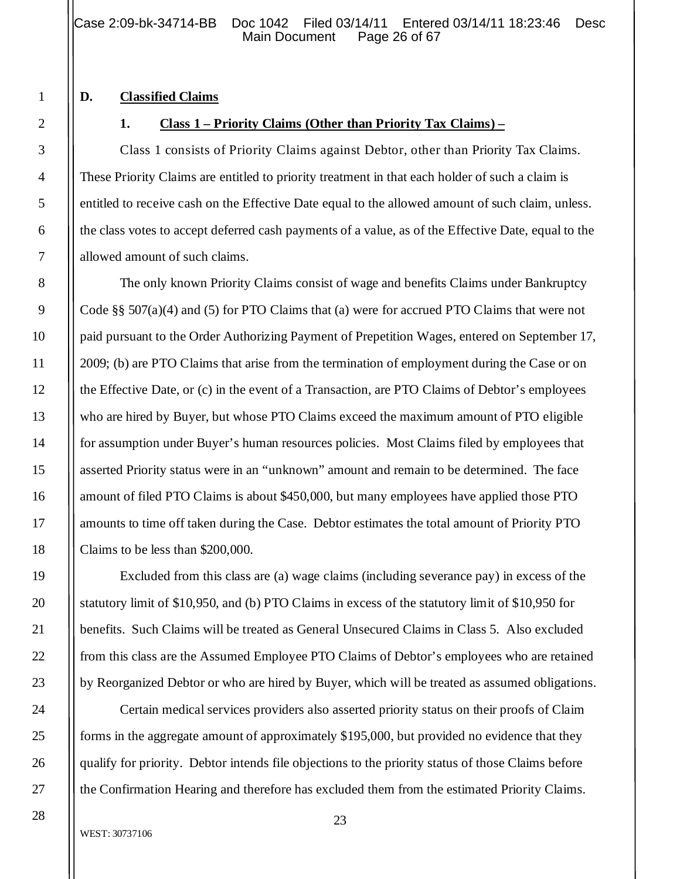**D. Classified Claims**

**1. Class 1 – Priority Claims (Other than Priority Tax Claims) –**

Class 1 consists of Priority Claims against Debtor, other than Priority Tax Claims. These Priority Claims are entitled to priority treatment in that each holder of such a claim is entitled to receive cash on the Effective Date equal to the allowed amount of such claim, unless. the class votes to accept deferred cash payments of a value, as of the Effective Date, equal to the allowed amount of such claims.

The only known Priority Claims consist of wage and benefits Claims under Bankruptcy Code §§ 507(a)(4) and (5) for PTO Claims that (a) were for accrued PTO Claims that were not paid pursuant to the Order Authorizing Payment of Prepetition Wages, entered on September 17, 2009; (b) are PTO Claims that arise from the termination of employment during the Case or on the Effective Date, or (c) in the event of a Transaction, are PTO Claims of Debtor's employees who are hired by Buyer, but whose PTO Claims exceed the maximum amount of PTO eligible for assumption under Buyer's human resources policies. Most Claims filed by employees that asserted Priority status were in an "unknown" amount and remain to be determined. The face amount of filed PTO Claims is about $450,000, but many employees have applied those PTO amounts to time off taken during the Case. Debtor estimates the total amount of Priority PTO Claims to be less than $200,000.

Excluded from this class are (a) wage claims (including severance pay) in excess of the statutory limit of $10,950, and (b) PTO Claims in excess of the statutory limit of $10,950 for benefits. Such Claims will be treated as General Unsecured Claims in Class 5. Also excluded from this class are the Assumed Employee PTO Claims of Debtor's employees who are retained by Reorganized Debtor or who are hired by Buyer, which will be treated as assumed obligations.

Certain medical services providers also asserted priority status on their proofs of Claim forms in the aggregate amount of approximately $195,000, but provided no evidence that they qualify for priority. Debtor intends file objections to the priority status of those Claims before the Confirmation Hearing and therefore has excluded them from the estimated Priority Claims.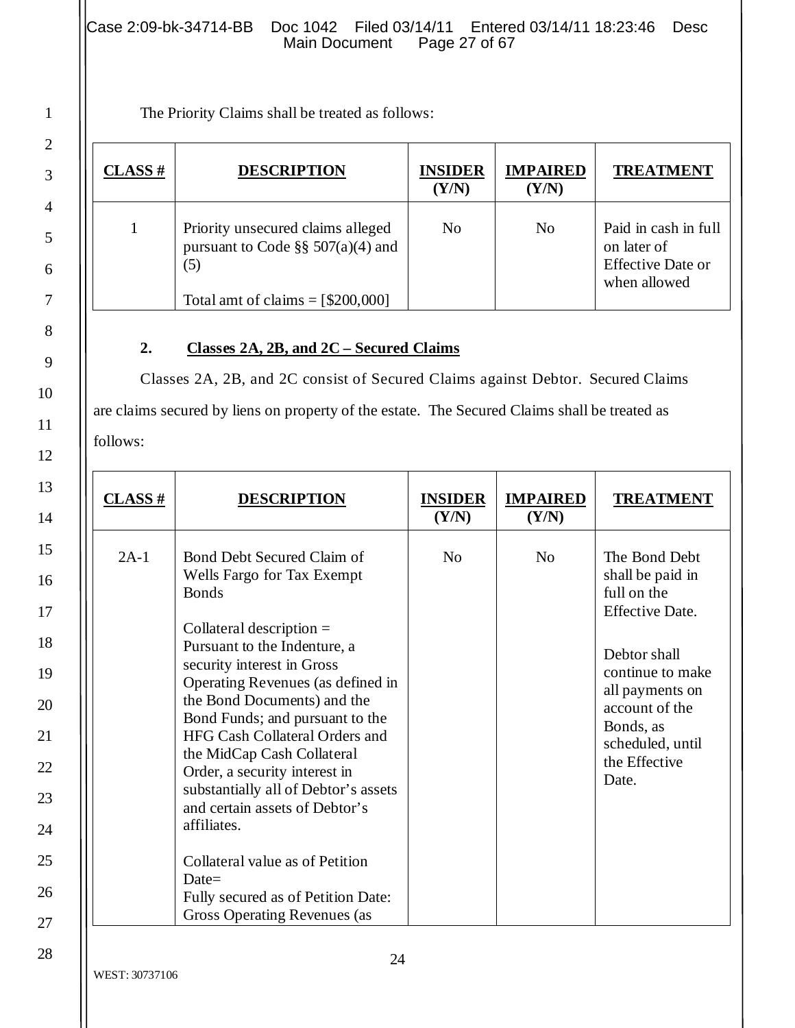The Priority Claims shall be treated as follows:

| CLASS # | DESCRIPTION | INSIDER (Y/N) | IMPAIRED (Y/N) | TREATMENT |
|---|---|---|---|---|
| 1 | Priority unsecured claims alleged pursuant to Code §§ 507(a)(4) and (5)<br><br>Total amt of claims = [$200,000] | No | No | Paid in cash in full on later of Effective Date or when allowed |

#### 2. Classes 2A, 2B, and 2C – Secured Claims

Classes 2A, 2B, and 2C consist of Secured Claims against Debtor. Secured Claims are claims secured by liens on property of the estate. The Secured Claims shall be treated as follows:

| CLASS # | DESCRIPTION | INSIDER (Y/N) | IMPAIRED (Y/N) | TREATMENT |
|---|---|---|---|---|
| 2A-1 | Bond Debt Secured Claim of Wells Fargo for Tax Exempt Bonds<br><br>Collateral description = Pursuant to the Indenture, a security interest in Gross Operating Revenues (as defined in the Bond Documents) and the Bond Funds; and pursuant to the HFG Cash Collateral Orders and the MidCap Cash Collateral Order, a security interest in substantially all of Debtor's assets and certain assets of Debtor's affiliates.<br><br>Collateral value as of Petition Date=<br>Fully secured as of Petition Date: Gross Operating Revenues (as | No | No | The Bond Debt shall be paid in full on the Effective Date.<br><br>Debtor shall continue to make all payments on account of the Bonds, as scheduled, until the Effective Date. |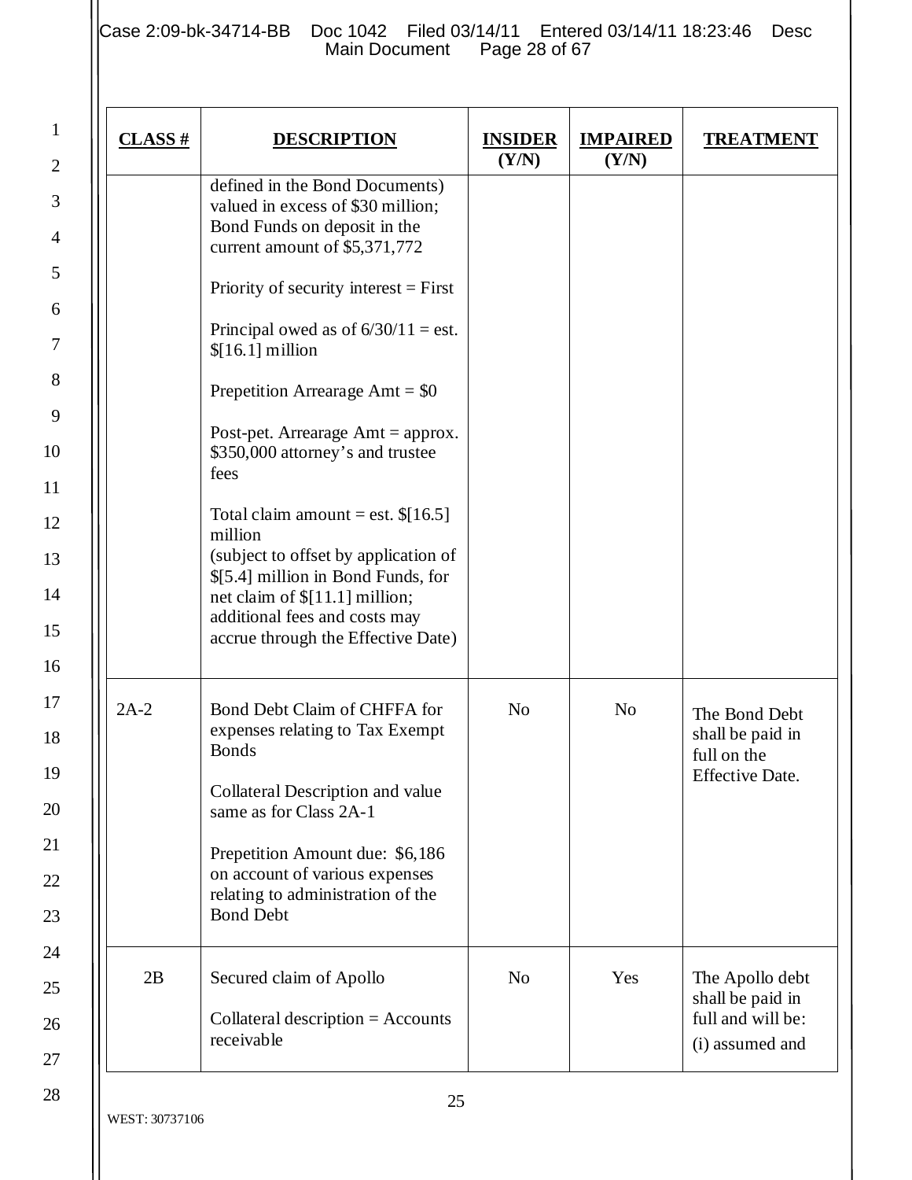| CLASS # | DESCRIPTION | INSIDER (Y/N) | IMPAIRED (Y/N) | TREATMENT |
|---|---|---|---|---|
| | defined in the Bond Documents) valued in excess of $30 million; Bond Funds on deposit in the current amount of $5,371,772<br><br>Priority of security interest = First<br><br>Principal owed as of 6/30/11 = est. $[16.1] million<br><br>Prepetition Arrearage Amt = $0<br><br>Post-pet. Arrearage Amt = approx. $350,000 attorney's and trustee fees<br><br>Total claim amount = est. $[16.5] million<br>(subject to offset by application of $[5.4] million in Bond Funds, for net claim of $[11.1] million; additional fees and costs may accrue through the Effective Date) | | | |
| 2A-2 | Bond Debt Claim of CHFFA for expenses relating to Tax Exempt Bonds<br><br>Collateral Description and value same as for Class 2A-1<br><br>Prepetition Amount due: $6,186 on account of various expenses relating to administration of the Bond Debt | No | No | The Bond Debt shall be paid in full on the Effective Date. |
| 2B | Secured claim of Apollo<br><br>Collateral description = Accounts receivable | No | Yes | The Apollo debt shall be paid in full and will be:<br>(i) assumed and |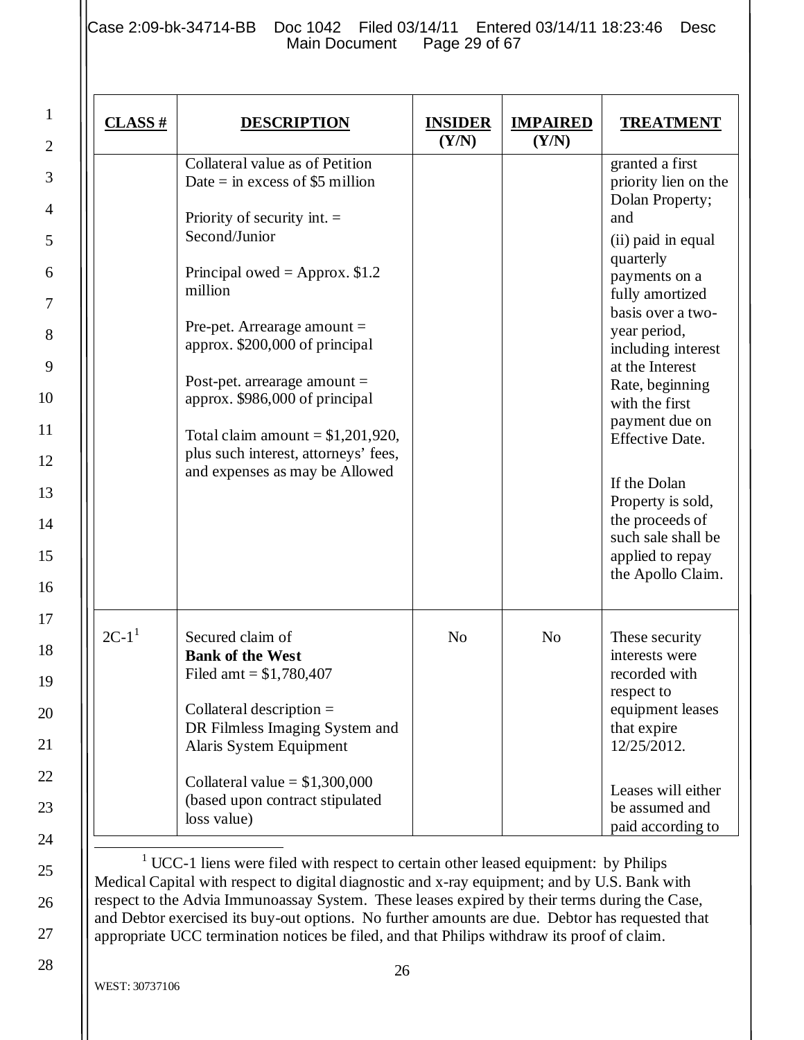| CLASS # | DESCRIPTION | INSIDER (Y/N) | IMPAIRED (Y/N) | TREATMENT |
|---|---|---|---|---|
| | Collateral value as of Petition Date = in excess of $5 million<br><br>Priority of security int. = Second/Junior<br><br>Principal owed = Approx. $1.2 million<br><br>Pre-pet. Arrearage amount = approx. $200,000 of principal<br><br>Post-pet. arrearage amount = approx. $986,000 of principal<br><br>Total claim amount = $1,201,920, plus such interest, attorneys' fees, and expenses as may be Allowed | | | granted a first priority lien on the Dolan Property; and<br>(ii) paid in equal quarterly payments on a fully amortized basis over a two-year period, including interest at the Interest Rate, beginning with the first payment due on Effective Date.<br><br>If the Dolan Property is sold, the proceeds of such sale shall be applied to repay the Apollo Claim. |
| 2C-1[1] | Secured claim of **Bank of the West**<br>Filed amt = $1,780,407<br><br>Collateral description = DR Filmless Imaging System and Alaris System Equipment<br><br>Collateral value = $1,300,000 (based upon contract stipulated loss value) | No | No | These security interests were recorded with respect to equipment leases that expire 12/25/2012.<br><br>Leases will either be assumed and paid according to |

[1] UCC-1 liens were filed with respect to certain other leased equipment: by Philips Medical Capital with respect to digital diagnostic and x-ray equipment; and by U.S. Bank with respect to the Advia Immunoassay System. These leases expired by their terms during the Case, and Debtor exercised its buy-out options. No further amounts are due. Debtor has requested that appropriate UCC termination notices be filed, and that Philips withdraw its proof of claim.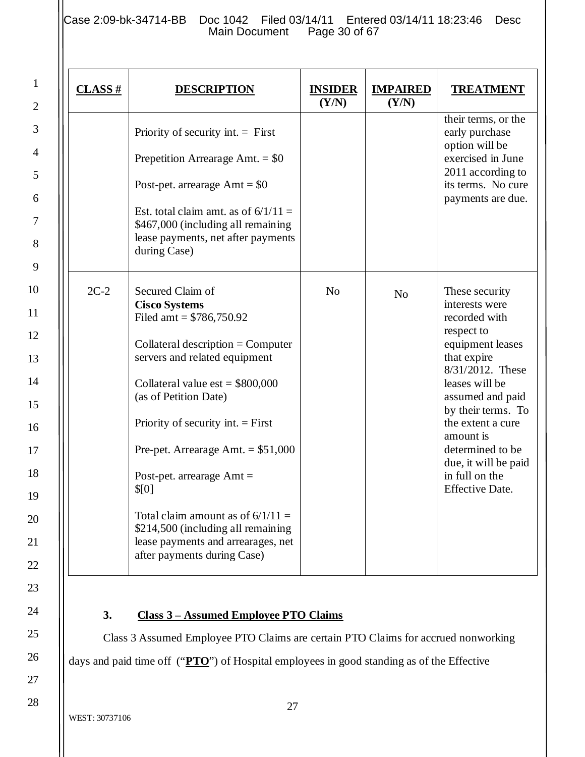| CLASS # | DESCRIPTION | INSIDER (Y/N) | IMPAIRED (Y/N) | TREATMENT |
|---|---|---|---|---|
| | Priority of security int. = First<br><br>Prepetition Arrearage Amt. = $0<br><br>Post-pet. arrearage Amt = $0<br><br>Est. total claim amt. as of 6/1/11 = $467,000 (including all remaining lease payments, net after payments during Case) | | | their terms, or the early purchase option will be exercised in June 2011 according to its terms. No cure payments are due. |
| 2C-2 | Secured Claim of **Cisco Systems**<br>Filed amt = $786,750.92<br><br>Collateral description = Computer servers and related equipment<br><br>Collateral value est = $800,000 (as of Petition Date)<br><br>Priority of security int. = First<br><br>Pre-pet. Arrearage Amt. = $51,000<br><br>Post-pet. arrearage Amt = $[0]<br><br>Total claim amount as of 6/1/11 = $214,500 (including all remaining lease payments and arrearages, net after payments during Case) | No | No | These security interests were recorded with respect to equipment leases that expire 8/31/2012. These leases will be assumed and paid by their terms. To the extent a cure amount is determined to be due, it will be paid in full on the Effective Date. |

### 3. Class 3 – Assumed Employee PTO Claims

Class 3 Assumed Employee PTO Claims are certain PTO Claims for accrued nonworking days and paid time off ("**PTO**") of Hospital employees in good standing as of the Effective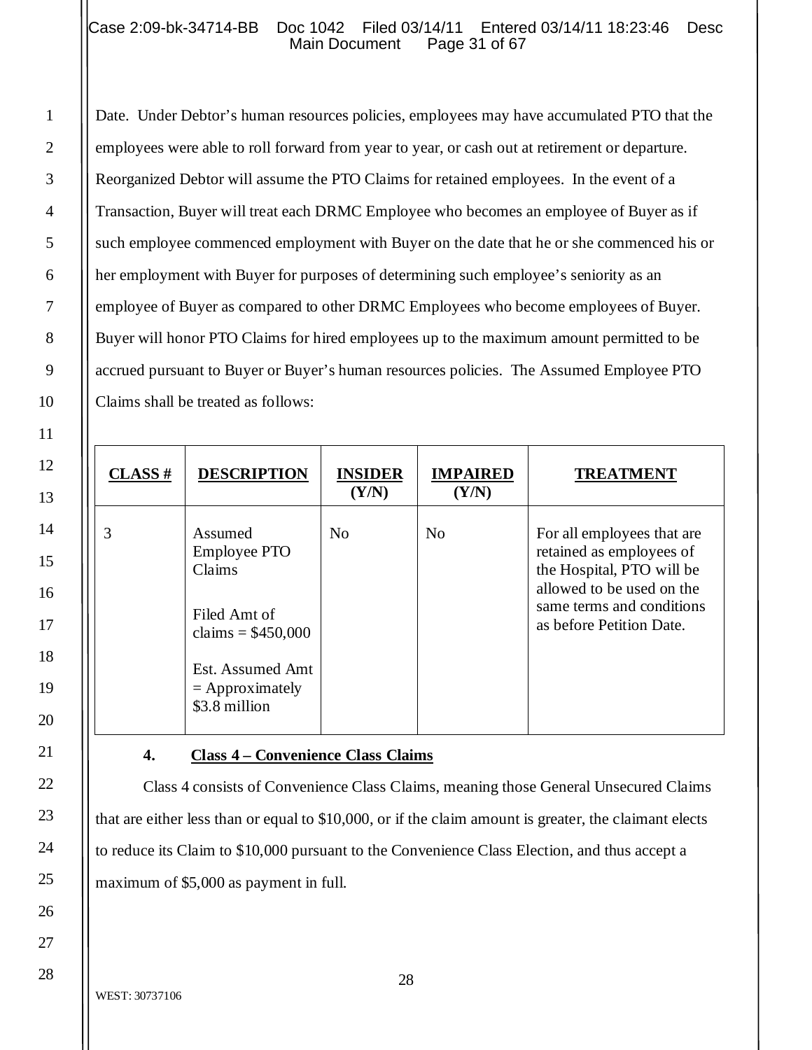Date. Under Debtor's human resources policies, employees may have accumulated PTO that the employees were able to roll forward from year to year, or cash out at retirement or departure. Reorganized Debtor will assume the PTO Claims for retained employees. In the event of a Transaction, Buyer will treat each DRMC Employee who becomes an employee of Buyer as if such employee commenced employment with Buyer on the date that he or she commenced his or her employment with Buyer for purposes of determining such employee's seniority as an employee of Buyer as compared to other DRMC Employees who become employees of Buyer. Buyer will honor PTO Claims for hired employees up to the maximum amount permitted to be accrued pursuant to Buyer or Buyer's human resources policies. The Assumed Employee PTO Claims shall be treated as follows:

| CLASS # | DESCRIPTION | INSIDER (Y/N) | IMPAIRED (Y/N) | TREATMENT |
|---|---|---|---|---|
| 3 | Assumed Employee PTO Claims<br><br>Filed Amt of claims = $450,000<br><br>Est. Assumed Amt = Approximately $3.8 million | No | No | For all employees that are retained as employees of the Hospital, PTO will be allowed to be used on the same terms and conditions as before Petition Date. |

### 4. Class 4 – Convenience Class Claims

Class 4 consists of Convenience Class Claims, meaning those General Unsecured Claims that are either less than or equal to $10,000, or if the claim amount is greater, the claimant elects to reduce its Claim to $10,000 pursuant to the Convenience Class Election, and thus accept a maximum of $5,000 as payment in full.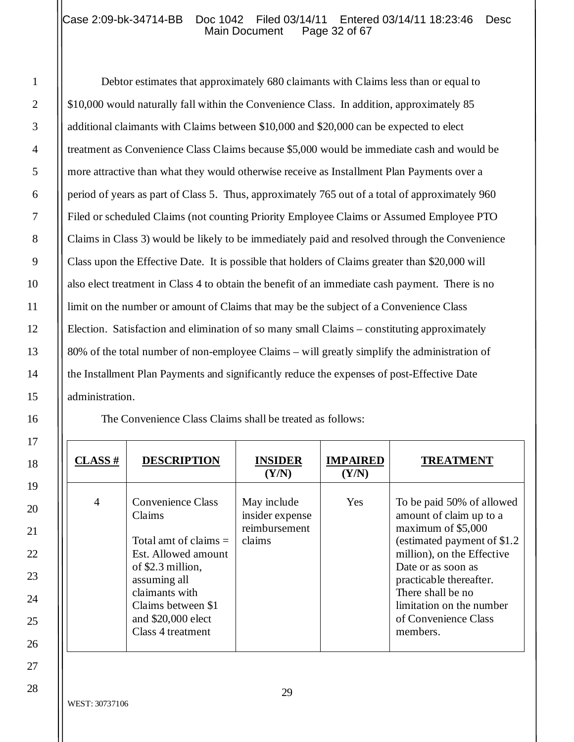Debtor estimates that approximately 680 claimants with Claims less than or equal to $10,000 would naturally fall within the Convenience Class. In addition, approximately 85 additional claimants with Claims between $10,000 and $20,000 can be expected to elect treatment as Convenience Class Claims because $5,000 would be immediate cash and would be more attractive than what they would otherwise receive as Installment Plan Payments over a period of years as part of Class 5. Thus, approximately 765 out of a total of approximately 960 Filed or scheduled Claims (not counting Priority Employee Claims or Assumed Employee PTO Claims in Class 3) would be likely to be immediately paid and resolved through the Convenience Class upon the Effective Date. It is possible that holders of Claims greater than $20,000 will also elect treatment in Class 4 to obtain the benefit of an immediate cash payment. There is no limit on the number or amount of Claims that may be the subject of a Convenience Class Election. Satisfaction and elimination of so many small Claims – constituting approximately 80% of the total number of non-employee Claims – will greatly simplify the administration of the Installment Plan Payments and significantly reduce the expenses of post-Effective Date administration.

The Convenience Class Claims shall be treated as follows:

| **CLASS #** | **DESCRIPTION** | **INSIDER (Y/N)** | **IMPAIRED (Y/N)** | **TREATMENT** |
|---|---|---|---|---|
| 4 | Convenience Class Claims<br><br>Total amt of claims = Est. Allowed amount of $2.3 million, assuming all claimants with Claims between $1 and $20,000 elect Class 4 treatment | May include insider expense reimbursement claims | Yes | To be paid 50% of allowed amount of claim up to a maximum of $5,000 (estimated payment of $1.2 million), on the Effective Date or as soon as practicable thereafter. There shall be no limitation on the number of Convenience Class members. |

WEST: 30737106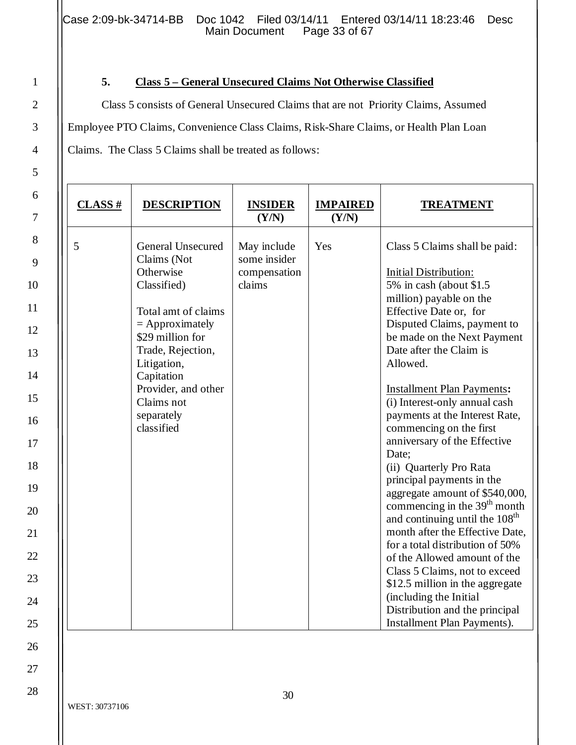### 5. Class 5 – General Unsecured Claims Not Otherwise Classified

Class 5 consists of General Unsecured Claims that are not Priority Claims, Assumed Employee PTO Claims, Convenience Class Claims, Risk-Share Claims, or Health Plan Loan Claims. The Class 5 Claims shall be treated as follows:

| CLASS # | DESCRIPTION | INSIDER (Y/N) | IMPAIRED (Y/N) | TREATMENT |
|---|---|---|---|---|
| 5 | General Unsecured Claims (Not Otherwise Classified)<br><br>Total amt of claims = Approximately \$29 million for Trade, Rejection, Litigation, Capitation Provider, and other Claims not separately classified | May include some insider compensation claims | Yes | Class 5 Claims shall be paid:<br><br>Initial Distribution:<br>5% in cash (about \$1.5 million) payable on the Effective Date or, for Disputed Claims, payment to be made on the Next Payment Date after the Claim is Allowed.<br><br>**Installment Plan Payments:**<br>(i) Interest-only annual cash payments at the Interest Rate, commencing on the first anniversary of the Effective Date;<br>(ii) Quarterly Pro Rata principal payments in the aggregate amount of \$540,000, commencing in the 39th month and continuing until the 108th month after the Effective Date, for a total distribution of 50% of the Allowed amount of the Class 5 Claims, not to exceed \$12.5 million in the aggregate (including the Initial Distribution and the principal Installment Plan Payments). |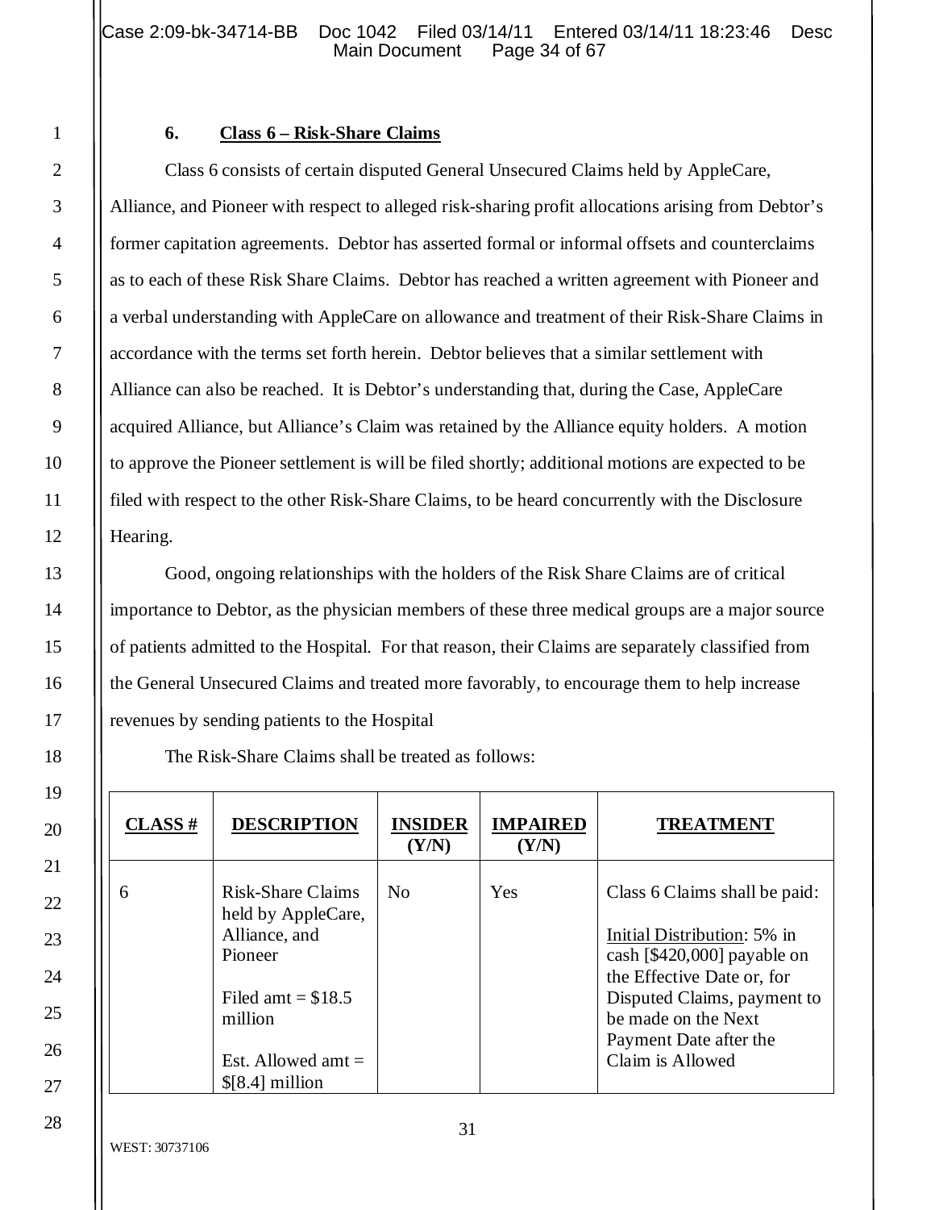### 6. **Class 6 – Risk-Share Claims**

Class 6 consists of certain disputed General Unsecured Claims held by AppleCare, Alliance, and Pioneer with respect to alleged risk-sharing profit allocations arising from Debtor's former capitation agreements. Debtor has asserted formal or informal offsets and counterclaims as to each of these Risk Share Claims. Debtor has reached a written agreement with Pioneer and a verbal understanding with AppleCare on allowance and treatment of their Risk-Share Claims in accordance with the terms set forth herein. Debtor believes that a similar settlement with Alliance can also be reached. It is Debtor's understanding that, during the Case, AppleCare acquired Alliance, but Alliance's Claim was retained by the Alliance equity holders. A motion to approve the Pioneer settlement is will be filed shortly; additional motions are expected to be filed with respect to the other Risk-Share Claims, to be heard concurrently with the Disclosure Hearing.

Good, ongoing relationships with the holders of the Risk Share Claims are of critical importance to Debtor, as the physician members of these three medical groups are a major source of patients admitted to the Hospital. For that reason, their Claims are separately classified from the General Unsecured Claims and treated more favorably, to encourage them to help increase revenues by sending patients to the Hospital

The Risk-Share Claims shall be treated as follows:

| CLASS # | DESCRIPTION | INSIDER (Y/N) | IMPAIRED (Y/N) | TREATMENT |
|---|---|---|---|---|
| 6 | Risk-Share Claims held by AppleCare, Alliance, and Pioneer<br><br>Filed amt = $18.5 million<br><br>Est. Allowed amt = $[8.4] million | No | Yes | Class 6 Claims shall be paid:<br><br>Initial Distribution: 5% in cash [$420,000] payable on the Effective Date or, for Disputed Claims, payment to be made on the Next Payment Date after the Claim is Allowed |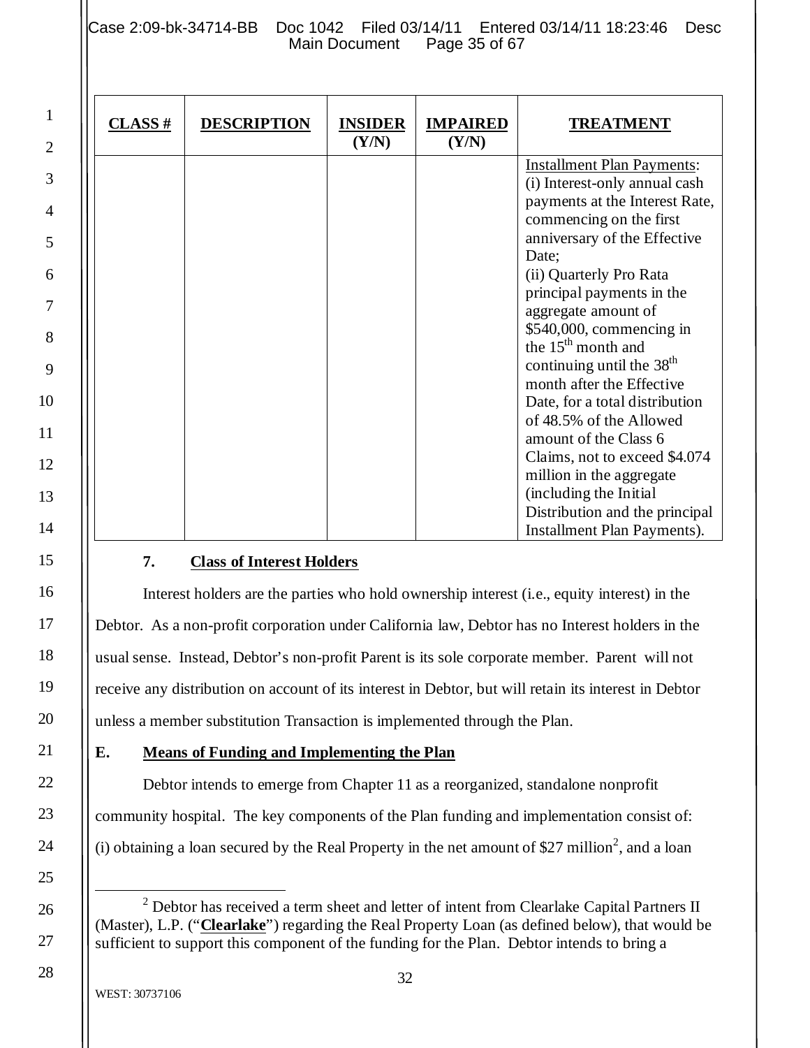| CLASS # | DESCRIPTION | INSIDER (Y/N) | IMPAIRED (Y/N) | TREATMENT |
|---|---|---|---|---|
| | | | | Installment Plan Payments: (i) Interest-only annual cash payments at the Interest Rate, commencing on the first anniversary of the Effective Date; (ii) Quarterly Pro Rata principal payments in the aggregate amount of $540,000, commencing in the 15th month and continuing until the 38th month after the Effective Date, for a total distribution of 48.5% of the Allowed amount of the Class 6 Claims, not to exceed $4.074 million in the aggregate (including the Initial Distribution and the principal Installment Plan Payments). |

### 7. Class of Interest Holders

Interest holders are the parties who hold ownership interest (i.e., equity interest) in the Debtor. As a non-profit corporation under California law, Debtor has no Interest holders in the usual sense. Instead, Debtor's non-profit Parent is its sole corporate member. Parent will not receive any distribution on account of its interest in Debtor, but will retain its interest in Debtor unless a member substitution Transaction is implemented through the Plan.

## E. Means of Funding and Implementing the Plan

Debtor intends to emerge from Chapter 11 as a reorganized, standalone nonprofit community hospital. The key components of the Plan funding and implementation consist of: (i) obtaining a loan secured by the Real Property in the net amount of $27 million[2], and a loan

---

[2] Debtor has received a term sheet and letter of intent from Clearlake Capital Partners II (Master), L.P. ("**Clearlake**") regarding the Real Property Loan (as defined below), that would be sufficient to support this component of the funding for the Plan. Debtor intends to bring a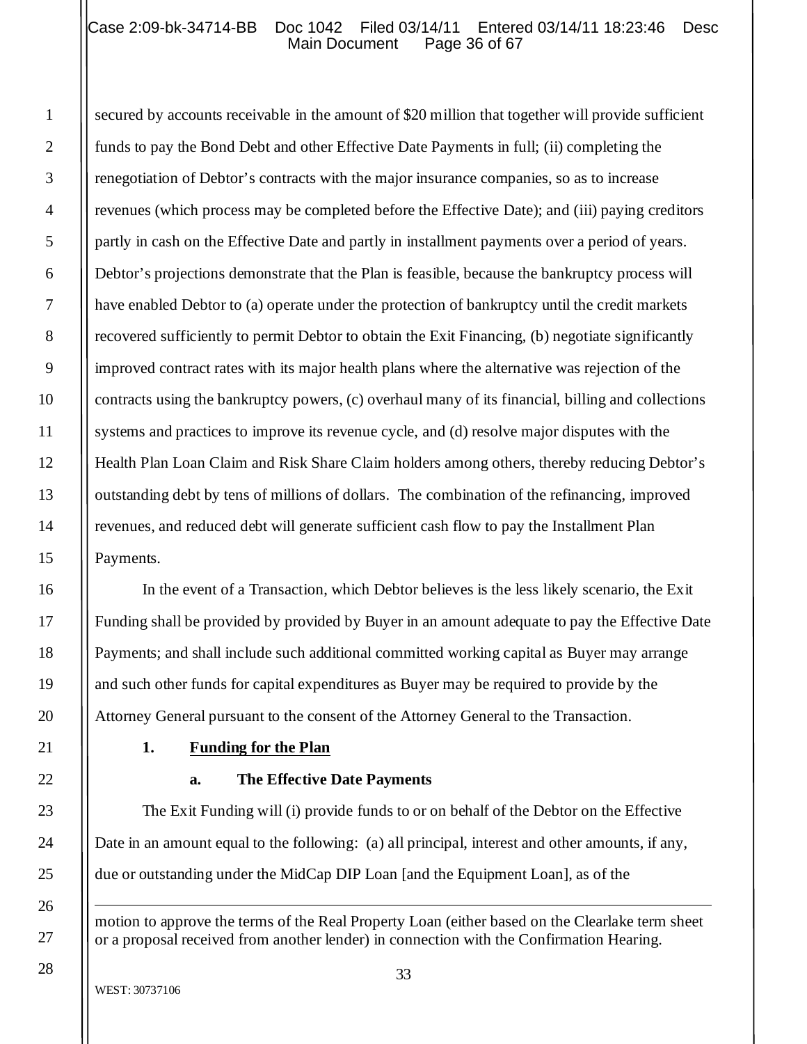secured by accounts receivable in the amount of $20 million that together will provide sufficient funds to pay the Bond Debt and other Effective Date Payments in full; (ii) completing the renegotiation of Debtor's contracts with the major insurance companies, so as to increase revenues (which process may be completed before the Effective Date); and (iii) paying creditors partly in cash on the Effective Date and partly in installment payments over a period of years. Debtor's projections demonstrate that the Plan is feasible, because the bankruptcy process will have enabled Debtor to (a) operate under the protection of bankruptcy until the credit markets recovered sufficiently to permit Debtor to obtain the Exit Financing, (b) negotiate significantly improved contract rates with its major health plans where the alternative was rejection of the contracts using the bankruptcy powers, (c) overhaul many of its financial, billing and collections systems and practices to improve its revenue cycle, and (d) resolve major disputes with the Health Plan Loan Claim and Risk Share Claim holders among others, thereby reducing Debtor's outstanding debt by tens of millions of dollars. The combination of the refinancing, improved revenues, and reduced debt will generate sufficient cash flow to pay the Installment Plan Payments.

In the event of a Transaction, which Debtor believes is the less likely scenario, the Exit Funding shall be provided by provided by Buyer in an amount adequate to pay the Effective Date Payments; and shall include such additional committed working capital as Buyer may arrange and such other funds for capital expenditures as Buyer may be required to provide by the Attorney General pursuant to the consent of the Attorney General to the Transaction.

**1. Funding for the Plan**

**a. The Effective Date Payments**

The Exit Funding will (i) provide funds to or on behalf of the Debtor on the Effective Date in an amount equal to the following: (a) all principal, interest and other amounts, if any, due or outstanding under the MidCap DIP Loan [and the Equipment Loan], as of the

---

motion to approve the terms of the Real Property Loan (either based on the Clearlake term sheet or a proposal received from another lender) in connection with the Confirmation Hearing.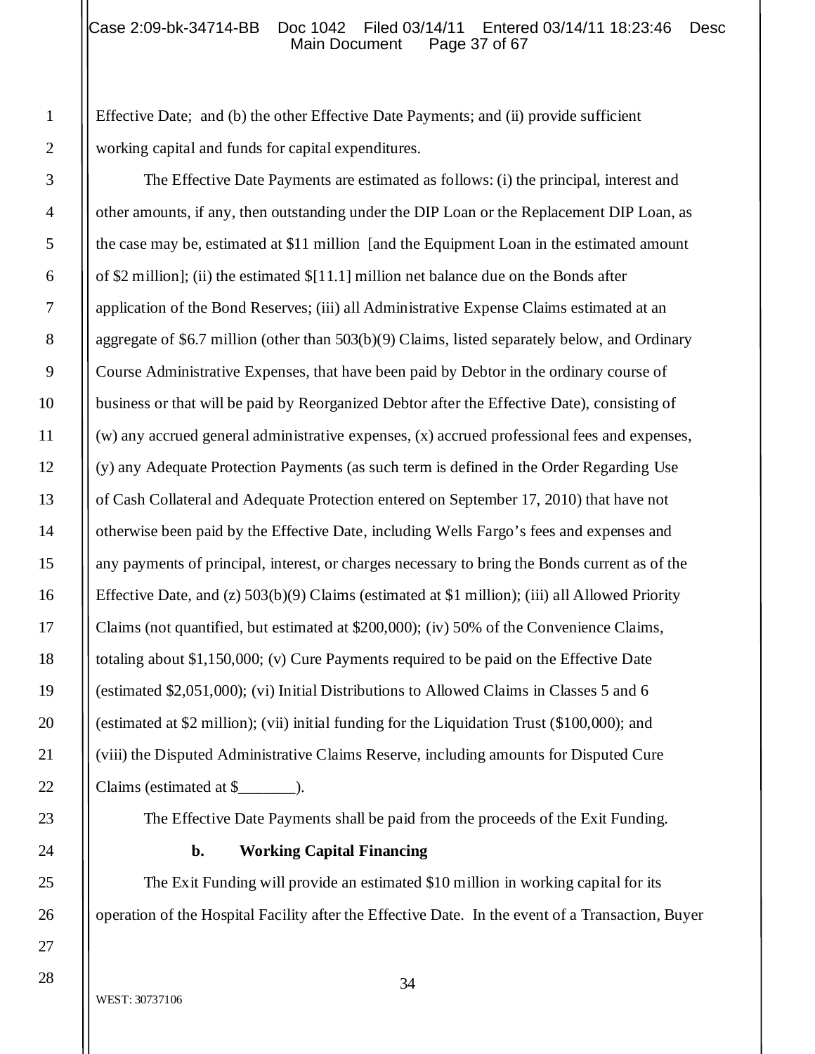Effective Date; and (b) the other Effective Date Payments; and (ii) provide sufficient working capital and funds for capital expenditures.

The Effective Date Payments are estimated as follows: (i) the principal, interest and other amounts, if any, then outstanding under the DIP Loan or the Replacement DIP Loan, as the case may be, estimated at $11 million [and the Equipment Loan in the estimated amount of $2 million]; (ii) the estimated $[11.1] million net balance due on the Bonds after application of the Bond Reserves; (iii) all Administrative Expense Claims estimated at an aggregate of $6.7 million (other than 503(b)(9) Claims, listed separately below, and Ordinary Course Administrative Expenses, that have been paid by Debtor in the ordinary course of business or that will be paid by Reorganized Debtor after the Effective Date), consisting of (w) any accrued general administrative expenses, (x) accrued professional fees and expenses, (y) any Adequate Protection Payments (as such term is defined in the Order Regarding Use of Cash Collateral and Adequate Protection entered on September 17, 2010) that have not otherwise been paid by the Effective Date, including Wells Fargo's fees and expenses and any payments of principal, interest, or charges necessary to bring the Bonds current as of the Effective Date, and (z) 503(b)(9) Claims (estimated at $1 million); (iii) all Allowed Priority Claims (not quantified, but estimated at $200,000); (iv) 50% of the Convenience Claims, totaling about $1,150,000; (v) Cure Payments required to be paid on the Effective Date (estimated $2,051,000); (vi) Initial Distributions to Allowed Claims in Classes 5 and 6 (estimated at $2 million); (vii) initial funding for the Liquidation Trust ($100,000); and (viii) the Disputed Administrative Claims Reserve, including amounts for Disputed Cure Claims (estimated at $_______).

The Effective Date Payments shall be paid from the proceeds of the Exit Funding.

**b. Working Capital Financing**

The Exit Funding will provide an estimated $10 million in working capital for its operation of the Hospital Facility after the Effective Date. In the event of a Transaction, Buyer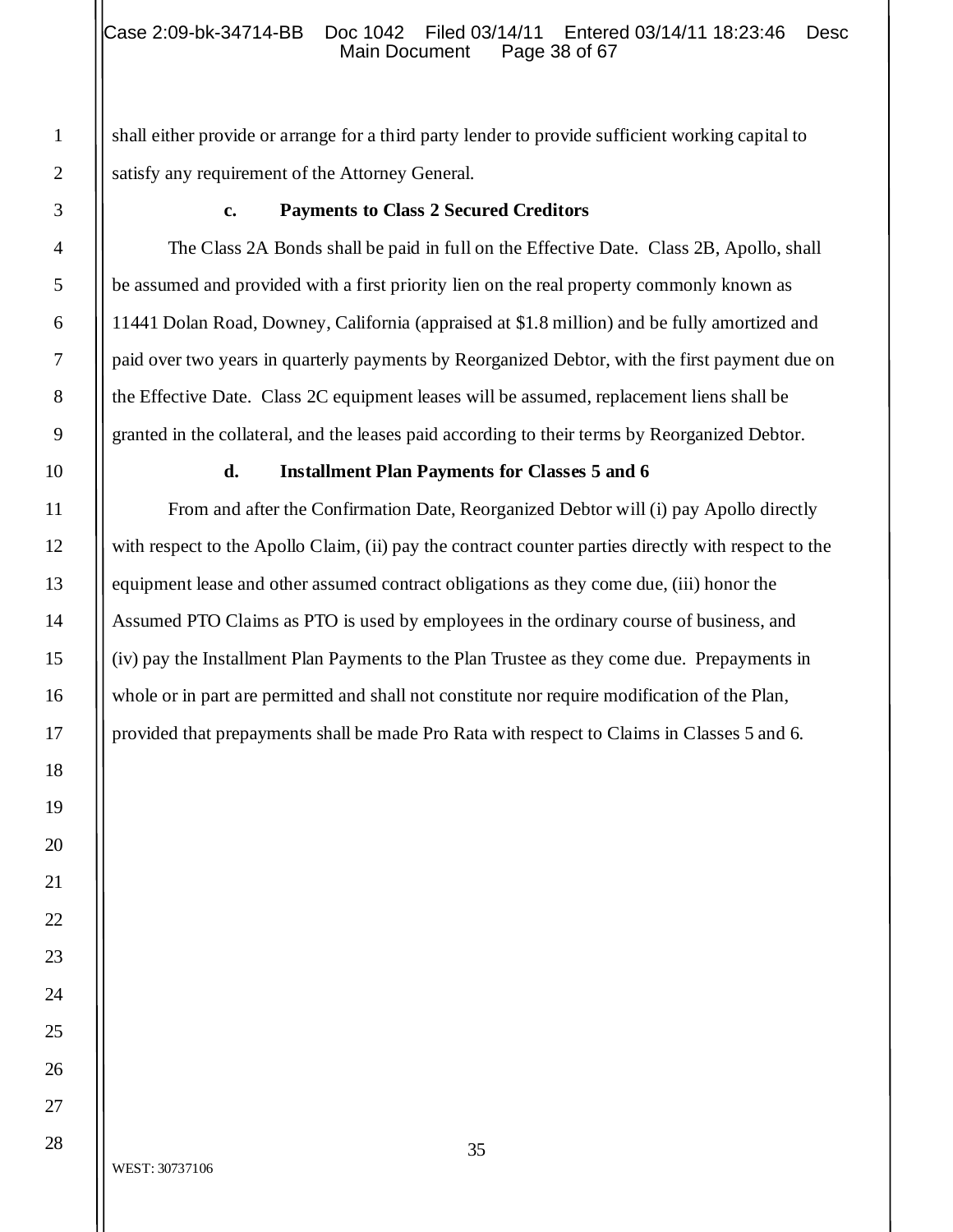shall either provide or arrange for a third party lender to provide sufficient working capital to satisfy any requirement of the Attorney General.

**c. Payments to Class 2 Secured Creditors**

The Class 2A Bonds shall be paid in full on the Effective Date. Class 2B, Apollo, shall be assumed and provided with a first priority lien on the real property commonly known as 11441 Dolan Road, Downey, California (appraised at $1.8 million) and be fully amortized and paid over two years in quarterly payments by Reorganized Debtor, with the first payment due on the Effective Date. Class 2C equipment leases will be assumed, replacement liens shall be granted in the collateral, and the leases paid according to their terms by Reorganized Debtor.

**d. Installment Plan Payments for Classes 5 and 6**

From and after the Confirmation Date, Reorganized Debtor will (i) pay Apollo directly with respect to the Apollo Claim, (ii) pay the contract counter parties directly with respect to the equipment lease and other assumed contract obligations as they come due, (iii) honor the Assumed PTO Claims as PTO is used by employees in the ordinary course of business, and (iv) pay the Installment Plan Payments to the Plan Trustee as they come due. Prepayments in whole or in part are permitted and shall not constitute nor require modification of the Plan, provided that prepayments shall be made Pro Rata with respect to Claims in Classes 5 and 6.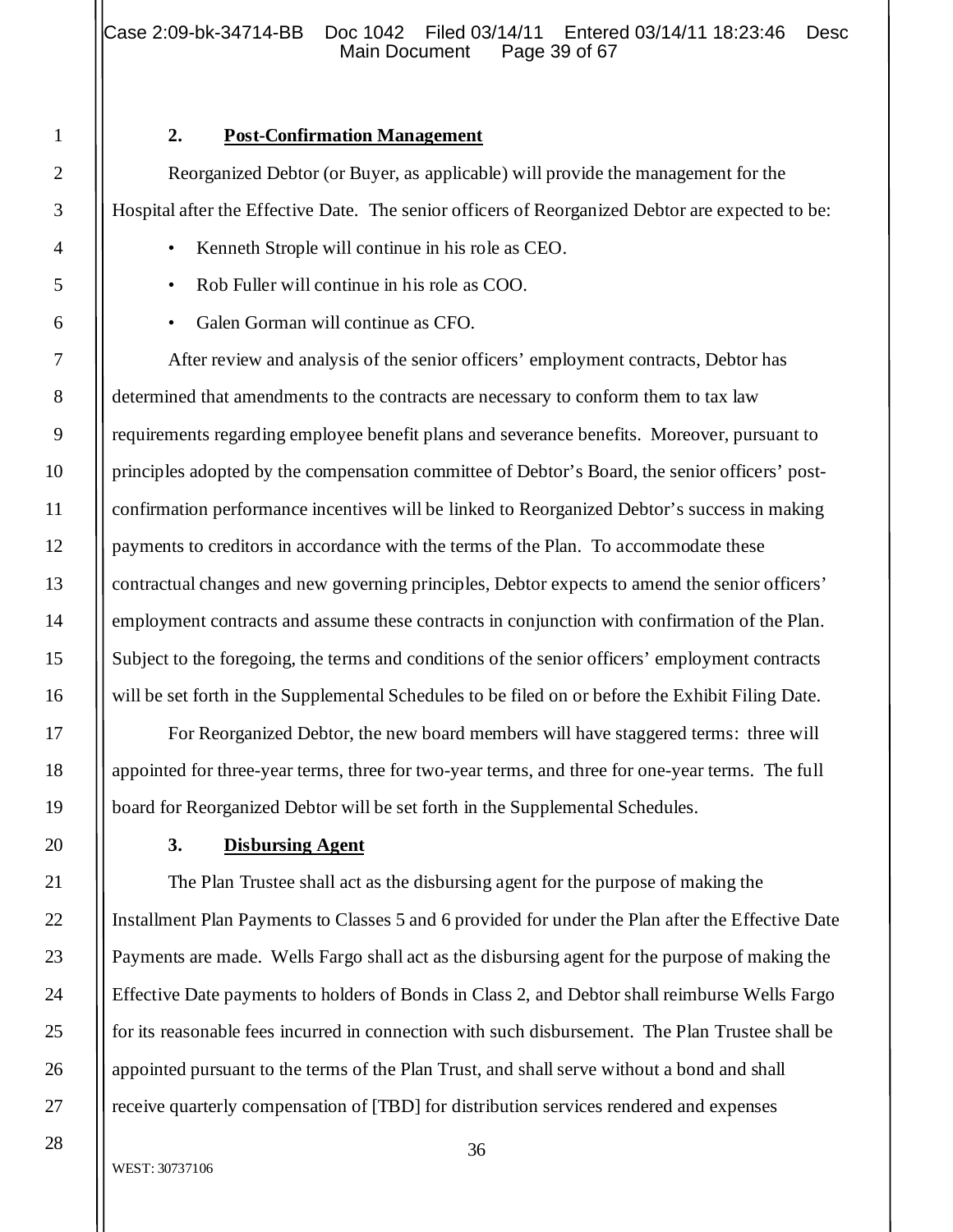### 2. **Post-Confirmation Management**

Reorganized Debtor (or Buyer, as applicable) will provide the management for the Hospital after the Effective Date. The senior officers of Reorganized Debtor are expected to be:

- Kenneth Strople will continue in his role as CEO.
- Rob Fuller will continue in his role as COO.
- Galen Gorman will continue as CFO.

After review and analysis of the senior officers' employment contracts, Debtor has determined that amendments to the contracts are necessary to conform them to tax law requirements regarding employee benefit plans and severance benefits. Moreover, pursuant to principles adopted by the compensation committee of Debtor's Board, the senior officers' post-confirmation performance incentives will be linked to Reorganized Debtor's success in making payments to creditors in accordance with the terms of the Plan. To accommodate these contractual changes and new governing principles, Debtor expects to amend the senior officers' employment contracts and assume these contracts in conjunction with confirmation of the Plan. Subject to the foregoing, the terms and conditions of the senior officers' employment contracts will be set forth in the Supplemental Schedules to be filed on or before the Exhibit Filing Date.

For Reorganized Debtor, the new board members will have staggered terms: three will appointed for three-year terms, three for two-year terms, and three for one-year terms. The full board for Reorganized Debtor will be set forth in the Supplemental Schedules.

### 3. **Disbursing Agent**

The Plan Trustee shall act as the disbursing agent for the purpose of making the Installment Plan Payments to Classes 5 and 6 provided for under the Plan after the Effective Date Payments are made. Wells Fargo shall act as the disbursing agent for the purpose of making the Effective Date payments to holders of Bonds in Class 2, and Debtor shall reimburse Wells Fargo for its reasonable fees incurred in connection with such disbursement. The Plan Trustee shall be appointed pursuant to the terms of the Plan Trust, and shall serve without a bond and shall receive quarterly compensation of [TBD] for distribution services rendered and expenses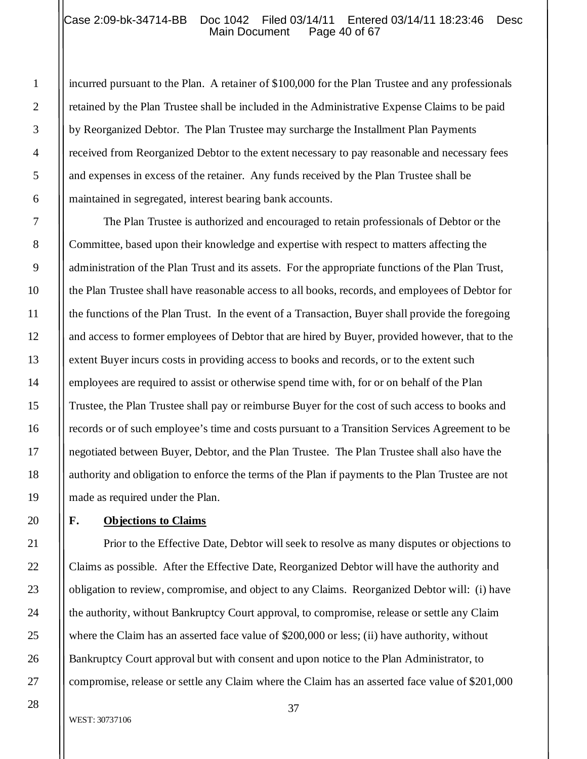incurred pursuant to the Plan. A retainer of $100,000 for the Plan Trustee and any professionals retained by the Plan Trustee shall be included in the Administrative Expense Claims to be paid by Reorganized Debtor. The Plan Trustee may surcharge the Installment Plan Payments received from Reorganized Debtor to the extent necessary to pay reasonable and necessary fees and expenses in excess of the retainer. Any funds received by the Plan Trustee shall be maintained in segregated, interest bearing bank accounts.

The Plan Trustee is authorized and encouraged to retain professionals of Debtor or the Committee, based upon their knowledge and expertise with respect to matters affecting the administration of the Plan Trust and its assets. For the appropriate functions of the Plan Trust, the Plan Trustee shall have reasonable access to all books, records, and employees of Debtor for the functions of the Plan Trust. In the event of a Transaction, Buyer shall provide the foregoing and access to former employees of Debtor that are hired by Buyer, provided however, that to the extent Buyer incurs costs in providing access to books and records, or to the extent such employees are required to assist or otherwise spend time with, for or on behalf of the Plan Trustee, the Plan Trustee shall pay or reimburse Buyer for the cost of such access to books and records or of such employee's time and costs pursuant to a Transition Services Agreement to be negotiated between Buyer, Debtor, and the Plan Trustee. The Plan Trustee shall also have the authority and obligation to enforce the terms of the Plan if payments to the Plan Trustee are not made as required under the Plan.

**F. Objections to Claims**

Prior to the Effective Date, Debtor will seek to resolve as many disputes or objections to Claims as possible. After the Effective Date, Reorganized Debtor will have the authority and obligation to review, compromise, and object to any Claims. Reorganized Debtor will: (i) have the authority, without Bankruptcy Court approval, to compromise, release or settle any Claim where the Claim has an asserted face value of $200,000 or less; (ii) have authority, without Bankruptcy Court approval but with consent and upon notice to the Plan Administrator, to compromise, release or settle any Claim where the Claim has an asserted face value of $201,000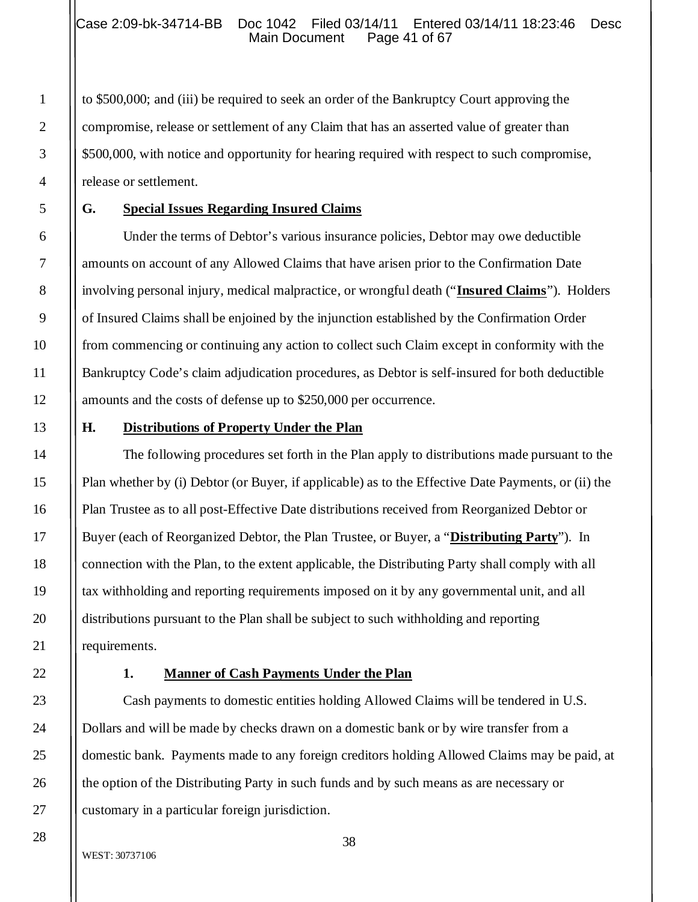to $500,000; and (iii) be required to seek an order of the Bankruptcy Court approving the compromise, release or settlement of any Claim that has an asserted value of greater than $500,000, with notice and opportunity for hearing required with respect to such compromise, release or settlement.

## G. Special Issues Regarding Insured Claims

Under the terms of Debtor's various insurance policies, Debtor may owe deductible amounts on account of any Allowed Claims that have arisen prior to the Confirmation Date involving personal injury, medical malpractice, or wrongful death ("**Insured Claims**"). Holders of Insured Claims shall be enjoined by the injunction established by the Confirmation Order from commencing or continuing any action to collect such Claim except in conformity with the Bankruptcy Code's claim adjudication procedures, as Debtor is self-insured for both deductible amounts and the costs of defense up to $250,000 per occurrence.

## H. Distributions of Property Under the Plan

The following procedures set forth in the Plan apply to distributions made pursuant to the Plan whether by (i) Debtor (or Buyer, if applicable) as to the Effective Date Payments, or (ii) the Plan Trustee as to all post-Effective Date distributions received from Reorganized Debtor or Buyer (each of Reorganized Debtor, the Plan Trustee, or Buyer, a "**Distributing Party**"). In connection with the Plan, to the extent applicable, the Distributing Party shall comply with all tax withholding and reporting requirements imposed on it by any governmental unit, and all distributions pursuant to the Plan shall be subject to such withholding and reporting requirements.

### 1. Manner of Cash Payments Under the Plan

Cash payments to domestic entities holding Allowed Claims will be tendered in U.S. Dollars and will be made by checks drawn on a domestic bank or by wire transfer from a domestic bank. Payments made to any foreign creditors holding Allowed Claims may be paid, at the option of the Distributing Party in such funds and by such means as are necessary or customary in a particular foreign jurisdiction.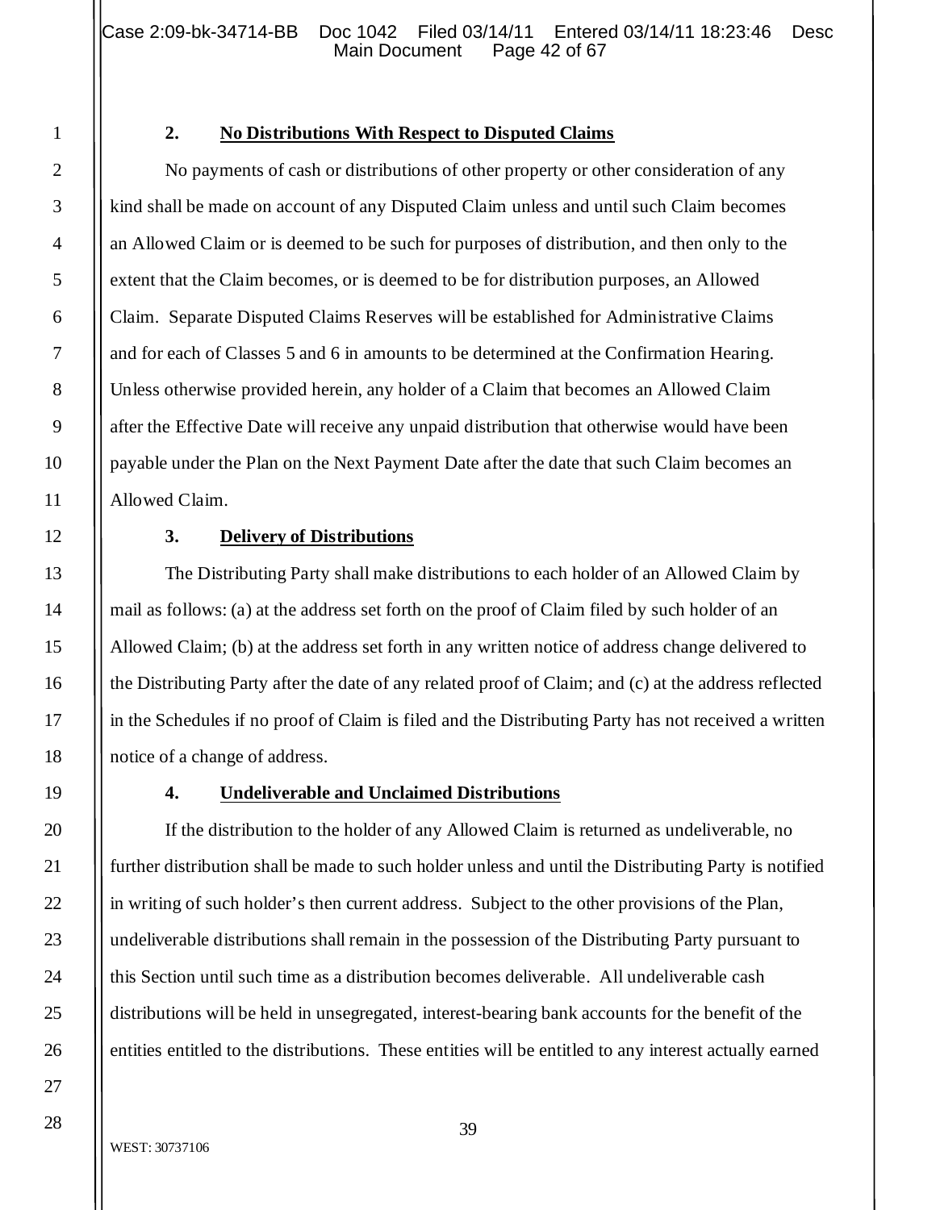### 2. **No Distributions With Respect to Disputed Claims**

No payments of cash or distributions of other property or other consideration of any kind shall be made on account of any Disputed Claim unless and until such Claim becomes an Allowed Claim or is deemed to be such for purposes of distribution, and then only to the extent that the Claim becomes, or is deemed to be for distribution purposes, an Allowed Claim. Separate Disputed Claims Reserves will be established for Administrative Claims and for each of Classes 5 and 6 in amounts to be determined at the Confirmation Hearing. Unless otherwise provided herein, any holder of a Claim that becomes an Allowed Claim after the Effective Date will receive any unpaid distribution that otherwise would have been payable under the Plan on the Next Payment Date after the date that such Claim becomes an Allowed Claim.

### 3. **Delivery of Distributions**

The Distributing Party shall make distributions to each holder of an Allowed Claim by mail as follows: (a) at the address set forth on the proof of Claim filed by such holder of an Allowed Claim; (b) at the address set forth in any written notice of address change delivered to the Distributing Party after the date of any related proof of Claim; and (c) at the address reflected in the Schedules if no proof of Claim is filed and the Distributing Party has not received a written notice of a change of address.

### 4. **Undeliverable and Unclaimed Distributions**

If the distribution to the holder of any Allowed Claim is returned as undeliverable, no further distribution shall be made to such holder unless and until the Distributing Party is notified in writing of such holder's then current address. Subject to the other provisions of the Plan, undeliverable distributions shall remain in the possession of the Distributing Party pursuant to this Section until such time as a distribution becomes deliverable. All undeliverable cash distributions will be held in unsegregated, interest-bearing bank accounts for the benefit of the entities entitled to the distributions. These entities will be entitled to any interest actually earned

WEST: 30737106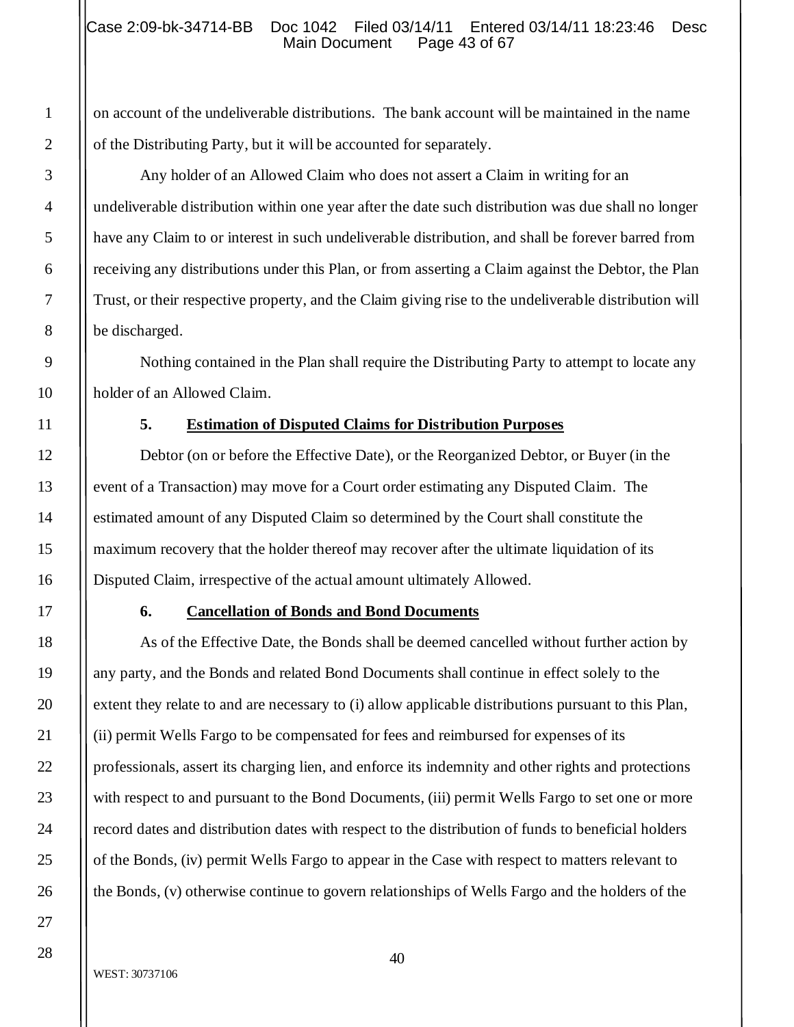on account of the undeliverable distributions. The bank account will be maintained in the name of the Distributing Party, but it will be accounted for separately.

Any holder of an Allowed Claim who does not assert a Claim in writing for an undeliverable distribution within one year after the date such distribution was due shall no longer have any Claim to or interest in such undeliverable distribution, and shall be forever barred from receiving any distributions under this Plan, or from asserting a Claim against the Debtor, the Plan Trust, or their respective property, and the Claim giving rise to the undeliverable distribution will be discharged.

Nothing contained in the Plan shall require the Distributing Party to attempt to locate any holder of an Allowed Claim.

### 5. **Estimation of Disputed Claims for Distribution Purposes**

Debtor (on or before the Effective Date), or the Reorganized Debtor, or Buyer (in the event of a Transaction) may move for a Court order estimating any Disputed Claim. The estimated amount of any Disputed Claim so determined by the Court shall constitute the maximum recovery that the holder thereof may recover after the ultimate liquidation of its Disputed Claim, irrespective of the actual amount ultimately Allowed.

### 6. **Cancellation of Bonds and Bond Documents**

As of the Effective Date, the Bonds shall be deemed cancelled without further action by any party, and the Bonds and related Bond Documents shall continue in effect solely to the extent they relate to and are necessary to (i) allow applicable distributions pursuant to this Plan, (ii) permit Wells Fargo to be compensated for fees and reimbursed for expenses of its professionals, assert its charging lien, and enforce its indemnity and other rights and protections with respect to and pursuant to the Bond Documents, (iii) permit Wells Fargo to set one or more record dates and distribution dates with respect to the distribution of funds to beneficial holders of the Bonds, (iv) permit Wells Fargo to appear in the Case with respect to matters relevant to the Bonds, (v) otherwise continue to govern relationships of Wells Fargo and the holders of the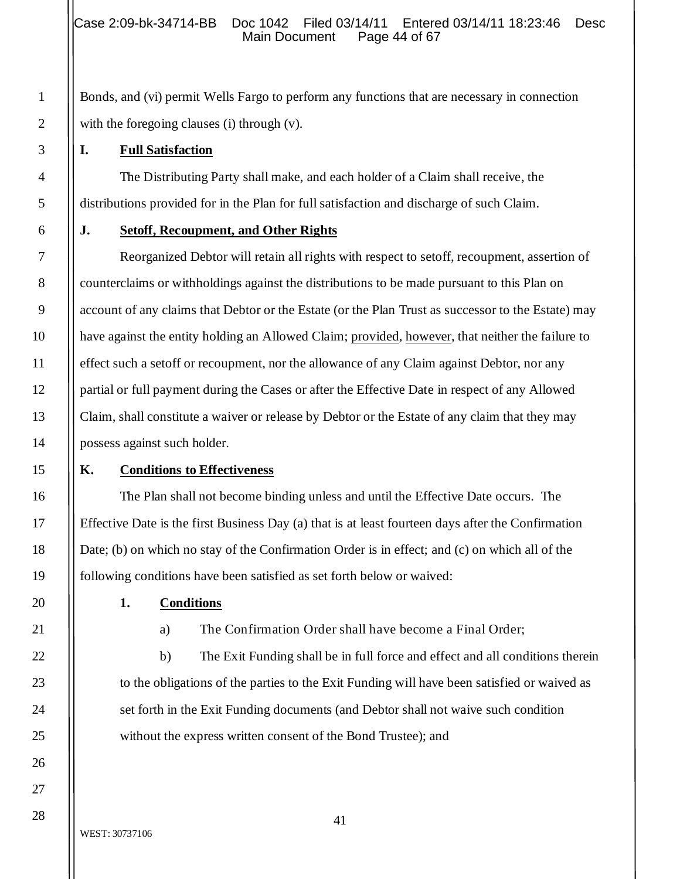Bonds, and (vi) permit Wells Fargo to perform any functions that are necessary in connection with the foregoing clauses (i) through (v).

### I. **Full Satisfaction**

The Distributing Party shall make, and each holder of a Claim shall receive, the distributions provided for in the Plan for full satisfaction and discharge of such Claim.

### J. **Setoff, Recoupment, and Other Rights**

Reorganized Debtor will retain all rights with respect to setoff, recoupment, assertion of counterclaims or withholdings against the distributions to be made pursuant to this Plan on account of any claims that Debtor or the Estate (or the Plan Trust as successor to the Estate) may have against the entity holding an Allowed Claim; provided, however, that neither the failure to effect such a setoff or recoupment, nor the allowance of any Claim against Debtor, nor any partial or full payment during the Cases or after the Effective Date in respect of any Allowed Claim, shall constitute a waiver or release by Debtor or the Estate of any claim that they may possess against such holder.

### K. **Conditions to Effectiveness**

The Plan shall not become binding unless and until the Effective Date occurs. The Effective Date is the first Business Day (a) that is at least fourteen days after the Confirmation Date; (b) on which no stay of the Confirmation Order is in effect; and (c) on which all of the following conditions have been satisfied as set forth below or waived:

#### 1. **Conditions**

a) The Confirmation Order shall have become a Final Order;

b) The Exit Funding shall be in full force and effect and all conditions therein to the obligations of the parties to the Exit Funding will have been satisfied or waived as set forth in the Exit Funding documents (and Debtor shall not waive such condition without the express written consent of the Bond Trustee); and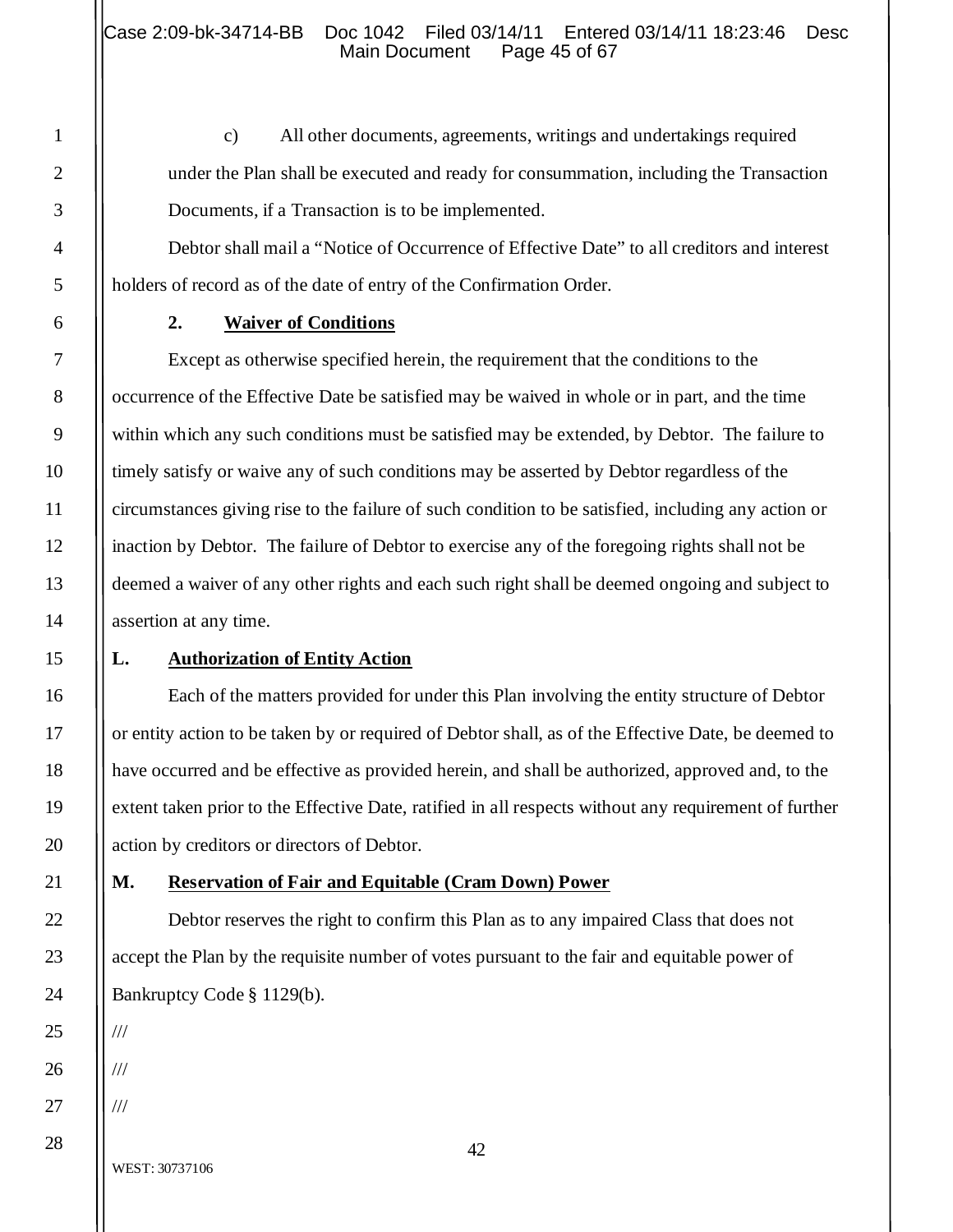c) All other documents, agreements, writings and undertakings required under the Plan shall be executed and ready for consummation, including the Transaction Documents, if a Transaction is to be implemented.

Debtor shall mail a "Notice of Occurrence of Effective Date" to all creditors and interest holders of record as of the date of entry of the Confirmation Order.

**2. Waiver of Conditions**

Except as otherwise specified herein, the requirement that the conditions to the occurrence of the Effective Date be satisfied may be waived in whole or in part, and the time within which any such conditions must be satisfied may be extended, by Debtor. The failure to timely satisfy or waive any of such conditions may be asserted by Debtor regardless of the circumstances giving rise to the failure of such condition to be satisfied, including any action or inaction by Debtor. The failure of Debtor to exercise any of the foregoing rights shall not be deemed a waiver of any other rights and each such right shall be deemed ongoing and subject to assertion at any time.

**L. Authorization of Entity Action**

Each of the matters provided for under this Plan involving the entity structure of Debtor or entity action to be taken by or required of Debtor shall, as of the Effective Date, be deemed to have occurred and be effective as provided herein, and shall be authorized, approved and, to the extent taken prior to the Effective Date, ratified in all respects without any requirement of further action by creditors or directors of Debtor.

**M. Reservation of Fair and Equitable (Cram Down) Power**

Debtor reserves the right to confirm this Plan as to any impaired Class that does not accept the Plan by the requisite number of votes pursuant to the fair and equitable power of Bankruptcy Code § 1129(b).

///

///

///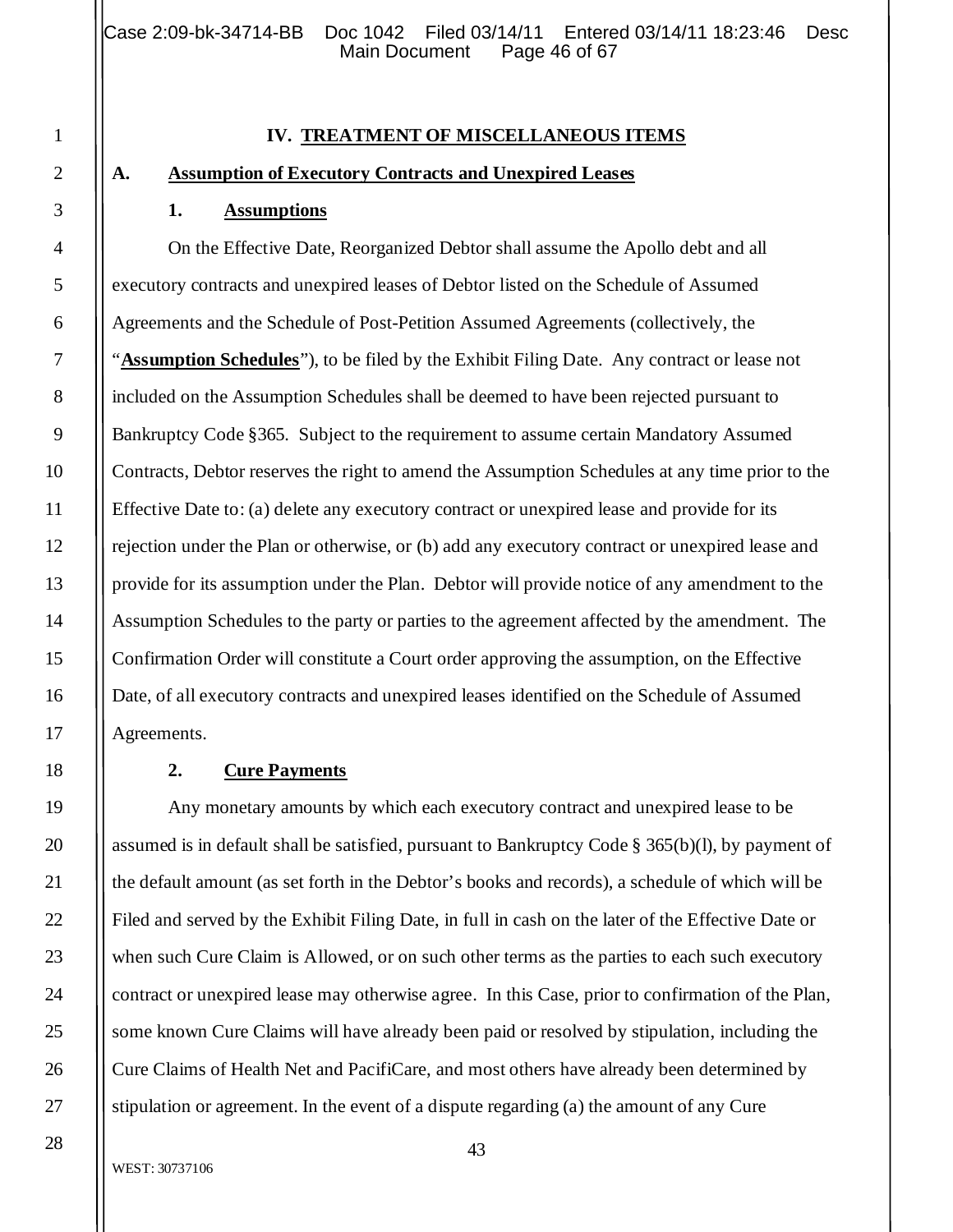## IV. TREATMENT OF MISCELLANEOUS ITEMS

### A. Assumption of Executory Contracts and Unexpired Leases

#### 1. Assumptions

On the Effective Date, Reorganized Debtor shall assume the Apollo debt and all executory contracts and unexpired leases of Debtor listed on the Schedule of Assumed Agreements and the Schedule of Post-Petition Assumed Agreements (collectively, the "**Assumption Schedules**"), to be filed by the Exhibit Filing Date. Any contract or lease not included on the Assumption Schedules shall be deemed to have been rejected pursuant to Bankruptcy Code §365. Subject to the requirement to assume certain Mandatory Assumed Contracts, Debtor reserves the right to amend the Assumption Schedules at any time prior to the Effective Date to: (a) delete any executory contract or unexpired lease and provide for its rejection under the Plan or otherwise, or (b) add any executory contract or unexpired lease and provide for its assumption under the Plan. Debtor will provide notice of any amendment to the Assumption Schedules to the party or parties to the agreement affected by the amendment. The Confirmation Order will constitute a Court order approving the assumption, on the Effective Date, of all executory contracts and unexpired leases identified on the Schedule of Assumed Agreements.

#### 2. Cure Payments

Any monetary amounts by which each executory contract and unexpired lease to be assumed is in default shall be satisfied, pursuant to Bankruptcy Code § 365(b)(l), by payment of the default amount (as set forth in the Debtor's books and records), a schedule of which will be Filed and served by the Exhibit Filing Date, in full in cash on the later of the Effective Date or when such Cure Claim is Allowed, or on such other terms as the parties to each such executory contract or unexpired lease may otherwise agree. In this Case, prior to confirmation of the Plan, some known Cure Claims will have already been paid or resolved by stipulation, including the Cure Claims of Health Net and PacifiCare, and most others have already been determined by stipulation or agreement. In the event of a dispute regarding (a) the amount of any Cure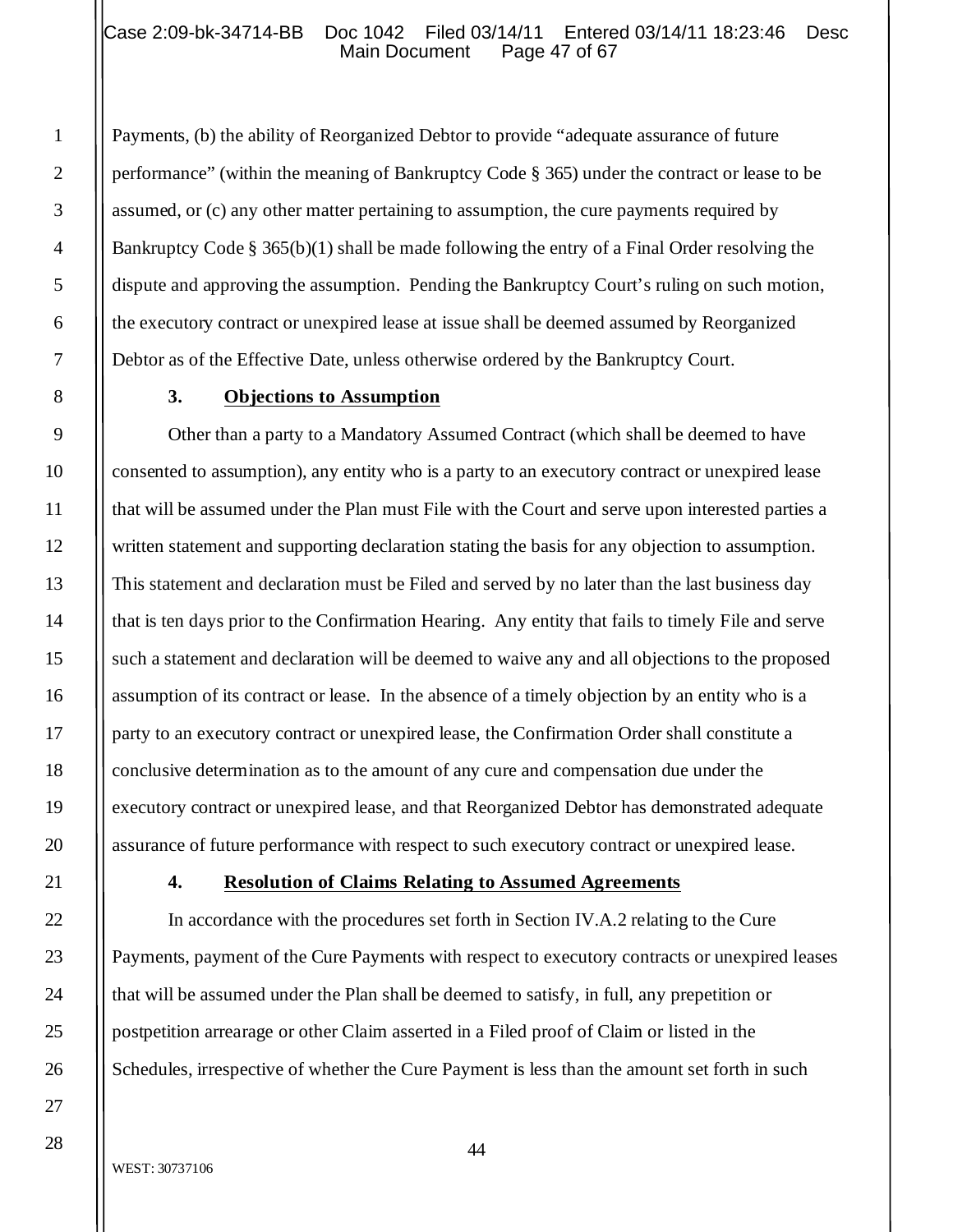Payments, (b) the ability of Reorganized Debtor to provide "adequate assurance of future performance" (within the meaning of Bankruptcy Code § 365) under the contract or lease to be assumed, or (c) any other matter pertaining to assumption, the cure payments required by Bankruptcy Code § 365(b)(1) shall be made following the entry of a Final Order resolving the dispute and approving the assumption. Pending the Bankruptcy Court's ruling on such motion, the executory contract or unexpired lease at issue shall be deemed assumed by Reorganized Debtor as of the Effective Date, unless otherwise ordered by the Bankruptcy Court.

### 3. Objections to Assumption

Other than a party to a Mandatory Assumed Contract (which shall be deemed to have consented to assumption), any entity who is a party to an executory contract or unexpired lease that will be assumed under the Plan must File with the Court and serve upon interested parties a written statement and supporting declaration stating the basis for any objection to assumption. This statement and declaration must be Filed and served by no later than the last business day that is ten days prior to the Confirmation Hearing. Any entity that fails to timely File and serve such a statement and declaration will be deemed to waive any and all objections to the proposed assumption of its contract or lease. In the absence of a timely objection by an entity who is a party to an executory contract or unexpired lease, the Confirmation Order shall constitute a conclusive determination as to the amount of any cure and compensation due under the executory contract or unexpired lease, and that Reorganized Debtor has demonstrated adequate assurance of future performance with respect to such executory contract or unexpired lease.

### 4. Resolution of Claims Relating to Assumed Agreements

In accordance with the procedures set forth in Section IV.A.2 relating to the Cure Payments, payment of the Cure Payments with respect to executory contracts or unexpired leases that will be assumed under the Plan shall be deemed to satisfy, in full, any prepetition or postpetition arrearage or other Claim asserted in a Filed proof of Claim or listed in the Schedules, irrespective of whether the Cure Payment is less than the amount set forth in such

WEST: 30737106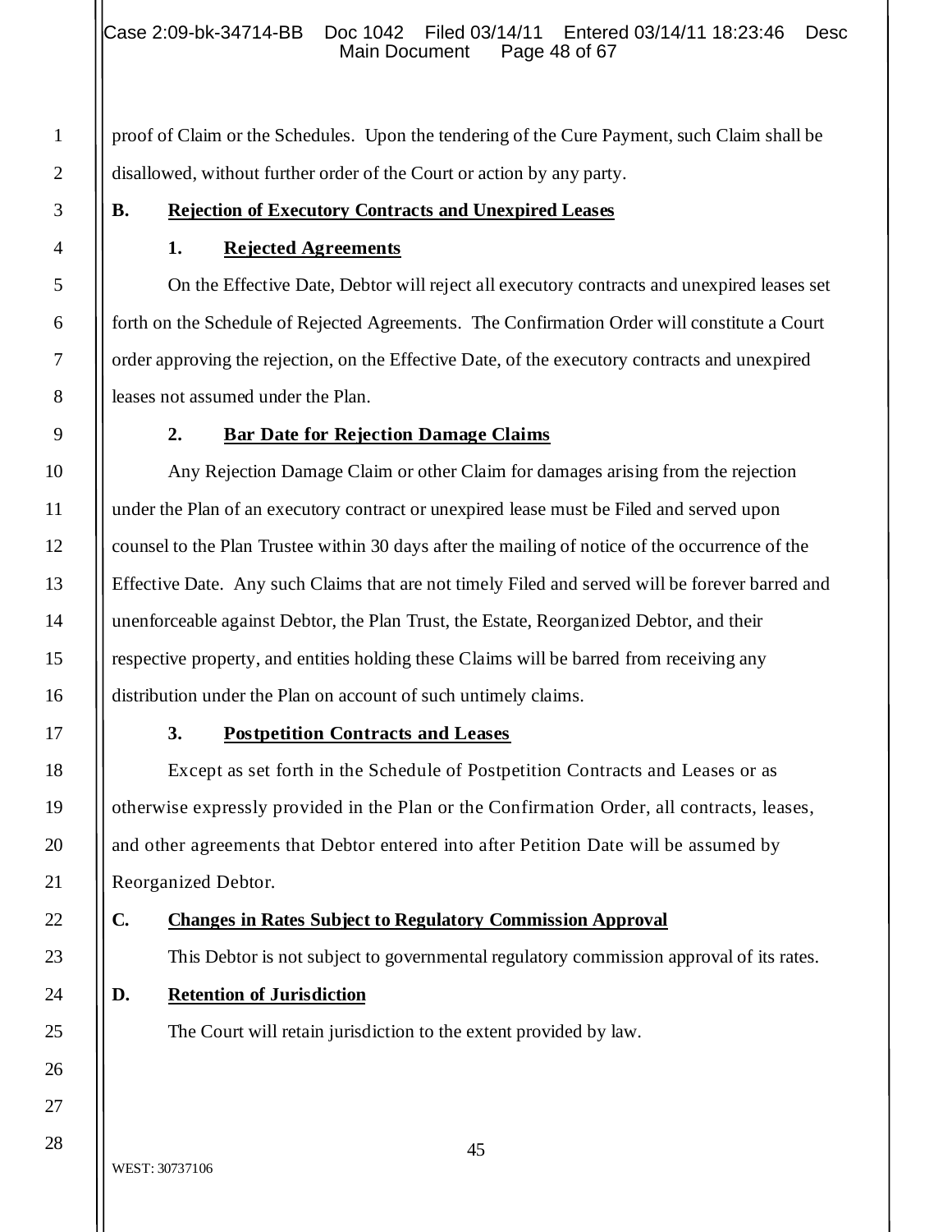proof of Claim or the Schedules. Upon the tendering of the Cure Payment, such Claim shall be disallowed, without further order of the Court or action by any party.

## B. Rejection of Executory Contracts and Unexpired Leases

### 1. Rejected Agreements

On the Effective Date, Debtor will reject all executory contracts and unexpired leases set forth on the Schedule of Rejected Agreements. The Confirmation Order will constitute a Court order approving the rejection, on the Effective Date, of the executory contracts and unexpired leases not assumed under the Plan.

### 2. Bar Date for Rejection Damage Claims

Any Rejection Damage Claim or other Claim for damages arising from the rejection under the Plan of an executory contract or unexpired lease must be Filed and served upon counsel to the Plan Trustee within 30 days after the mailing of notice of the occurrence of the Effective Date. Any such Claims that are not timely Filed and served will be forever barred and unenforceable against Debtor, the Plan Trust, the Estate, Reorganized Debtor, and their respective property, and entities holding these Claims will be barred from receiving any distribution under the Plan on account of such untimely claims.

### 3. Postpetition Contracts and Leases

Except as set forth in the Schedule of Postpetition Contracts and Leases or as otherwise expressly provided in the Plan or the Confirmation Order, all contracts, leases, and other agreements that Debtor entered into after Petition Date will be assumed by Reorganized Debtor.

## C. Changes in Rates Subject to Regulatory Commission Approval

This Debtor is not subject to governmental regulatory commission approval of its rates.

## D. Retention of Jurisdiction

The Court will retain jurisdiction to the extent provided by law.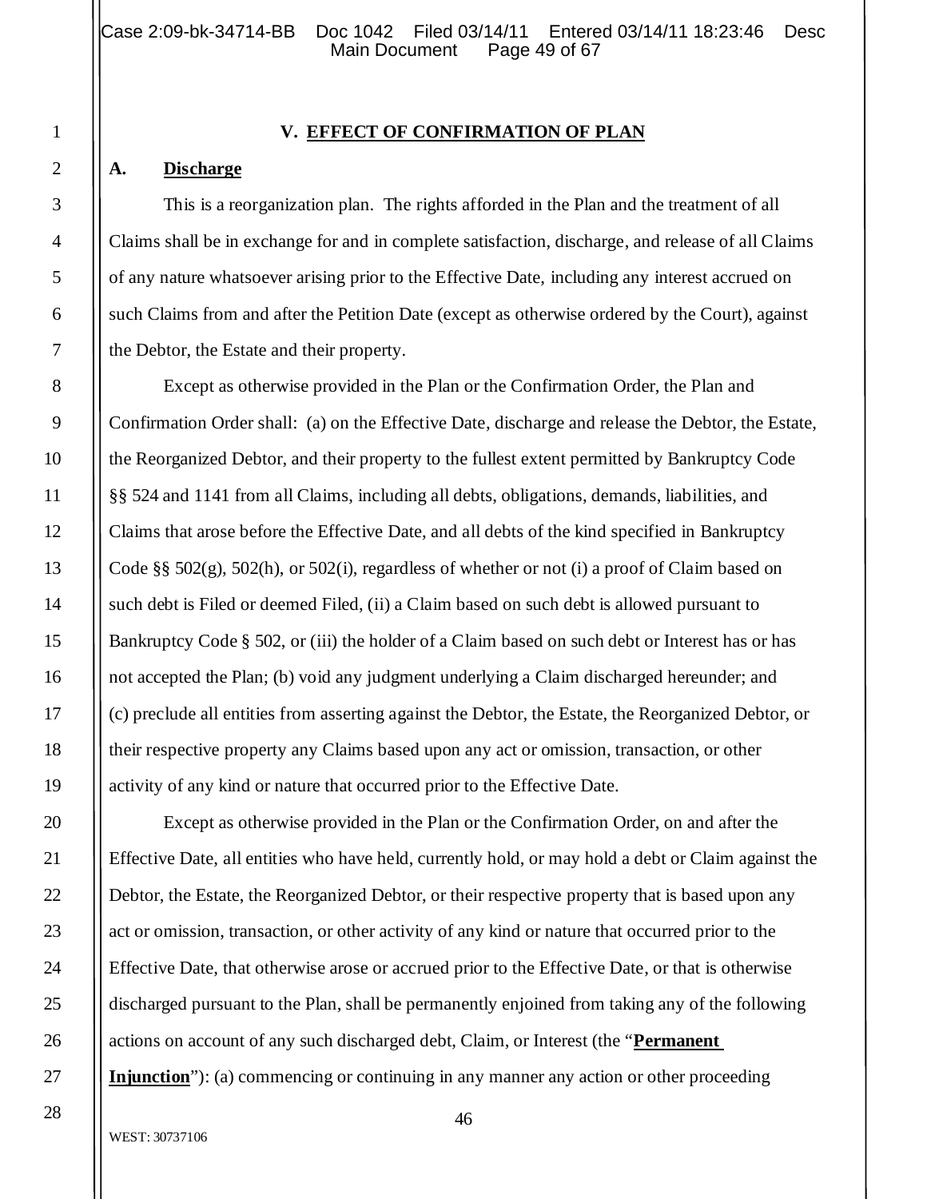## V. EFFECT OF CONFIRMATION OF PLAN

### A. Discharge

This is a reorganization plan. The rights afforded in the Plan and the treatment of all Claims shall be in exchange for and in complete satisfaction, discharge, and release of all Claims of any nature whatsoever arising prior to the Effective Date, including any interest accrued on such Claims from and after the Petition Date (except as otherwise ordered by the Court), against the Debtor, the Estate and their property.

Except as otherwise provided in the Plan or the Confirmation Order, the Plan and Confirmation Order shall: (a) on the Effective Date, discharge and release the Debtor, the Estate, the Reorganized Debtor, and their property to the fullest extent permitted by Bankruptcy Code §§ 524 and 1141 from all Claims, including all debts, obligations, demands, liabilities, and Claims that arose before the Effective Date, and all debts of the kind specified in Bankruptcy Code §§ 502(g), 502(h), or 502(i), regardless of whether or not (i) a proof of Claim based on such debt is Filed or deemed Filed, (ii) a Claim based on such debt is allowed pursuant to Bankruptcy Code § 502, or (iii) the holder of a Claim based on such debt or Interest has or has not accepted the Plan; (b) void any judgment underlying a Claim discharged hereunder; and (c) preclude all entities from asserting against the Debtor, the Estate, the Reorganized Debtor, or their respective property any Claims based upon any act or omission, transaction, or other activity of any kind or nature that occurred prior to the Effective Date.

Except as otherwise provided in the Plan or the Confirmation Order, on and after the Effective Date, all entities who have held, currently hold, or may hold a debt or Claim against the Debtor, the Estate, the Reorganized Debtor, or their respective property that is based upon any act or omission, transaction, or other activity of any kind or nature that occurred prior to the Effective Date, that otherwise arose or accrued prior to the Effective Date, or that is otherwise discharged pursuant to the Plan, shall be permanently enjoined from taking any of the following actions on account of any such discharged debt, Claim, or Interest (the "**Permanent Injunction**"): (a) commencing or continuing in any manner any action or other proceeding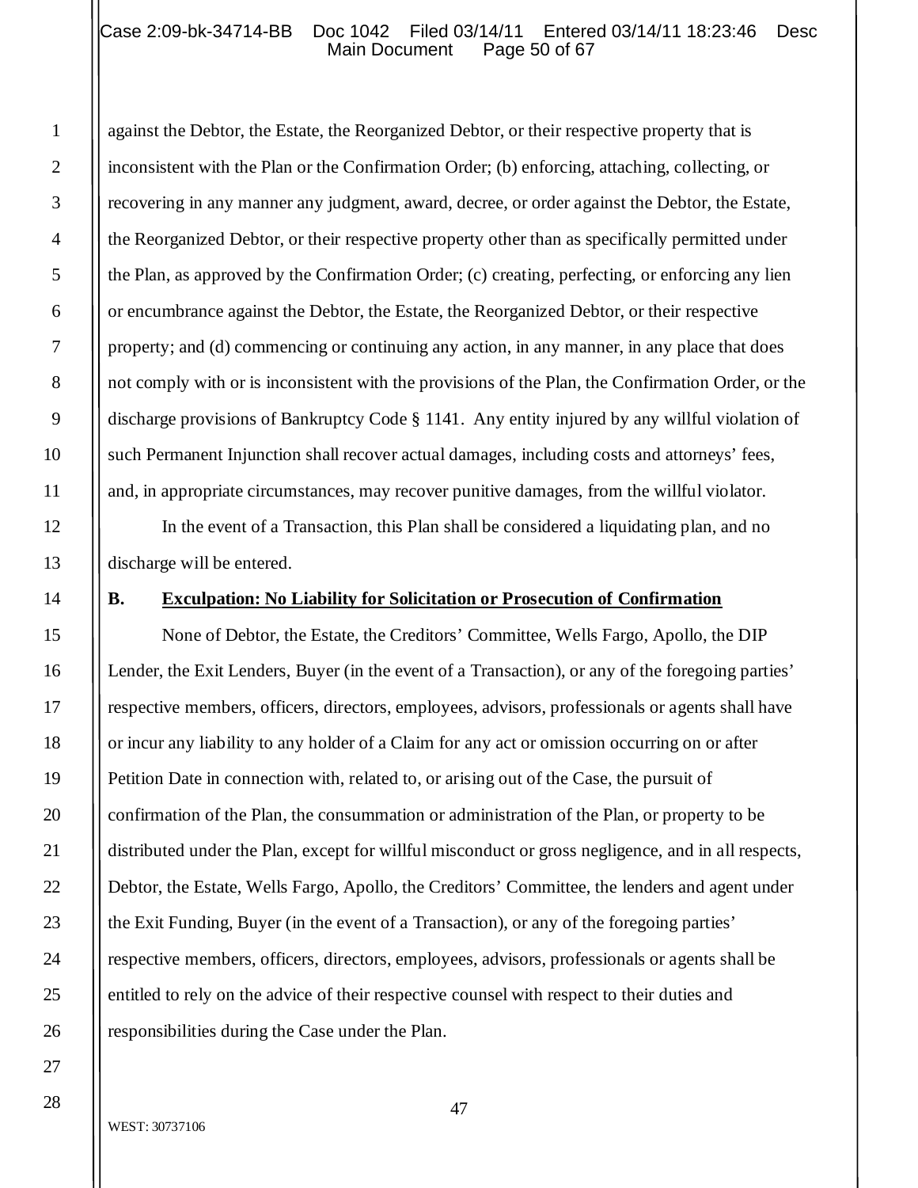against the Debtor, the Estate, the Reorganized Debtor, or their respective property that is inconsistent with the Plan or the Confirmation Order; (b) enforcing, attaching, collecting, or recovering in any manner any judgment, award, decree, or order against the Debtor, the Estate, the Reorganized Debtor, or their respective property other than as specifically permitted under the Plan, as approved by the Confirmation Order; (c) creating, perfecting, or enforcing any lien or encumbrance against the Debtor, the Estate, the Reorganized Debtor, or their respective property; and (d) commencing or continuing any action, in any manner, in any place that does not comply with or is inconsistent with the provisions of the Plan, the Confirmation Order, or the discharge provisions of Bankruptcy Code § 1141. Any entity injured by any willful violation of such Permanent Injunction shall recover actual damages, including costs and attorneys' fees, and, in appropriate circumstances, may recover punitive damages, from the willful violator.

In the event of a Transaction, this Plan shall be considered a liquidating plan, and no discharge will be entered.

**B. Exculpation: No Liability for Solicitation or Prosecution of Confirmation**

None of Debtor, the Estate, the Creditors' Committee, Wells Fargo, Apollo, the DIP Lender, the Exit Lenders, Buyer (in the event of a Transaction), or any of the foregoing parties' respective members, officers, directors, employees, advisors, professionals or agents shall have or incur any liability to any holder of a Claim for any act or omission occurring on or after Petition Date in connection with, related to, or arising out of the Case, the pursuit of confirmation of the Plan, the consummation or administration of the Plan, or property to be distributed under the Plan, except for willful misconduct or gross negligence, and in all respects, Debtor, the Estate, Wells Fargo, Apollo, the Creditors' Committee, the lenders and agent under the Exit Funding, Buyer (in the event of a Transaction), or any of the foregoing parties' respective members, officers, directors, employees, advisors, professionals or agents shall be entitled to rely on the advice of their respective counsel with respect to their duties and responsibilities during the Case under the Plan.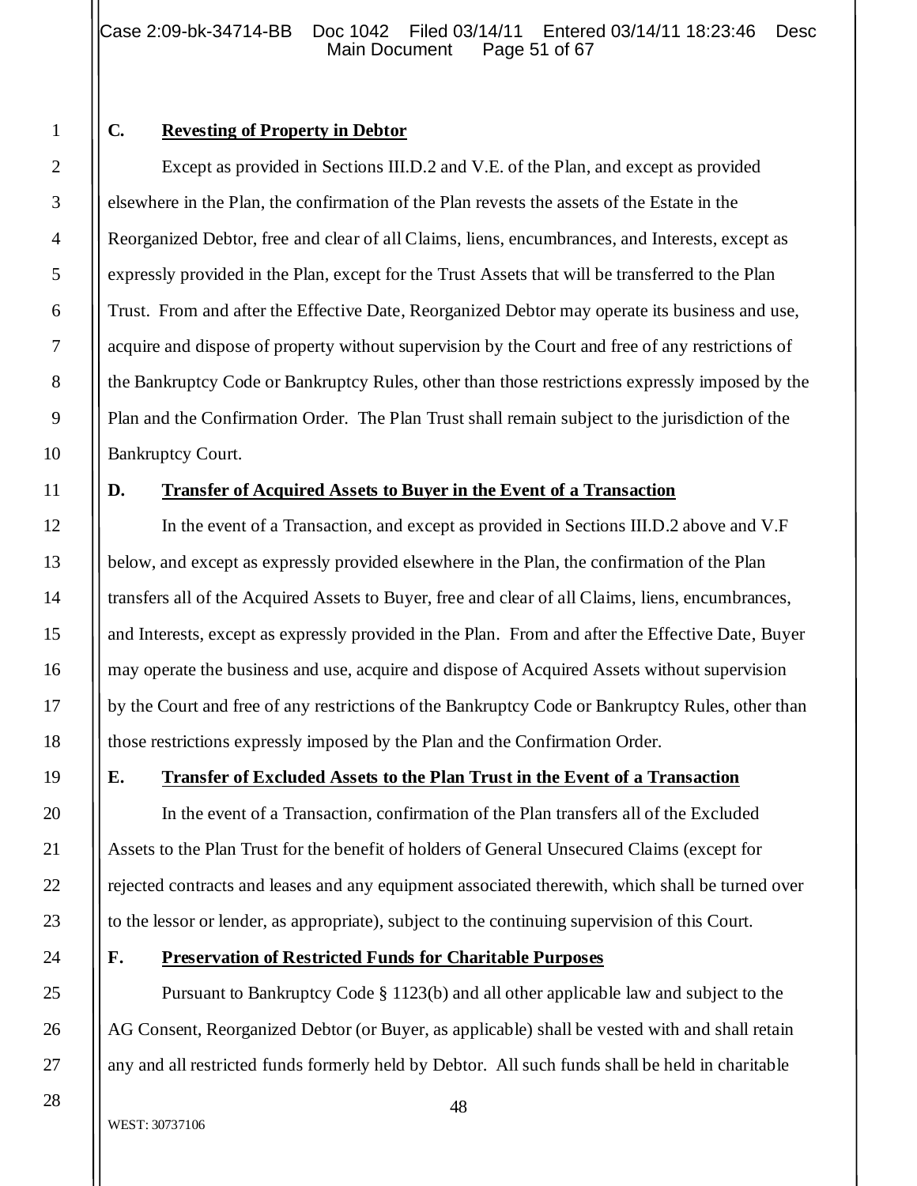### C. Revesting of Property in Debtor

Except as provided in Sections III.D.2 and V.E. of the Plan, and except as provided elsewhere in the Plan, the confirmation of the Plan revests the assets of the Estate in the Reorganized Debtor, free and clear of all Claims, liens, encumbrances, and Interests, except as expressly provided in the Plan, except for the Trust Assets that will be transferred to the Plan Trust. From and after the Effective Date, Reorganized Debtor may operate its business and use, acquire and dispose of property without supervision by the Court and free of any restrictions of the Bankruptcy Code or Bankruptcy Rules, other than those restrictions expressly imposed by the Plan and the Confirmation Order. The Plan Trust shall remain subject to the jurisdiction of the Bankruptcy Court.

### D. Transfer of Acquired Assets to Buyer in the Event of a Transaction

In the event of a Transaction, and except as provided in Sections III.D.2 above and V.F below, and except as expressly provided elsewhere in the Plan, the confirmation of the Plan transfers all of the Acquired Assets to Buyer, free and clear of all Claims, liens, encumbrances, and Interests, except as expressly provided in the Plan. From and after the Effective Date, Buyer may operate the business and use, acquire and dispose of Acquired Assets without supervision by the Court and free of any restrictions of the Bankruptcy Code or Bankruptcy Rules, other than those restrictions expressly imposed by the Plan and the Confirmation Order.

### E. Transfer of Excluded Assets to the Plan Trust in the Event of a Transaction

In the event of a Transaction, confirmation of the Plan transfers all of the Excluded Assets to the Plan Trust for the benefit of holders of General Unsecured Claims (except for rejected contracts and leases and any equipment associated therewith, which shall be turned over to the lessor or lender, as appropriate), subject to the continuing supervision of this Court.

### F. Preservation of Restricted Funds for Charitable Purposes

Pursuant to Bankruptcy Code § 1123(b) and all other applicable law and subject to the AG Consent, Reorganized Debtor (or Buyer, as applicable) shall be vested with and shall retain any and all restricted funds formerly held by Debtor. All such funds shall be held in charitable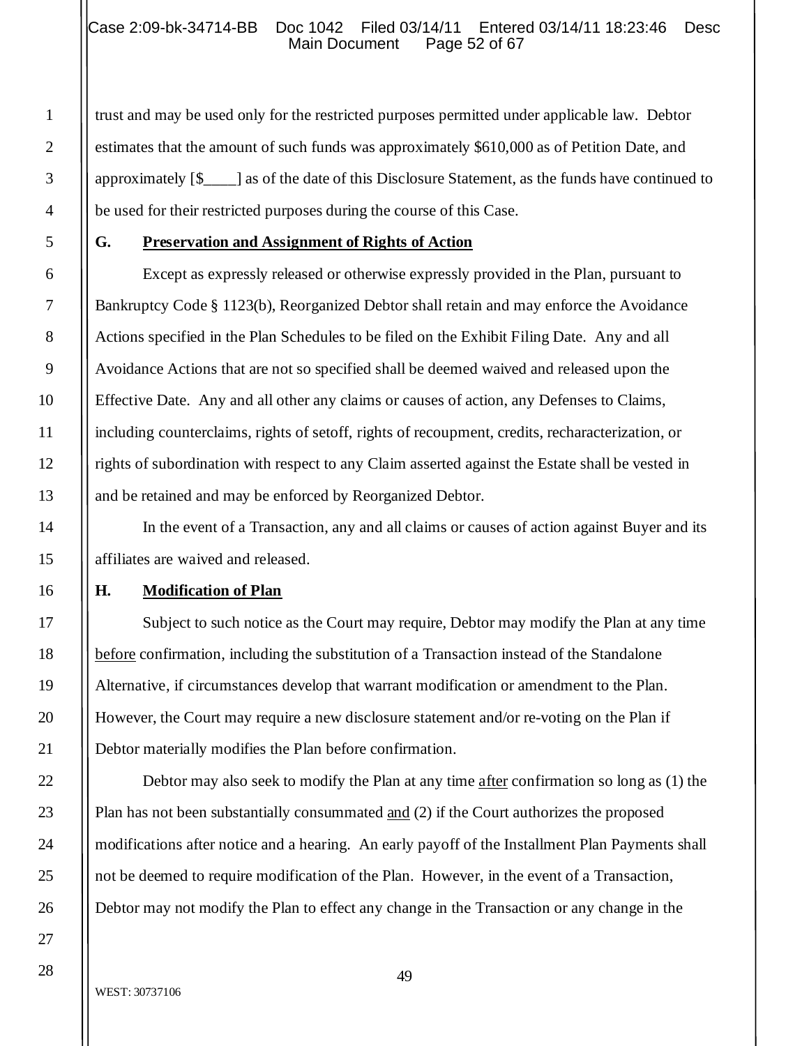trust and may be used only for the restricted purposes permitted under applicable law. Debtor estimates that the amount of such funds was approximately $610,000 as of Petition Date, and approximately [$____] as of the date of this Disclosure Statement, as the funds have continued to be used for their restricted purposes during the course of this Case.

## G. Preservation and Assignment of Rights of Action

Except as expressly released or otherwise expressly provided in the Plan, pursuant to Bankruptcy Code § 1123(b), Reorganized Debtor shall retain and may enforce the Avoidance Actions specified in the Plan Schedules to be filed on the Exhibit Filing Date. Any and all Avoidance Actions that are not so specified shall be deemed waived and released upon the Effective Date. Any and all other any claims or causes of action, any Defenses to Claims, including counterclaims, rights of setoff, rights of recoupment, credits, recharacterization, or rights of subordination with respect to any Claim asserted against the Estate shall be vested in and be retained and may be enforced by Reorganized Debtor.

In the event of a Transaction, any and all claims or causes of action against Buyer and its affiliates are waived and released.

## H. Modification of Plan

Subject to such notice as the Court may require, Debtor may modify the Plan at any time before confirmation, including the substitution of a Transaction instead of the Standalone Alternative, if circumstances develop that warrant modification or amendment to the Plan. However, the Court may require a new disclosure statement and/or re-voting on the Plan if Debtor materially modifies the Plan before confirmation.

Debtor may also seek to modify the Plan at any time after confirmation so long as (1) the Plan has not been substantially consummated and (2) if the Court authorizes the proposed modifications after notice and a hearing. An early payoff of the Installment Plan Payments shall not be deemed to require modification of the Plan. However, in the event of a Transaction, Debtor may not modify the Plan to effect any change in the Transaction or any change in the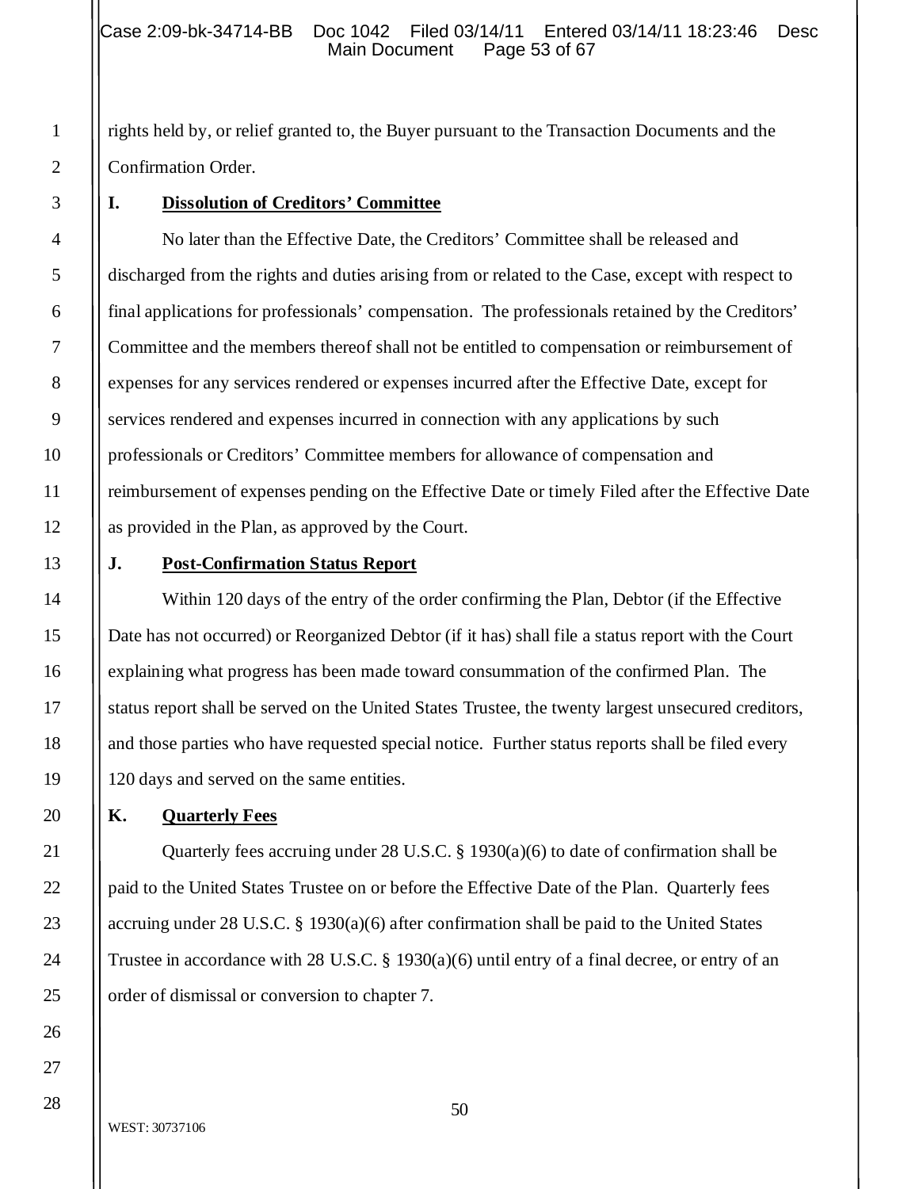rights held by, or relief granted to, the Buyer pursuant to the Transaction Documents and the Confirmation Order.

### I. Dissolution of Creditors' Committee

No later than the Effective Date, the Creditors' Committee shall be released and discharged from the rights and duties arising from or related to the Case, except with respect to final applications for professionals' compensation. The professionals retained by the Creditors' Committee and the members thereof shall not be entitled to compensation or reimbursement of expenses for any services rendered or expenses incurred after the Effective Date, except for services rendered and expenses incurred in connection with any applications by such professionals or Creditors' Committee members for allowance of compensation and reimbursement of expenses pending on the Effective Date or timely Filed after the Effective Date as provided in the Plan, as approved by the Court.

### J. Post-Confirmation Status Report

Within 120 days of the entry of the order confirming the Plan, Debtor (if the Effective Date has not occurred) or Reorganized Debtor (if it has) shall file a status report with the Court explaining what progress has been made toward consummation of the confirmed Plan. The status report shall be served on the United States Trustee, the twenty largest unsecured creditors, and those parties who have requested special notice. Further status reports shall be filed every 120 days and served on the same entities.

### K. Quarterly Fees

Quarterly fees accruing under 28 U.S.C. § 1930(a)(6) to date of confirmation shall be paid to the United States Trustee on or before the Effective Date of the Plan. Quarterly fees accruing under 28 U.S.C. § 1930(a)(6) after confirmation shall be paid to the United States Trustee in accordance with 28 U.S.C. § 1930(a)(6) until entry of a final decree, or entry of an order of dismissal or conversion to chapter 7.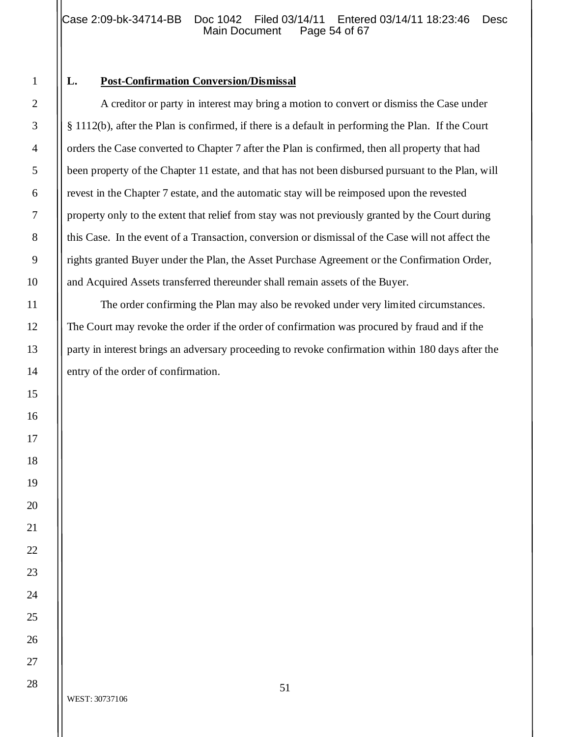### L. Post-Confirmation Conversion/Dismissal

A creditor or party in interest may bring a motion to convert or dismiss the Case under § 1112(b), after the Plan is confirmed, if there is a default in performing the Plan. If the Court orders the Case converted to Chapter 7 after the Plan is confirmed, then all property that had been property of the Chapter 11 estate, and that has not been disbursed pursuant to the Plan, will revest in the Chapter 7 estate, and the automatic stay will be reimposed upon the revested property only to the extent that relief from stay was not previously granted by the Court during this Case. In the event of a Transaction, conversion or dismissal of the Case will not affect the rights granted Buyer under the Plan, the Asset Purchase Agreement or the Confirmation Order, and Acquired Assets transferred thereunder shall remain assets of the Buyer.

The order confirming the Plan may also be revoked under very limited circumstances. The Court may revoke the order if the order of confirmation was procured by fraud and if the party in interest brings an adversary proceeding to revoke confirmation within 180 days after the entry of the order of confirmation.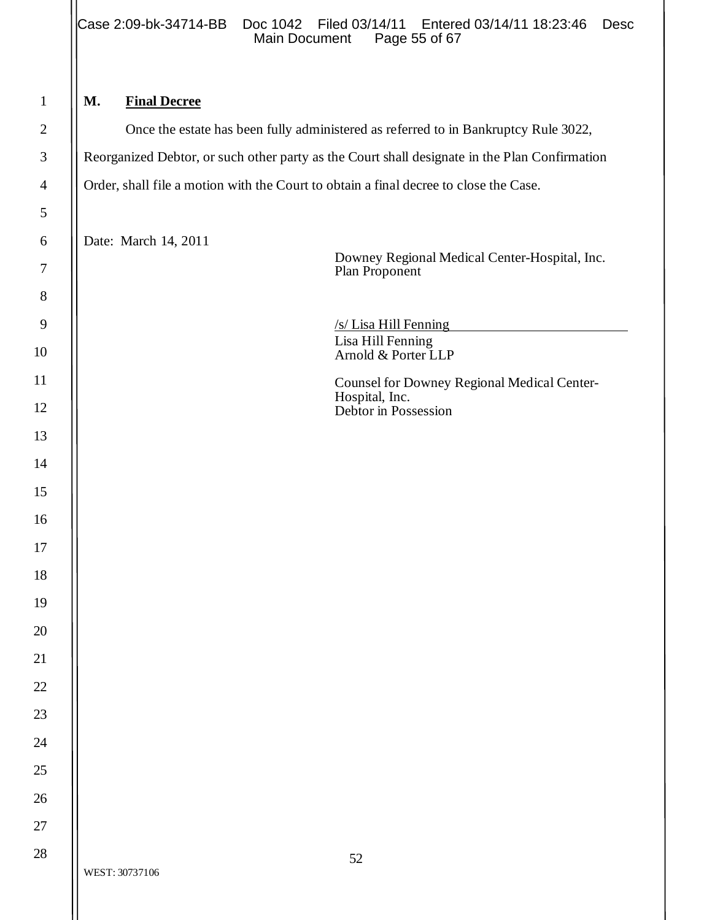**M. Final Decree**

Once the estate has been fully administered as referred to in Bankruptcy Rule 3022, Reorganized Debtor, or such other party as the Court shall designate in the Plan Confirmation Order, shall file a motion with the Court to obtain a final decree to close the Case.

Date: March 14, 2011

Downey Regional Medical Center-Hospital, Inc.
Plan Proponent

/s/ Lisa Hill Fenning
Lisa Hill Fenning
Arnold & Porter LLP

Counsel for Downey Regional Medical Center-Hospital, Inc.
Debtor in Possession

WEST: 30737106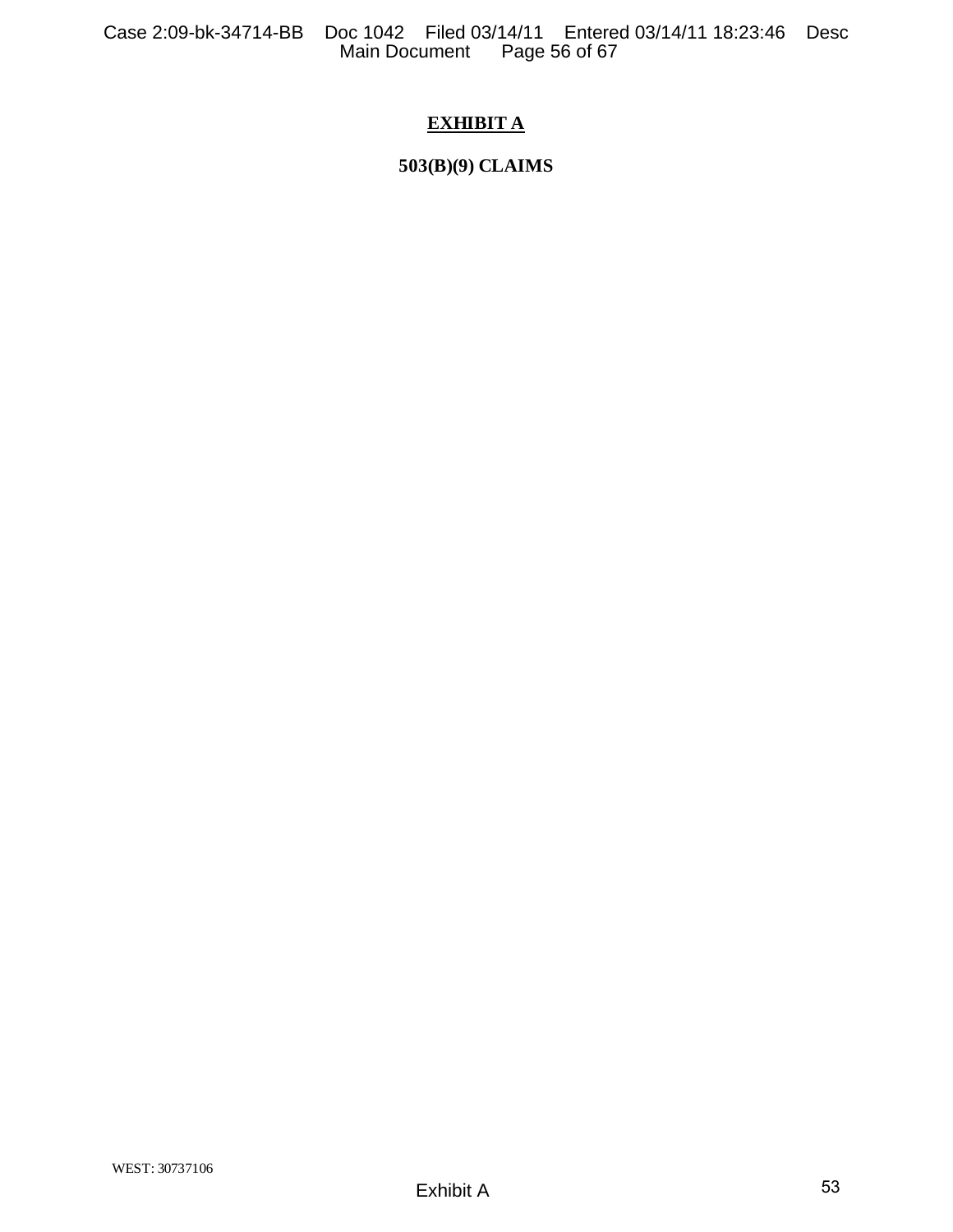# EXHIBIT A

## 503(B)(9) CLAIMS

WEST: 30737106

Exhibit A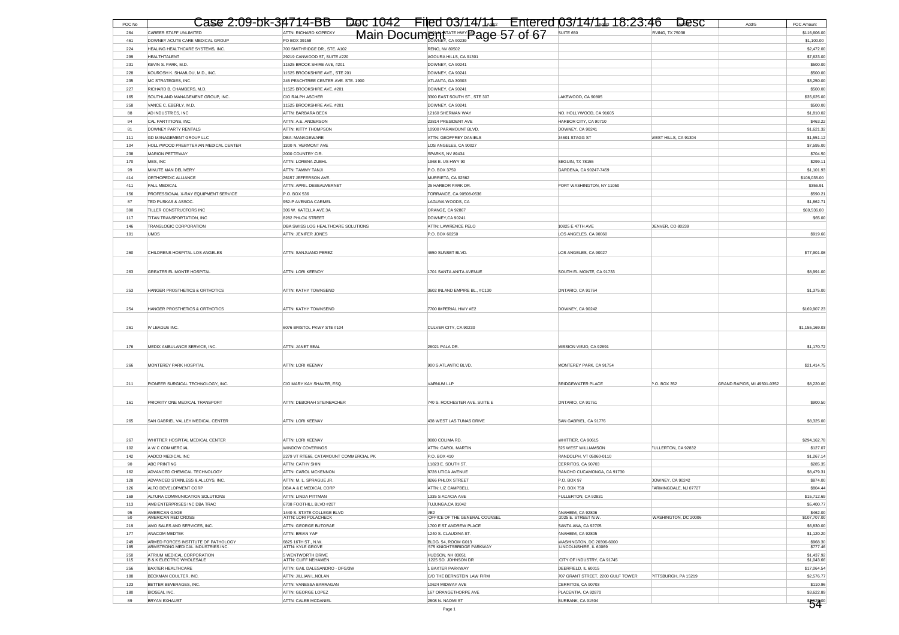| POC No | Name | Addr1 | Addr2 | Addr3 | Addr4 | Addr5 | POC Amount |
|---|---|---|---|---|---|---|---|
| 264 | CAREER STAFF UNLIMITED | ATTN: RICHARD KOPECKY | STATE HWY | SUITE 650 | IRVING, TX 75038 | | $116,606.00 |
| 461 | DOWNEY ACUTE CARE MEDICAL GROUP | PO BOX 39159 | DOWNEY, CA 90239 | | | | $1,100.00 |
| 224 | HEALING HEALTHCARE SYSTEMS, INC. | 700 SMITHRIDGE DR., STE. A102 | RENO, NV 89502 | | | | $2,472.00 |
| 299 | HEALTHTALENT | 29219 CANWOOD ST, SUITE #220 | AGOURA HILLS, CA 91301 | | | | $7,623.00 |
| 231 | KEVIN S. PARK, M.D. | 11525 BROOK SHIRE AVE, #201 | DOWNEY, CA 90241 | | | | $500.00 |
| 228 | KOUROSH K. SHAMLOU, M.D., INC. | 11525 BROOKSHIRE AVE., STE 201 | DOWNEY, CA 90241 | | | | $500.00 |
| 235 | MC STRATEGIES, INC. | 245 PEACHTREE CENTER AVE. STE. 1900 | ATLANTA, GA 30303 | | | | $3,250.00 |
| 227 | RICHARD B. CHAMBERS, M.D. | 11525 BROOKSHIRE AVE. #201 | DOWNEY, CA 90241 | | | | $500.00 |
| 165 | SOUTHLAND MANAGEMENT GROUP, INC. | C/O RALPH ASCHER | 3300 EAST SOUTH ST., STE 307 | LAKEWOOD, CA 90805 | | | $35,625.00 |
| 258 | VANCE C. EBERLY, M.D. | 11525 BROOKSHIRE AVE. #201 | DOWNEY, CA 90241 | | | | $500.00 |
| 88 | AD INDUSTRIES, INC | ATTN: BARBARA BECK | 12160 SHERMAN WAY | NO. HOLLYWOOD, CA 91605 | | | $1,810.02 |
| 94 | CAL PARTITIONS, INC. | ATTN: A.E. ANDERSON | 23814 PRESIDENT AVE | HARBOR CITY, CA 90710 | | | $463.22 |
| 81 | DOWNEY PARTY RENTALS | ATTN: KITTY THOMPSON | 10900 PARAMOUNT BLVD. | DOWNEY, CA 90241 | | | $1,621.32 |
| 111 | GD MANAGEMENT GROUP LLC | DBA: MANAGEWARE | ATTN: GEOFFREY DANIELS | 24601 STAGG ST | WEST HILLS, CA 91304 | | $1,551.12 |
| 104 | HOLLYWOOD PREBYTERIAN MEDICAL CENTER | 1300 N. VERMONT AVE | LOS ANGELES, CA 90027 | | | | $7,595.00 |
| 238 | MARION PETTEWAY | 2000 COUNTRY CIR. | SPARKS, NV 89434 | | | | $704.50 |
| 170 | MES, INC | ATTN: LORENA ZUEHL | 1968 E. US HWY 90 | SEGUIN, TX 78155 | | | $299.11 |
| 99 | MINUTE MAN DELIVERY | ATTN: TAMMY TANJI | P.O. BOX 3759 | GARDENA, CA 90247-7459 | | | $1,101.93 |
| 414 | ORTHOPEDIC ALLIANCE | 26157 JEFFERSON AVE. | MURRIETA, CA 92562 | | | | $108,035.00 |
| 411 | PALL MEDICAL | ATTN: APRIL DEBEAUVERNET | 25 HARBOR PARK DR. | PORT WASHINGTON, NY 11050 | | | $356.91 |
| 156 | PROFESSIONAL X-RAY EQUIPMENT SERVICE | P.O. BOX 536 | TORRANCE, CA 90508-0536 | | | | $590.21 |
| 87 | TED PUSKAS & ASSOC. | 952-P AVENIDA CARMEL | LAGUNA WOODS, CA | | | | $1,862.71 |
| 390 | TILLER CONSTRUCTORS INC | 306 W. KATELLA AVE 3A | ORANGE, CA 92867 | | | | $69,536.00 |
| 117 | TITAN TRANSPORTATION, INC | 8282 PHLOX STREET | DOWNEY,CA 90241 | | | | $65.00 |
| 146 | TRANSLOGIC CORPORATION | DBA SWISS LOG HEALTHCARE SOLUTIONS | ATTN: LAWRENCE PELO | 10825 E 47TH AVE | DENVER, CO 80239 | | |
| 101 | UMDS | ATTN: JENIFER JONES | P.O. BOX 60250 | LOS ANGELES, CA 90060 | | | $919.66 |
| 260 | CHILDRENS HOSPITAL LOS ANGELES | ATTN: SANJUANO PEREZ | 4650 SUNSET BLVD. | LOS ANGELES, CA 90027 | | | $77,901.08 |
| 263 | GREATER EL MONTE HOSPITAL | ATTN: LORI KEENOY | 1701 SANTA ANITA AVENUE | SOUTH EL MONTE, CA 91733 | | | $8,991.00 |
| 253 | HANGER PROSTHETICS & ORTHOTICS | ATTN: KATHY TOWNSEND | 3602 INLAND EMPIRE BL., #C130 | ONTARIO, CA 91764 | | | $1,375.00 |
| 254 | HANGER PROSTHETICS & ORTHOTICS | ATTN: KATHY TOWNSEND | 7700 IMPERIAL HWY #E2 | DOWNEY, CA 90242 | | | $169,907.23 |
| 261 | IV LEAGUE INC. | 6076 BRISTOL PKWY STE #104 | CULVER CITY, CA 90230 | | | | $1,155,169.03 |
| 176 | MEDIX AMBULANCE SERVICE, INC. | ATTN: JANET SEAL | 26021 PALA DR. | MISSION VIEJO, CA 92691 | | | $1,170.72 |
| 266 | MONTEREY PARK HOSPITAL | ATTN: LORI KEENAY | 900 S ATLANTIC BLVD. | MONTEREY PARK, CA 91754 | | | $21,414.75 |
| 211 | PIONEER SURGICAL TECHNOLOGY, INC. | C/O MARY KAY SHAVER, ESQ. | VARNUM LLP | BRIDGEWATER PLACE | P.O. BOX 352 | GRAND RAPIDS, MI 49501-0352 | $8,220.00 |
| 161 | PRIORITY ONE MEDICAL TRANSPORT | ATTN: DEBORAH STEINBACHER | 740 S. ROCHESTER AVE. SUITE E | ONTARIO, CA 91761 | | | $900.50 |
| 265 | SAN GABRIEL VALLEY MEDICAL CENTER | ATTN: LORI KEENAY | 438 WEST LAS TUNAS DRIVE | SAN GABRIEL, CA 91776 | | | $8,325.00 |
| 267 | WHITTIER HOSPITAL MEDICAL CENTER | ATTN: LORI KEENAY | 9080 COLIMA RD. | WHITTIER, CA 90615 | | | $294,162.78 |
| 102 | A W C COMMERCIAL | WINDOW COVERINGS | ATTN: CAROL MARTIN | 825 WEST WILLIAMSON | FULLERTON, CA 92832 | | $127.07 |
| 142 | AADCO MEDICAL INC | 2279 VT RTE66, CATAMOUNT COMMERCIAL PK | P.O. BOX 410 | RANDOLPH, VT 05060-0110 | | | $1,267.14 |
| 90 | ABC PRINTING | ATTN: CATHY SHIN | 11823 E. SOUTH ST. | CERRITOS, CA 90703 | | | $285.35 |
| 162 | ADVANCED CHEMICAL TECHNOLOGY | ATTN: CAROL MCKENNON | 8728 UTICA AVENUE | RANCHO CUCAMONGA, CA 91730 | | | $8,479.31 |
| 128 | ADVANCED STAINLESS & ALLOYS, INC. | ATTN: M. L. SPRAGUE JR. | 8266 PHLOX STREET | P.O. BOX 97 | DOWNEY, CA 90242 | | $874.00 |
| 126 | ALTO DEVELOPMENT CORP | DBA A & E MEDICAL CORP | ATTN: LIZ CAMPBELL | P.O. BOX 758 | FARMINGDALE, NJ 07727 | | $804.44 |
| 169 | ALTURA COMMUNICATION SOLUTIONS | ATTN: LINDA PITTMAN | 1335 S ACACIA AVE | FULLERTON, CA 92831 | | | $15,712.69 |
| 113 | AMB ENTERPRISES INC DBA TRAC | 6708 FOOTHILL BLVD #207 | TUJUNGA,CA 91042 | | | | $5,400.77 |
| 95 | AMERICAN GAGE | 1440 S. STATE COLLEGE BLVD | #E2 | ANAHEIM, CA 92806 | | | $462.00 |
| 50 | AMERICAN RED CROSS | ATTN: LORI POLACHECK | OFFICE OF THE GENERAL COUNSEL | 2025 E. STREET N.W. | WASHINGTON, DC 20006 | | $107,707.00 |
| 219 | AMO SALES AND SERVICES, INC. | ATTN: GEORGE BUTORAE | 1700 E ST ANDREW PLACE | SANTA ANA, CA 92705 | | | $6,830.00 |
| 177 | ANACOM MEDTEK | ATTN: BRIAN YAP | 1240 S. CLAUDINA ST. | ANAHEIM, CA 92805 | | | $1,120.20 |
| 249 | ARMED FORCES INSTITUTE OF PATHOLOGY | 6825 16TH ST., N.W. | BLDG. 54, ROOM G013 | WASHINGTON, DC 20306-6000 | | | $968.30 |
| 185 | ARMSTRONG MEDICAL INDUSTRIES INC. | ATTN: KYLE GROVE | 575 KNIGHTSBRIDGE PARKWAY | LINCOLNSHIRE, IL 60069 | | | $777.46 |
| 250 | ATRIUM MEDICAL CORPORATION | 5 WENTWORTH DRIVE | HUDSON, NH 03051 | | | | $1,437.92 |
| 115 | B & K ELECTRIC WHOLESALE | ATTN: CLIFF NEHAMEN | 1225 SO. JOHNSON DR | CITY OF INDUSTRY, CA 91745 | | | $1,043.66 |
| 256 | BAXTER HEALTHCARE | ATTN: GAIL DALESANDRO - DFG/3W | 1 BAXTER PARKWAY | DEERFIELD, IL 60015 | | | $17,064.54 |
| 188 | BECKMAN COULTER, INC. | ATTN: JILLIAN L.NOLAN | C/O THE BERNSTEIN LAW FIRM | 707 GRANT STREET, 2200 GULF TOWER | PITTSBURGH, PA 15219 | | $2,576.77 |
| 123 | BETTER BEVERAGES, INC. | ATTN: VANESSA BARRAGAN | 10624 MIDWAY AVE | CERRITOS, CA 90703 | | | $110.96 |
| 180 | BIOSEAL INC. | ATTN: GEORGE LOPEZ | 167 ORANGETHORPE AVE | PLACENTIA, CA 92870 | | | $3,622.89 |
| 89 | BRYAN EXHAUST | ATTN: CALEB MCDANIEL | 2808 N. NAOMI ST | BURBANK, CA 91504 | | | |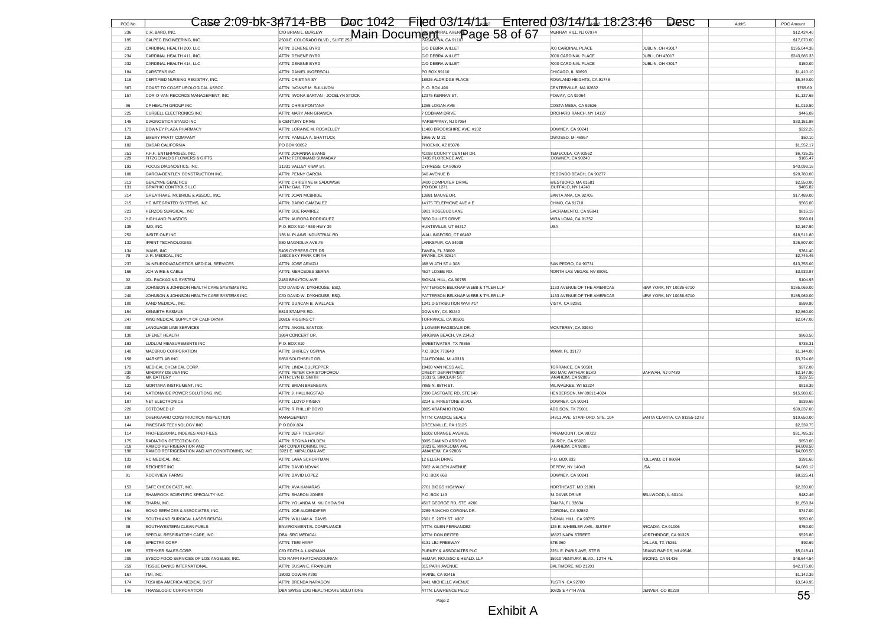| POC No | Name | Addr1 | Addr2 | Addr3 | Addr4 | Addr5 | POC Amount |
|---|---|---|---|---|---|---|---|
| 236 | C.R. BARD, INC. | C/O BRIAN L. BURLEW | 730 CENTRAL AVENUE | MURRAY HILL, NJ 07974 | | | $12,424.40 |
| 195 | CALPEC ENGINEERING, INC. | 2500 E. COLORADO BLVD., SUITE 250 | PASADENA, CA 91107 | | | | $17,670.00 |
| 233 | CARDINAL HEALTH 200, LLC | ATTN: DENENE BYRD | C/O DEBRA WILLET | 700 CARDINAL PLACE | DUBLIN, OH 43017 | | $195,044.38 |
| 234 | CARDINAL HEALTH 411, INC. | ATTN: DENENE BYRD | C/O DEBRA WILLET | 7000 CARDINAL PLACE | DUBLI, OH 43017 | | $243,685.33 |
| 232 | CARDINAL HEALTH 414, LLC | ATTN: DENENE BYRD | C/O DEBRA WILLET | 7000 CARDINAL PLACE | DUBLIN, OH 43017 | | $150.00 |
| 184 | CARSTENS INC | ATTN: DANIEL INGERSOLL | PO BOX 99110 | CHICAGO, IL 60693 | | | $1,410.10 |
| 116 | CERTIFIED NURSING REGISTRY, INC. | ATTN: CRISTINA SY | 18826 ALDRIDGE PLACE | ROWLAND HEIGHTS, CA 91748 | | | $5,349.00 |
| 367 | COAST TO COAST UROLOGICAL ASSOC. | ATTN: IVONNE M. SULLIVON | P. O. BOX 490 | CENTERVILLE, MA 02632 | | | $765.69 |
| 157 | COR-O-VAN RECORDS MANAGEMENT, INC | ATTN: IWONA SARTAN - JOCELYN STOCK | 12375 KERRAN ST. | POWAY, CA 92064 | | | $1,137.65 |
| 96 | CP HEALTH GROUP INC | ATTN: CHRIS FONTANA | 1365 LOGAN AVE | COSTA MESA, CA 92626 | | | $1,019.50 |
| 225 | CURBELL ELECTRONICS INC | ATTN: MARY ANN GRANICA | 7 COBHAM DRIVE | ORCHARD RANCH, NY 14127 | | | $446.09 |
| 145 | DIAGNOSTICA STAGO INC | 5 CENTURY DRIVE | PARSIPPANY, NJ 07054 | | | | $33,151.98 |
| 173 | DOWNEY PLAZA PHARMACY | ATTN: LORAINE M. ROSKELLEY | 11480 BROOKSHIRE AVE. #102 | DOWNEY, CA 90241 | | | $222.26 |
| 125 | EMERY PRATT COMPANY | ATTN: PAMELA A. SHATTUCK | 1966 W M 21 | OWOSSO, MI 48867 | | | $50.10 |
| 182 | EMSAR CALIFORNIA | PO BOX 93052 | PHOENIX, AZ 85070 | | | | $1,552.17 |
| 251 | F.F.F. ENTERPRISES, INC. | ATTN: JOHANNA EVANS | 41093 COUNTY CENTER DR. | TEMECULA, CA 92562 | | | $6,735.25 |
| 229 | FITZGERALD'S FLOWERS & GIFTS | ATTN: FERDINAND SUMABAY | 7435 FLORENCE AVE. | DOWNEY, CA 90240 | | | $185.47 |
| 193 | FOCUS DIAGNOSTICS, INC. | 11331 VALLEY VIEW ST. | CYPRESS, CA 90630 | | | | $43,093.16 |
| 108 | GARCIA-BENTLEY CONSTRUCTION INC. | ATTN: PENNY GARCIA | 640 AVENUE B | REDONDO BEACH, CA 90277 | | | $20,780.00 |
| 213 | GENZYME GENETICS | ATTN: CHRISTINE M SADOWSKI | 3400 COMPUTER DRIVE | WESTBORO, MA 01581 | | | $2,550.00 |
| 131 | GRAPHIC CONTROLS LLC | ATTN: GAIL TOY | PO BOX 1271 | BUFFALO, NY 14240 | | | $485.82 |
| 214 | GREATRAKE, MCBRIDE & ASSOC., INC. | ATTN: JOAN MCBRIDE | 13881 MAUVE DR. | SANTA ANA, CA 92705 | | | $17,489.00 |
| 215 | HC INTEGRATED SYSTEMS, INC. | ATTN: DARIO CAMZALEZ | 14175 TELEPHONE AVE # E | CHINO, CA 91710 | | | $565.00 |
| 223 | HERZOG SURGICAL, INC | ATTN: SUE RAMIREZ | 5901 ROSEBUD LANE | SACRAMENTO, CA 95841 | | | $816.19 |
| 212 | HIGHLAND PLASTICS | ATTN: AURORA RODRIGUEZ | 3650 DULLES DRIVE | MIRA LOMA, CA 91752 | | | $969.01 |
| 135 | IMD, INC. | P.O. BOX 510 * 560 HWY 39 | HUNTSVILLE, UT 84317 | USA | | | $2,167.50 |
| 252 | INSITE ONE INC | 135 N. PLAINS INDUSTRIAL RD | WALLINGFORD, CT 06492 | | | | $18,511.80 |
| 132 | IPRINT TECHNOLOGIES | 980 MAGNOLIA AVE #5 | LARKSPUR, CA 94939 | | | | $25,507.00 |
| 134 | IVANS, INC | 5405 CYPRESS CTR DR | TAMPA, FL 33609 | | | | $761.40 |
| 78 | J. R. MEDICAL, INC | 18003 SKY PARK CIR #H | IRVINE, CA 92614 | | | | $2,745.46 |
| 237 | JA NEURODIAGNOSTICS MEDICAL SERVICES | ATTN: JOSE ARVIZU | 468 W 4TH ST # 308 | SAN PEDRO, CA 90731 | | | $13,755.00 |
| 166 | JCH WIRE & CABLE | ATTN: MERCEDES SERNA | 4527 LOSEE RD. | NORTH LAS VEGAS, NV 89081 | | | $3,933.97 |
| 92 | JDL PACKAGING SYSTEM | 2480 BRAYTON AVE | SIGNAL HILL, CA 90755 | | | | $104.93 |
| 239 | JOHNSON & JOHNSON HEALTH CARE SYSTEMS INC. | C/O DAVID W. DYKHOUSE, ESQ. | PATTERSON BELKNAP WEBB & TYLER LLP | 1133 AVENUE OF THE AMERICAS | NEW YORK, NY 10036-6710 | | $185,069.00 |
| 240 | JOHNSON & JOHNSON HEALTH CARE SYSTEMS INC. | C/O DAVID W. DYKHOUSE, ESQ. | PATTERSON BELKNAP WEBB & TYLER LLP | 1133 AVENUE OF THE AMERICAS | NEW YORK, NY 10036-6710 | | $185,069.00 |
| 100 | KAND MEDICAL, INC. | ATTN: DUNCAN B. WALLACE | 1341 DISTRIBUTION WAY #17 | VISTA, CA 92081 | | | $599.90 |
| 154 | KENNETH RASMUS | 8813 STAMPS RD. | DOWNEY, CA 90240 | | | | $2,860.00 |
| 247 | KING MEDICAL SUPPLY OF CALIFORNIA | 20816 HIGGINS CT | TORRANCE, CA 90501 | | | | $2,047.00 |
| 300 | LANGUAGE LINE SERVICES | ATTN: ANGEL SANTOS | 1 LOWER RAGSDALE DR. | MONTEREY, CA 93940 | | | |
| 130 | LIFENET HEALTH | 1864 CONCERT DR. | VIRGINIA BEACH, VA 23453 | | | | $863.50 |
| 183 | LUDLUM MEASUREMENTS INC | P.O. BOX 810 | SWEETWATER, TX 79556 | | | | $736.31 |
| 140 | MACBRUD CORPORATION | ATTN: SHIRLEY OSPINA | P.O. BOX 770640 | MIAMI, FL 33177 | | | $1,144.00 |
| 158 | MARKETLAB INC. | 6850 SOUTHBELT DR. | CALEDONIA, MI 49316 | | | | $3,724.08 |
| 172 | MEDICAL CHEMICAL CORP. | ATTN: LINDA CULPEPPER | 19430 VAN NESS AVE. | TORRANCE, CA 90501 | | | $972.08 |
| 230 | MINDRAY DS USA INC | ATTN: PETER CHRISTOFOROU | CREDIT DEPARTMENT | 800 MAC ARTHUR BLVD | MAHWAH, NJ 07430 | | $2,147.90 |
| 85 | MK BATTERY | ATTN: LYN B. SMITH | 1631 S. SINCLAIR ST. | ANAHEIM, CA 92806 | | | $537.55 |
| 122 | MORTARA INSTRUMENT, INC. | ATTN: BRIAN BRENEGAN | 7865 N. 86TH ST. | MILWAUKEE, WI 53224 | | | $918.39 |
| 141 | NATIONWIDE POWER SOLUTIONS, INC. | ATTN: J. HALLINGSTAD | 7390 EASTGATE RD, STE 140 | HENDERSON, NV 89011-4024 | | | $15,988.65 |
| 187 | NET ELECTRONICS | ATTN: LLOYD PINSKY | 8224 E. FIRESTONE BLVD. | DOWNEY, CA 90241 | | | $939.69 |
| 220 | OSTEOMED LP | ATTN: R PHILLIP BOYD | 3885 ARAPAHO ROAD | ADDISON, TX 75001 | | | $30,237.00 |
| 197 | OVERGAARD CONSTRUCTION INSPECTION | MANAGEMENT | ATTN: CANDICE SEALS | 24911 AVE. STANFORD, STE. 104 | SANTA CLARITA, CA 91355-1278 | | $10,650.00 |
| 144 | PINESTAR TECHNOLOGY INC | P O BOX 824 | GREENVILLE, PA 16125 | | | | $2,339.75 |
| 114 | PROFESSIONAL INDEXES AND FILES | ATTN: JEFF TICEHURST | 16102 ORANGE AVENUE | PARAMOUNT, CA 90723 | | | $31,785.32 |
| 175 | RADIATION DETECTION CO. | ATTN: REGINA HOLDEN | 8095 CAMINO ARROYO | GILROY, CA 95020 | | | $853.00 |
| 218 | RAMCO REFRIGERATION AND | AIR CONDITIONING, INC. | 3921 E. MIRALOMA AVE | ANAHEIM, CA 92806 | | | $4,808.50 |
| 198 | RAMCO REFRIGERATION AND AIR CONDITIONING, INC. | 3921 E. MIRALOMA AVE | ANAHEIM, CA 92806 | | | | $4,808.50 |
| 133 | RC MEDICAL, INC. | ATTN: LARA SCHORTMAN | 12 ELLEN DRIVE | P.O. BOX 833 | TOLLAND, CT 06084 | | $391.60 |
| 168 | REICHERT INC | ATTN: DAVID NOVAK | 3362 WALDEN AVENUE | DEPEW, NY 14043 | USA | | $4,086.12 |
| 91 | ROCKVIEW FARMS | ATTN: DAVID LOPEZ | P.O. BOX 668 | DOWNEY, CA 90241 | | | $8,225.41 |
| 153 | SAFE CHECK EAST, INC. | ATTN: AVA KANARAS | 2761 BIGGS HIGHWAY | NORTHEAST, MD 21901 | | | $2,330.00 |
| 118 | SHAMROCK SCIENTIFIC SPECIALTY INC. | ATTN: SHARON JONES | P.O. BOX 143 | 34 DAVIS DRIVE | BELLWOOD, IL 60104 | | $482.46 |
| 196 | SHARN, INC. | ATTN: YOLANDA M. KILICHOWSKI | 4517 GEORGE RD, STE. #200 | TAMPA, FL 33634 | | | $1,858.34 |
| 164 | SONO SERVICES & ASSOCIATES, INC. | ATTN: JOE ALDENDIFER | 2289 RANCHO CORONA DR. | CORONA, CA 92882 | | | $747.00 |
| 136 | SOUTHLAND SURGICAL LASER RENTAL | ATTN: WILLIAM A. DAVIS | 2301 E. 28TH ST. #307 | SIGNAL HILL, CA 90755 | | | $950.00 |
| 98 | SOUTHWESTERN CLEAN FUELS | ENVIRONMENTAL COMPLIANCE | ATTN: GLEN FERNANDEZ | 125 E. WHEELER AVE., SUITE F | ARCADIA, CA 91006 | | $750.00 |
| 105 | SPECIAL RESPIRATORY CARE, INC. | DBA: SRC MEDICAL | ATTN: DON REITER | 18327 NAPA STREET | NORTHRIDGE, CA 91325 | | $526.80 |
| 148 | SPECTRA CORP | ATTN: TERI HARP | 8131 LBJ FREEWAY | STE 360 | DALLAS, TX 75251 | | $92.69 |
| 155 | STRYKER SALES CORP. | C/O EDITH A. LANDMAN | PURKEY & ASSOCIATES PLC | 2251 E. PARIS AVE; STE B | GRAND RAPIDS, MI 49546 | | $5,018.41 |
| 205 | SYSCO FOOD SERVICES OF LOS ANGELES, INC. | C/O RAFFI KHATCHADOURIAN | HEMAR, ROUSSO & HEALD, LLP | 15910 VENTURA BLVD., 12TH FL. | ENCINO, CA 91436 | | $48,644.54 |
| 259 | TISSUE BANKS INTERNATIONAL | ATTN: SUSAN E. FRANKLIN | 815 PARK AVENUE | BALTIMORE, MD 21201 | | | $42,175.00 |
| 167 | TMI, INC. | 18002 COWAN #200 | IRVINE, CA 92416 | | | | $1,142.39 |
| 174 | TOSHIBA AMERICA MEDICAL SYST | ATTN: BRENDA NARAGON | 2441 MICHELLE AVENUE | TUSTIN, CA 92780 | | | $3,549.95 |
| 146 | TRANSLOGIC CORPORATION | DBA SWISS LOG HEALTHCARE SOLUTIONS | ATTN: LAWRENCE PELO | 10825 E 47TH AVE | DENVER, CO 80239 | | |

Exhibit A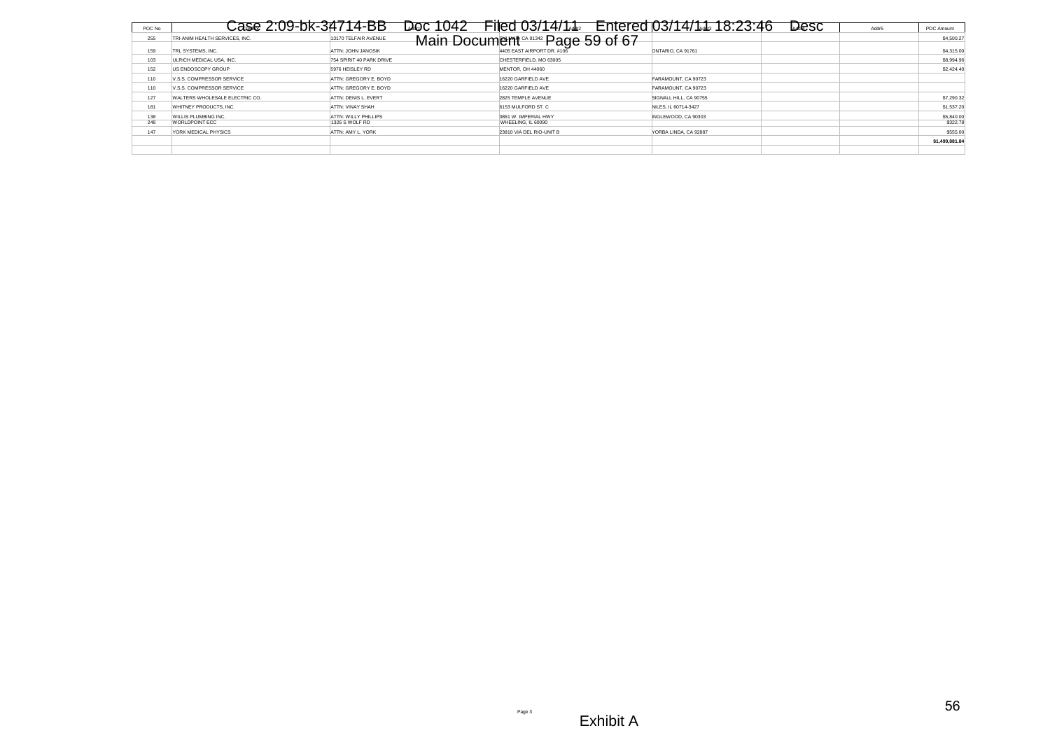| POC No | Name | Addr1 | Addr2 | Addr3 | Addr4 | Addr5 | POC Amount |
|---|---|---|---|---|---|---|---|
| 255 | TRI-ANIM HEALTH SERVICES, INC. | 13170 TELFAIR AVENUE | SYLMAR, CA 91342 | | | | $4,500.27 |
| 159 | TRL SYSTEMS, INC. | ATTN: JOHN JANOSIK | 4405 EAST AIRPORT DR. #106 | ONTARIO, CA 91761 | | | $4,315.00 |
| 103 | ULRICH MEDICAL USA, INC. | 754 SPIRIT 40 PARK DRIVE | CHESTERFIELD, MO 63005 | | | | $8,994.96 |
| 152 | US ENDOSCOPY GROUP | 5976 HEISLEY RD | MENTOR, OH 44060 | | | | $2,424.40 |
| 110 | V.S.S. COMPRESSOR SERVICE | ATTN: GREGORY E. BOYD | 16220 GARFIELD AVE | PARAMOUNT, CA 90723 | | | |
| 110 | V.S.S. COMPRESSOR SERVICE | ATTN: GREGORY E. BOYD | 16220 GARFIELD AVE | PARAMOUNT, CA 90723 | | | |
| 127 | WALTERS WHOLESALE ELECTRIC CO. | ATTN: DENIS L. EVERT | 2825 TEMPLE AVENUE | SIGNALL HILL, CA 90755 | | | $7,290.32 |
| 181 | WHITNEY PRODUCTS, INC. | ATTN: VINAY SHAH | 6153 MULFORD ST. C | NILES, IL 60714-3427 | | | $1,537.20 |
| 138 | WILLIS PLUMBING INC. | ATTN: WILLY PHILLIPS | 3861 W. IMPERIAL HWY | INGLEWOOD, CA 90303 | | | $5,840.00 |
| 248 | WORLDPOINT ECC | 1326 S WOLF RD | WHEELING, IL 60090 | | | | $322.78 |
| 147 | YORK MEDICAL PHYSICS | ATTN: AMY L. YORK | 23810 VIA DEL RIO-UNIT B | YORBA LINDA, CA 92887 | | | $555.00 |
| | | | | | | | $1,499,881.84 |
| | | | | | | | |

Exhibit A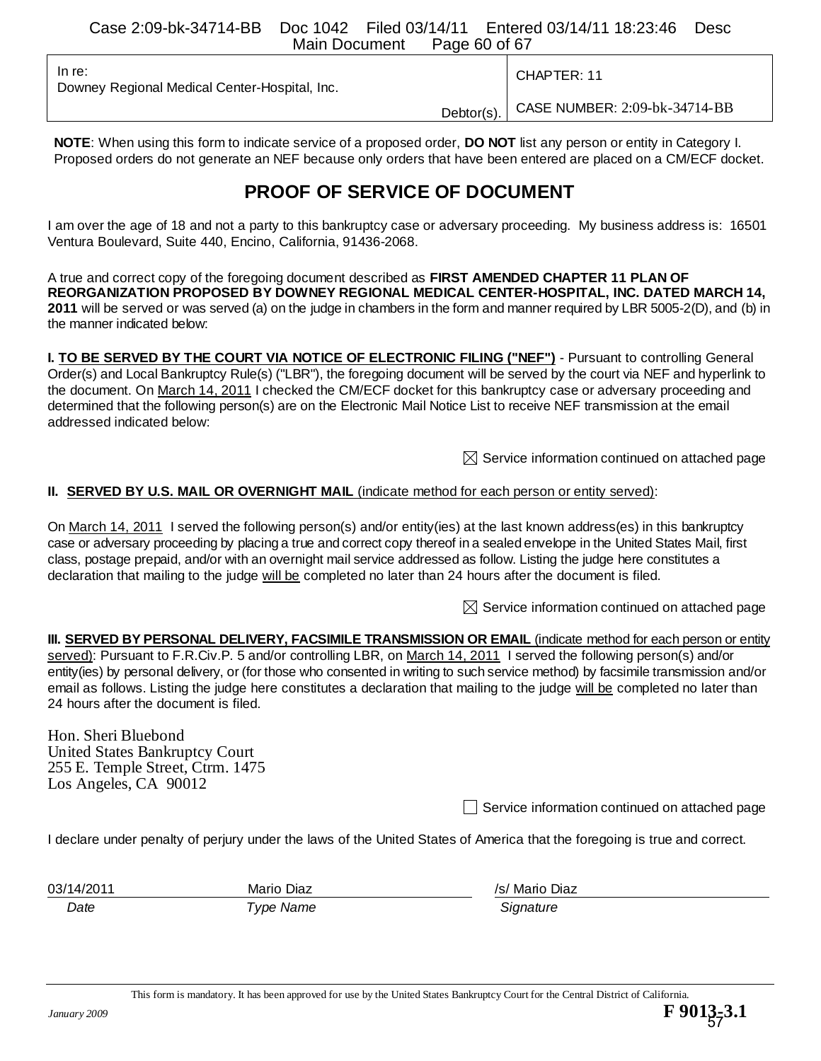| In re: Downey Regional Medical Center-Hospital, Inc. Debtor(s). | CHAPTER: 11 CASE NUMBER: 2:09-bk-34714-BB |
|---|---|

**NOTE**: When using this form to indicate service of a proposed order, **DO NOT** list any person or entity in Category I. Proposed orders do not generate an NEF because only orders that have been entered are placed on a CM/ECF docket.

# PROOF OF SERVICE OF DOCUMENT

I am over the age of 18 and not a party to this bankruptcy case or adversary proceeding. My business address is: 16501 Ventura Boulevard, Suite 440, Encino, California, 91436-2068.

A true and correct copy of the foregoing document described as **FIRST AMENDED CHAPTER 11 PLAN OF REORGANIZATION PROPOSED BY DOWNEY REGIONAL MEDICAL CENTER-HOSPITAL, INC. DATED MARCH 14, 2011** will be served or was served (a) on the judge in chambers in the form and manner required by LBR 5005-2(D), and (b) in the manner indicated below:

**I. TO BE SERVED BY THE COURT VIA NOTICE OF ELECTRONIC FILING ("NEF")** - Pursuant to controlling General Order(s) and Local Bankruptcy Rule(s) ("LBR"), the foregoing document will be served by the court via NEF and hyperlink to the document. On March 14, 2011 I checked the CM/ECF docket for this bankruptcy case or adversary proceeding and determined that the following person(s) are on the Electronic Mail Notice List to receive NEF transmission at the email addressed indicated below:

☒ Service information continued on attached page

**II. SERVED BY U.S. MAIL OR OVERNIGHT MAIL** (indicate method for each person or entity served):

On March 14, 2011 I served the following person(s) and/or entity(ies) at the last known address(es) in this bankruptcy case or adversary proceeding by placing a true and correct copy thereof in a sealed envelope in the United States Mail, first class, postage prepaid, and/or with an overnight mail service addressed as follow. Listing the judge here constitutes a declaration that mailing to the judge will be completed no later than 24 hours after the document is filed.

☒ Service information continued on attached page

**III. SERVED BY PERSONAL DELIVERY, FACSIMILE TRANSMISSION OR EMAIL** (indicate method for each person or entity served): Pursuant to F.R.Civ.P. 5 and/or controlling LBR, on March 14, 2011 I served the following person(s) and/or entity(ies) by personal delivery, or (for those who consented in writing to such service method) by facsimile transmission and/or email as follows. Listing the judge here constitutes a declaration that mailing to the judge will be completed no later than 24 hours after the document is filed.

Hon. Sheri Bluebond
United States Bankruptcy Court
255 E. Temple Street, Ctrm. 1475
Los Angeles, CA 90012

☐ Service information continued on attached page

I declare under penalty of perjury under the laws of the United States of America that the foregoing is true and correct.

| 03/14/2011 | Mario Diaz | /s/ Mario Diaz |
|---|---|---|
| *Date* | *Type Name* | *Signature* |

This form is mandatory. It has been approved for use by the United States Bankruptcy Court for the Central District of California.

*January 2009* **F 9013-3.1**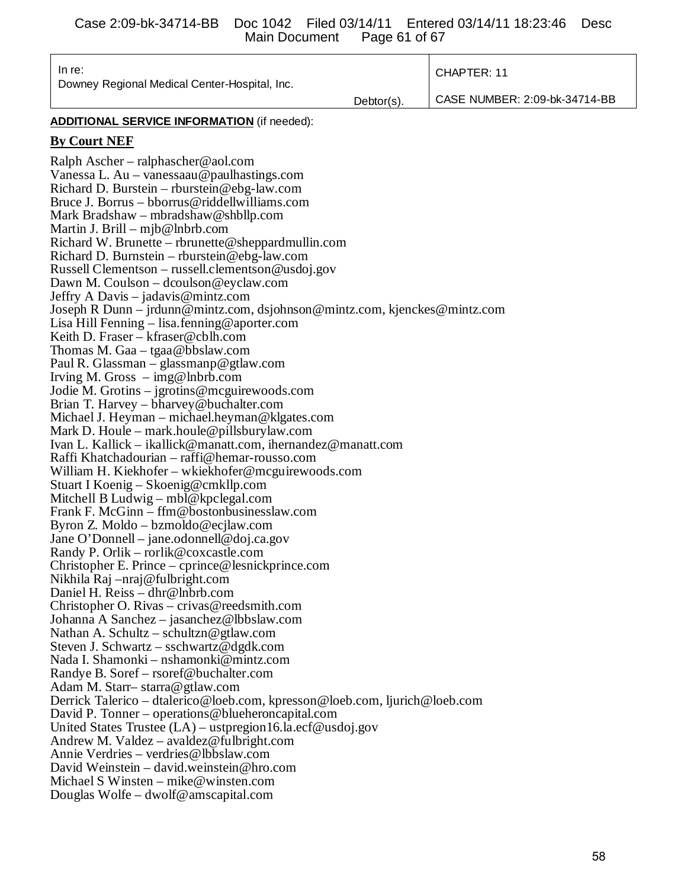| In re: Downey Regional Medical Center-Hospital, Inc. Debtor(s). | CHAPTER: 11 CASE NUMBER: 2:09-bk-34714-BB |
|---|---|

**ADDITIONAL SERVICE INFORMATION** (if needed):

**By Court NEF**

Ralph Ascher – ralphascher@aol.com
Vanessa L. Au – vanessaau@paulhastings.com
Richard D. Burstein – rburstein@ebg-law.com
Bruce J. Borrus – bborrus@riddellwilliams.com
Mark Bradshaw – mbradshaw@shbllp.com
Martin J. Brill – mjb@lnbrb.com
Richard W. Brunette – rbrunette@sheppardmullin.com
Richard D. Burnstein – rburstein@ebg-law.com
Russell Clementson – russell.clementson@usdoj.gov
Dawn M. Coulson – dcoulson@eyclaw.com
Jeffry A Davis – jadavis@mintz.com
Joseph R Dunn – jrdunn@mintz.com, dsjohnson@mintz.com, kjenckes@mintz.com
Lisa Hill Fenning – lisa.fenning@aporter.com
Keith D. Fraser – kfraser@cblh.com
Thomas M. Gaa – tgaa@bbslaw.com
Paul R. Glassman – glassmanp@gtlaw.com
Irving M. Gross – img@lnbrb.com
Jodie M. Grotins – jgrotins@mcguirewoods.com
Brian T. Harvey – bharvey@buchalter.com
Michael J. Heyman – michael.heyman@klgates.com
Mark D. Houle – mark.houle@pillsburylaw.com
Ivan L. Kallick – ikallick@manatt.com, ihernandez@manatt.com
Raffi Khatchadourian – raffi@hemar-rousso.com
William H. Kiekhofer – wkiekhofer@mcguirewoods.com
Stuart I Koenig – Skoenig@cmkllp.com
Mitchell B Ludwig – mbl@kpclegal.com
Frank F. McGinn – ffm@bostonbusinesslaw.com
Byron Z. Moldo – bzmoldo@ecjlaw.com
Jane O'Donnell – jane.odonnell@doj.ca.gov
Randy P. Orlik – rorlik@coxcastle.com
Christopher E. Prince – cprince@lesnickprince.com
Nikhila Raj –nraj@fulbright.com
Daniel H. Reiss – dhr@lnbrb.com
Christopher O. Rivas – crivas@reedsmith.com
Johanna A Sanchez – jasanchez@lbbslaw.com
Nathan A. Schultz – schultzn@gtlaw.com
Steven J. Schwartz – sschwartz@dgdk.com
Nada I. Shamonki – nshamonki@mintz.com
Randye B. Soref – rsoref@buchalter.com
Adam M. Starr– starra@gtlaw.com
Derrick Talerico – dtalerico@loeb.com, kpresson@loeb.com, ljurich@loeb.com
David P. Tonner – operations@blueheroncapital.com
United States Trustee (LA) – ustpregion16.la.ecf@usdoj.gov
Andrew M. Valdez – avaldez@fulbright.com
Annie Verdries – verdries@lbbslaw.com
David Weinstein – david.weinstein@hro.com
Michael S Winsten – mike@winsten.com
Douglas Wolfe – dwolf@amscapital.com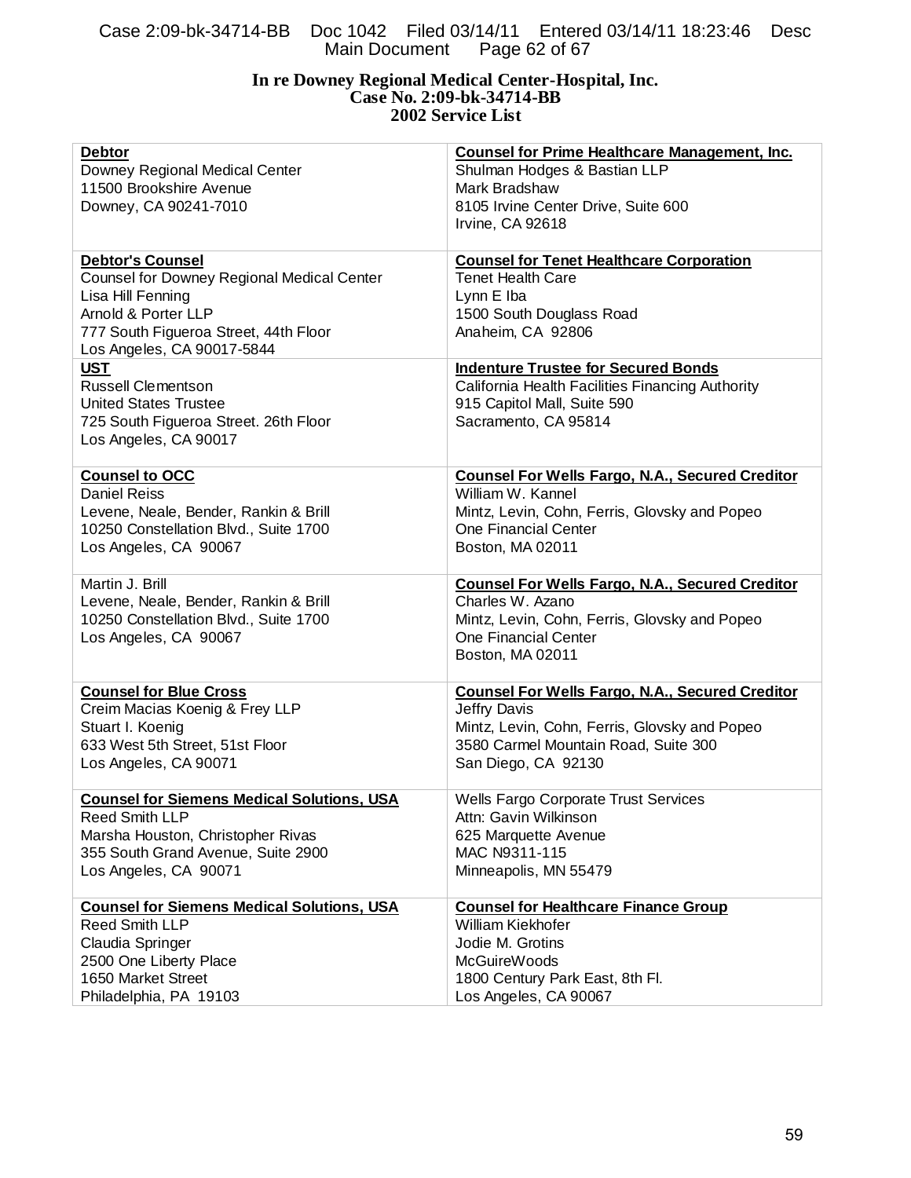**In re Downey Regional Medical Center-Hospital, Inc.**
**Case No. 2:09-bk-34714-BB**
**2002 Service List**

| | |
|---|---|
| **Debtor**<br>Downey Regional Medical Center<br>11500 Brookshire Avenue<br>Downey, CA 90241-7010 | **Counsel for Prime Healthcare Management, Inc.**<br>Shulman Hodges & Bastian LLP<br>Mark Bradshaw<br>8105 Irvine Center Drive, Suite 600<br>Irvine, CA 92618 |
| **Debtor's Counsel**<br>Counsel for Downey Regional Medical Center<br>Lisa Hill Fenning<br>Arnold & Porter LLP<br>777 South Figueroa Street, 44th Floor<br>Los Angeles, CA 90017-5844 | **Counsel for Tenet Healthcare Corporation**<br>Tenet Health Care<br>Lynn E Iba<br>1500 South Douglass Road<br>Anaheim, CA 92806 |
| **UST**<br>Russell Clementson<br>United States Trustee<br>725 South Figueroa Street. 26th Floor<br>Los Angeles, CA 90017 | **Indenture Trustee for Secured Bonds**<br>California Health Facilities Financing Authority<br>915 Capitol Mall, Suite 590<br>Sacramento, CA 95814 |
| **Counsel to OCC**<br>Daniel Reiss<br>Levene, Neale, Bender, Rankin & Brill<br>10250 Constellation Blvd., Suite 1700<br>Los Angeles, CA 90067 | **Counsel For Wells Fargo, N.A., Secured Creditor**<br>William W. Kannel<br>Mintz, Levin, Cohn, Ferris, Glovsky and Popeo<br>One Financial Center<br>Boston, MA 02011 |
| Martin J. Brill<br>Levene, Neale, Bender, Rankin & Brill<br>10250 Constellation Blvd., Suite 1700<br>Los Angeles, CA 90067 | **Counsel For Wells Fargo, N.A., Secured Creditor**<br>Charles W. Azano<br>Mintz, Levin, Cohn, Ferris, Glovsky and Popeo<br>One Financial Center<br>Boston, MA 02011 |
| **Counsel for Blue Cross**<br>Creim Macias Koenig & Frey LLP<br>Stuart I. Koenig<br>633 West 5th Street, 51st Floor<br>Los Angeles, CA 90071 | **Counsel For Wells Fargo, N.A., Secured Creditor**<br>Jeffry Davis<br>Mintz, Levin, Cohn, Ferris, Glovsky and Popeo<br>3580 Carmel Mountain Road, Suite 300<br>San Diego, CA 92130 |
| **Counsel for Siemens Medical Solutions, USA**<br>Reed Smith LLP<br>Marsha Houston, Christopher Rivas<br>355 South Grand Avenue, Suite 2900<br>Los Angeles, CA 90071 | Wells Fargo Corporate Trust Services<br>Attn: Gavin Wilkinson<br>625 Marquette Avenue<br>MAC N9311-115<br>Minneapolis, MN 55479 |
| **Counsel for Siemens Medical Solutions, USA**<br>Reed Smith LLP<br>Claudia Springer<br>2500 One Liberty Place<br>1650 Market Street<br>Philadelphia, PA 19103 | **Counsel for Healthcare Finance Group**<br>William Kiekhofer<br>Jodie M. Grotins<br>McGuireWoods<br>1800 Century Park East, 8th Fl.<br>Los Angeles, CA 90067 |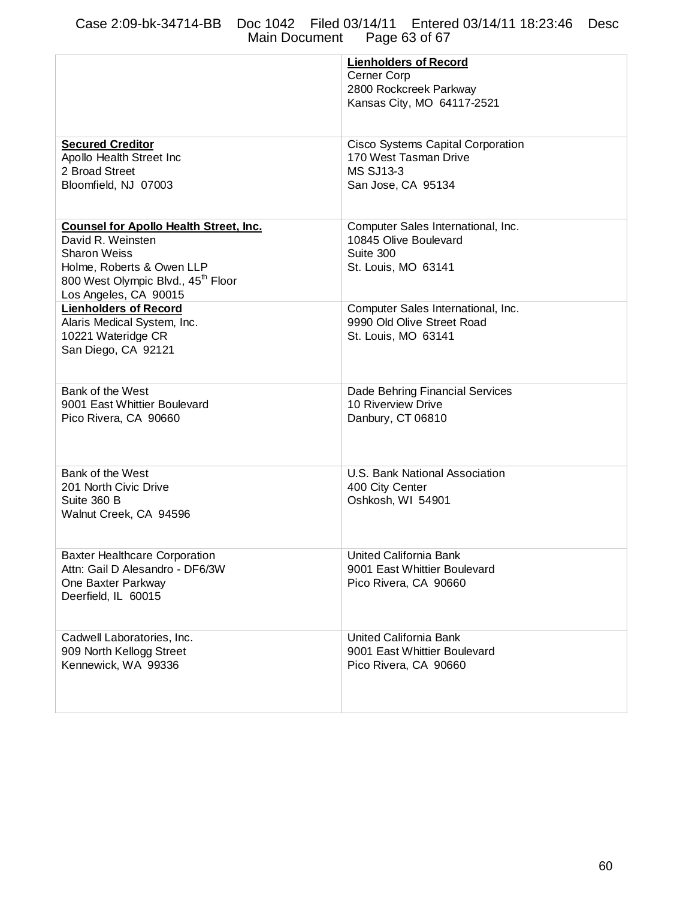| | |
|---|---|
| | **Lienholders of Record**<br>Cerner Corp<br>2800 Rockcreek Parkway<br>Kansas City, MO 64117-2521 |
| **Secured Creditor**<br>Apollo Health Street Inc<br>2 Broad Street<br>Bloomfield, NJ 07003 | Cisco Systems Capital Corporation<br>170 West Tasman Drive<br>MS SJ13-3<br>San Jose, CA 95134 |
| **Counsel for Apollo Health Street, Inc.**<br>David R. Weinsten<br>Sharon Weiss<br>Holme, Roberts & Owen LLP<br>800 West Olympic Blvd., 45th Floor<br>Los Angeles, CA 90015 | Computer Sales International, Inc.<br>10845 Olive Boulevard<br>Suite 300<br>St. Louis, MO 63141 |
| **Lienholders of Record**<br>Alaris Medical System, Inc.<br>10221 Wateridge CR<br>San Diego, CA 92121 | Computer Sales International, Inc.<br>9990 Old Olive Street Road<br>St. Louis, MO 63141 |
| Bank of the West<br>9001 East Whittier Boulevard<br>Pico Rivera, CA 90660 | Dade Behring Financial Services<br>10 Riverview Drive<br>Danbury, CT 06810 |
| Bank of the West<br>201 North Civic Drive<br>Suite 360 B<br>Walnut Creek, CA 94596 | U.S. Bank National Association<br>400 City Center<br>Oshkosh, WI 54901 |
| Baxter Healthcare Corporation<br>Attn: Gail D Alesandro - DF6/3W<br>One Baxter Parkway<br>Deerfield, IL 60015 | United California Bank<br>9001 East Whittier Boulevard<br>Pico Rivera, CA 90660 |
| Cadwell Laboratories, Inc.<br>909 North Kellogg Street<br>Kennewick, WA 99336 | United California Bank<br>9001 East Whittier Boulevard<br>Pico Rivera, CA 90660 |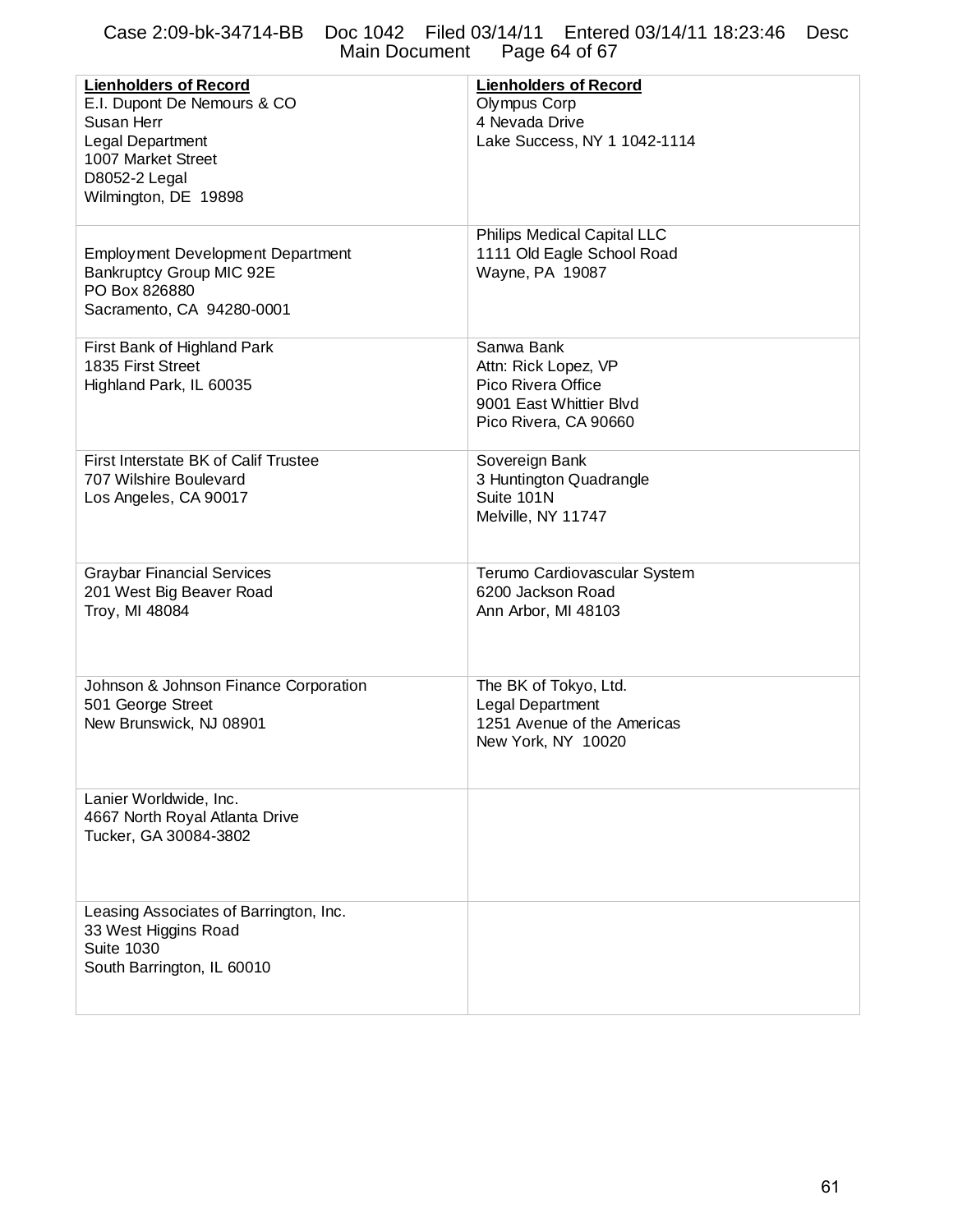| **Lienholders of Record** | **Lienholders of Record** |
|---|---|
| E.I. Dupont De Nemours & CO<br>Susan Herr<br>Legal Department<br>1007 Market Street<br>D8052-2 Legal<br>Wilmington, DE 19898 | Olympus Corp<br>4 Nevada Drive<br>Lake Success, NY 1 1042-1114 |
| Employment Development Department<br>Bankruptcy Group MIC 92E<br>PO Box 826880<br>Sacramento, CA 94280-0001 | Philips Medical Capital LLC<br>1111 Old Eagle School Road<br>Wayne, PA 19087 |
| First Bank of Highland Park<br>1835 First Street<br>Highland Park, IL 60035 | Sanwa Bank<br>Attn: Rick Lopez, VP<br>Pico Rivera Office<br>9001 East Whittier Blvd<br>Pico Rivera, CA 90660 |
| First Interstate BK of Calif Trustee<br>707 Wilshire Boulevard<br>Los Angeles, CA 90017 | Sovereign Bank<br>3 Huntington Quadrangle<br>Suite 101N<br>Melville, NY 11747 |
| Graybar Financial Services<br>201 West Big Beaver Road<br>Troy, MI 48084 | Terumo Cardiovascular System<br>6200 Jackson Road<br>Ann Arbor, MI 48103 |
| Johnson & Johnson Finance Corporation<br>501 George Street<br>New Brunswick, NJ 08901 | The BK of Tokyo, Ltd.<br>Legal Department<br>1251 Avenue of the Americas<br>New York, NY 10020 |
| Lanier Worldwide, Inc.<br>4667 North Royal Atlanta Drive<br>Tucker, GA 30084-3802 | |
| Leasing Associates of Barrington, Inc.<br>33 West Higgins Road<br>Suite 1030<br>South Barrington, IL 60010 | |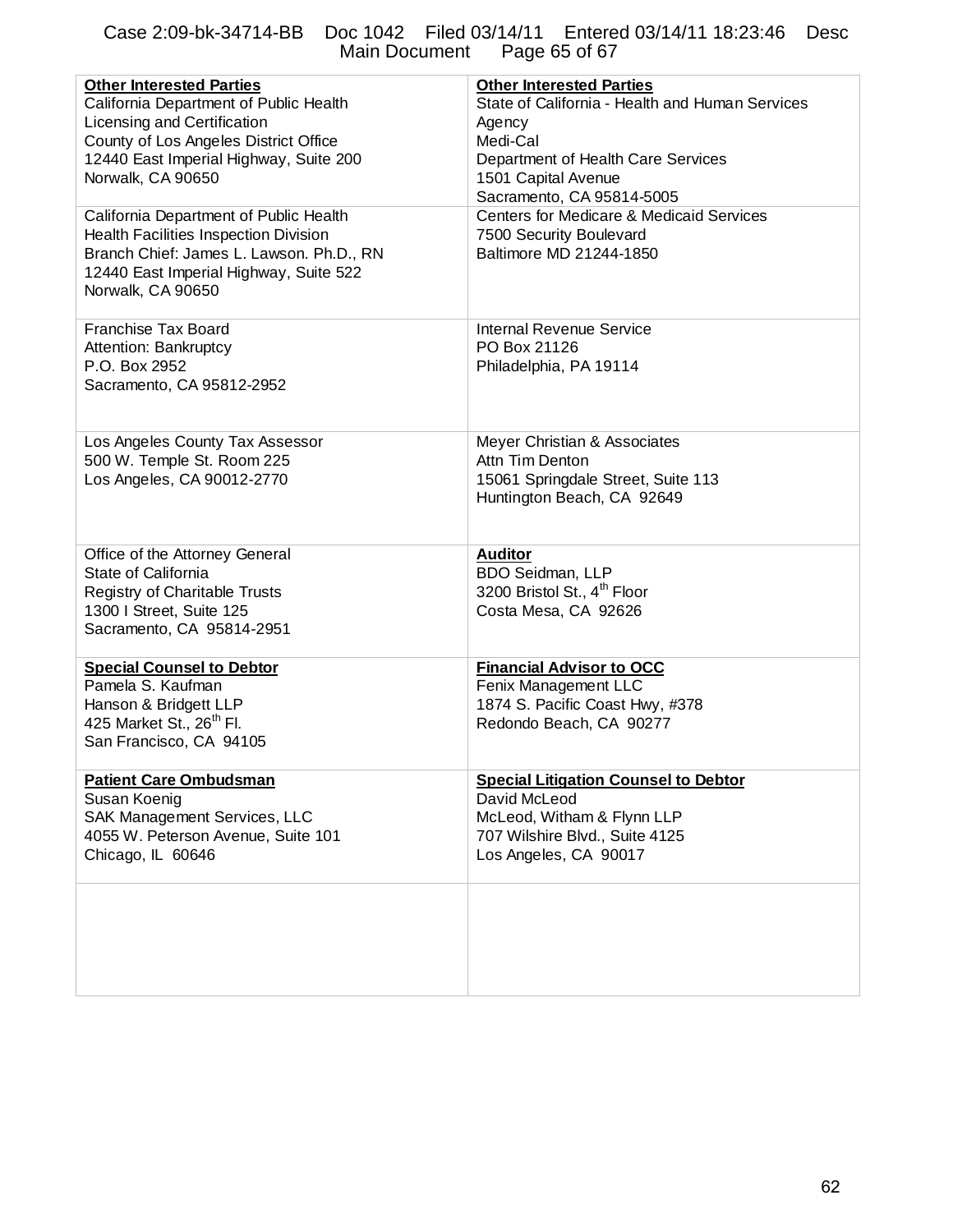| **Other Interested Parties**<br>California Department of Public Health<br>Licensing and Certification<br>County of Los Angeles District Office<br>12440 East Imperial Highway, Suite 200<br>Norwalk, CA 90650 | **Other Interested Parties**<br>State of California - Health and Human Services Agency<br>Medi-Cal<br>Department of Health Care Services<br>1501 Capital Avenue<br>Sacramento, CA 95814-5005 |
|---|---|
| California Department of Public Health<br>Health Facilities Inspection Division<br>Branch Chief: James L. Lawson. Ph.D., RN<br>12440 East Imperial Highway, Suite 522<br>Norwalk, CA 90650 | Centers for Medicare & Medicaid Services<br>7500 Security Boulevard<br>Baltimore MD 21244-1850 |
| Franchise Tax Board<br>Attention: Bankruptcy<br>P.O. Box 2952<br>Sacramento, CA 95812-2952 | Internal Revenue Service<br>PO Box 21126<br>Philadelphia, PA 19114 |
| Los Angeles County Tax Assessor<br>500 W. Temple St. Room 225<br>Los Angeles, CA 90012-2770 | Meyer Christian & Associates<br>Attn Tim Denton<br>15061 Springdale Street, Suite 113<br>Huntington Beach, CA 92649 |
| Office of the Attorney General<br>State of California<br>Registry of Charitable Trusts<br>1300 I Street, Suite 125<br>Sacramento, CA 95814-2951 | **Auditor**<br>BDO Seidman, LLP<br>3200 Bristol St., 4th Floor<br>Costa Mesa, CA 92626 |
| **Special Counsel to Debtor**<br>Pamela S. Kaufman<br>Hanson & Bridgett LLP<br>425 Market St., 26th Fl.<br>San Francisco, CA 94105 | **Financial Advisor to OCC**<br>Fenix Management LLC<br>1874 S. Pacific Coast Hwy, #378<br>Redondo Beach, CA 90277 |
| **Patient Care Ombudsman**<br>Susan Koenig<br>SAK Management Services, LLC<br>4055 W. Peterson Avenue, Suite 101<br>Chicago, IL 60646 | **Special Litigation Counsel to Debtor**<br>David McLeod<br>McLeod, Witham & Flynn LLP<br>707 Wilshire Blvd., Suite 4125<br>Los Angeles, CA 90017 |
| | |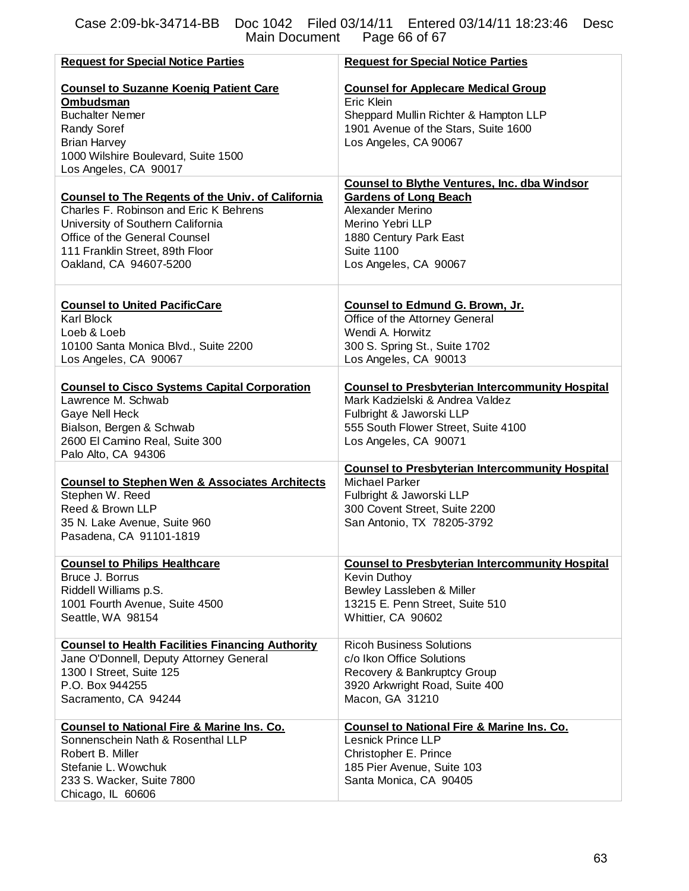| Request for Special Notice Parties | Request for Special Notice Parties |
|---|---|
| **Counsel to Suzanne Koenig Patient Care Ombudsman**<br>Buchalter Nemer<br>Randy Soref<br>Brian Harvey<br>1000 Wilshire Boulevard, Suite 1500<br>Los Angeles, CA 90017 | **Counsel for Applecare Medical Group**<br>Eric Klein<br>Sheppard Mullin Richter & Hampton LLP<br>1901 Avenue of the Stars, Suite 1600<br>Los Angeles, CA 90067 |
| **Counsel to The Regents of the Univ. of California**<br>Charles F. Robinson and Eric K Behrens<br>University of Southern California<br>Office of the General Counsel<br>111 Franklin Street, 89th Floor<br>Oakland, CA 94607-5200 | **Counsel to Blythe Ventures, Inc. dba Windsor Gardens of Long Beach**<br>Alexander Merino<br>Merino Yebri LLP<br>1880 Century Park East<br>Suite 1100<br>Los Angeles, CA 90067 |
| **Counsel to United PacificCare**<br>Karl Block<br>Loeb & Loeb<br>10100 Santa Monica Blvd., Suite 2200<br>Los Angeles, CA 90067 | **Counsel to Edmund G. Brown, Jr.**<br>Office of the Attorney General<br>Wendi A. Horwitz<br>300 S. Spring St., Suite 1702<br>Los Angeles, CA 90013 |
| **Counsel to Cisco Systems Capital Corporation**<br>Lawrence M. Schwab<br>Gaye Nell Heck<br>Bialson, Bergen & Schwab<br>2600 El Camino Real, Suite 300<br>Palo Alto, CA 94306 | **Counsel to Presbyterian Intercommunity Hospital**<br>Mark Kadzielski & Andrea Valdez<br>Fulbright & Jaworski LLP<br>555 South Flower Street, Suite 4100<br>Los Angeles, CA 90071 |
| **Counsel to Stephen Wen & Associates Architects**<br>Stephen W. Reed<br>Reed & Brown LLP<br>35 N. Lake Avenue, Suite 960<br>Pasadena, CA 91101-1819 | **Counsel to Presbyterian Intercommunity Hospital**<br>Michael Parker<br>Fulbright & Jaworski LLP<br>300 Covent Street, Suite 2200<br>San Antonio, TX 78205-3792 |
| **Counsel to Philips Healthcare**<br>Bruce J. Borrus<br>Riddell Williams p.S.<br>1001 Fourth Avenue, Suite 4500<br>Seattle, WA 98154 | **Counsel to Presbyterian Intercommunity Hospital**<br>Kevin Duthoy<br>Bewley Lassleben & Miller<br>13215 E. Penn Street, Suite 510<br>Whittier, CA 90602 |
| **Counsel to Health Facilities Financing Authority**<br>Jane O'Donnell, Deputy Attorney General<br>1300 I Street, Suite 125<br>P.O. Box 944255<br>Sacramento, CA 94244 | Ricoh Business Solutions<br>c/o Ikon Office Solutions<br>Recovery & Bankruptcy Group<br>3920 Arkwright Road, Suite 400<br>Macon, GA 31210 |
| **Counsel to National Fire & Marine Ins. Co.**<br>Sonnenschein Nath & Rosenthal LLP<br>Robert B. Miller<br>Stefanie L. Wowchuk<br>233 S. Wacker, Suite 7800<br>Chicago, IL 60606 | **Counsel to National Fire & Marine Ins. Co.**<br>Lesnick Prince LLP<br>Christopher E. Prince<br>185 Pier Avenue, Suite 103<br>Santa Monica, CA 90405 |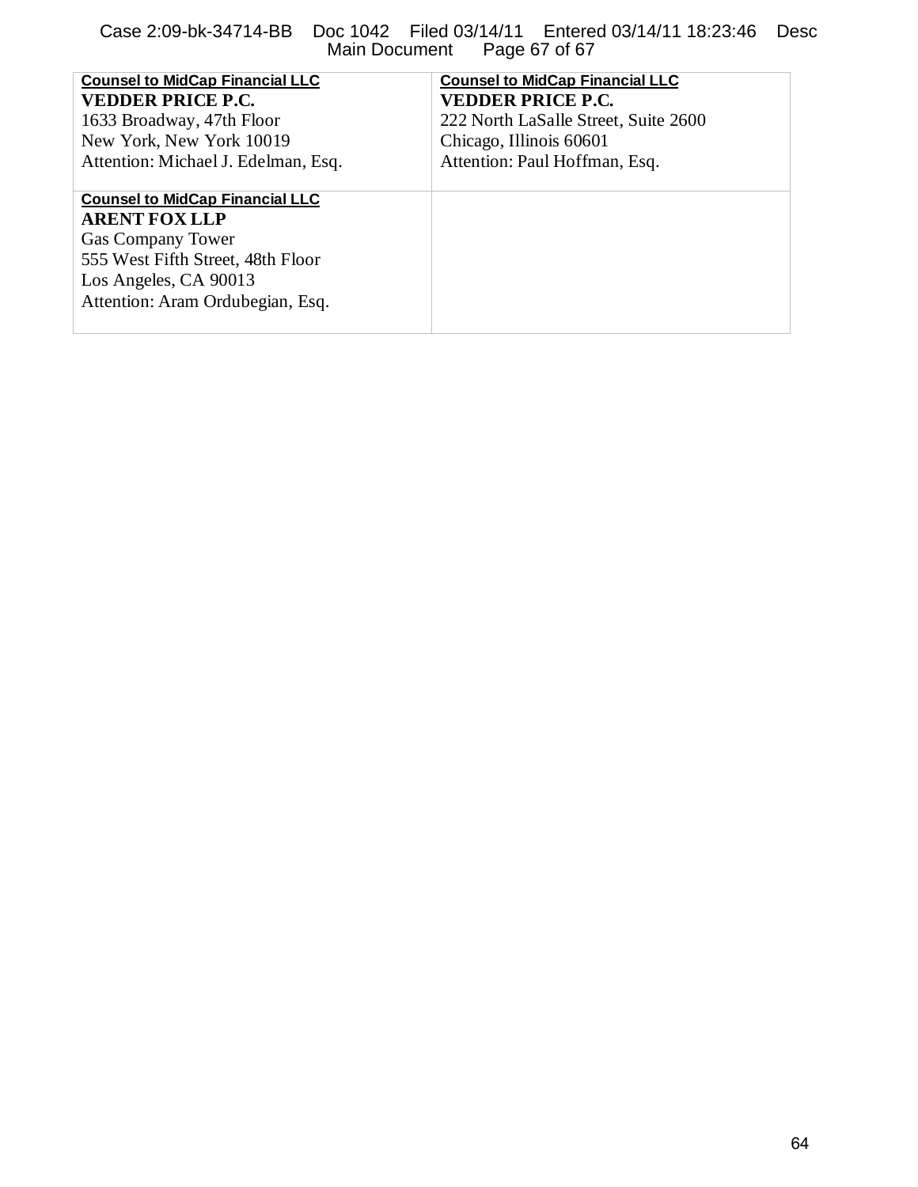| | |
|---|---|
| **Counsel to MidCap Financial LLC**<br>**VEDDER PRICE P.C.**<br>1633 Broadway, 47th Floor<br>New York, New York 10019<br>Attention: Michael J. Edelman, Esq. | **Counsel to MidCap Financial LLC**<br>**VEDDER PRICE P.C.**<br>222 North LaSalle Street, Suite 2600<br>Chicago, Illinois 60601<br>Attention: Paul Hoffman, Esq. |
| **Counsel to MidCap Financial LLC**<br>**ARENT FOX LLP**<br>Gas Company Tower<br>555 West Fifth Street, 48th Floor<br>Los Angeles, CA 90013<br>Attention: Aram Ordubegian, Esq. | |